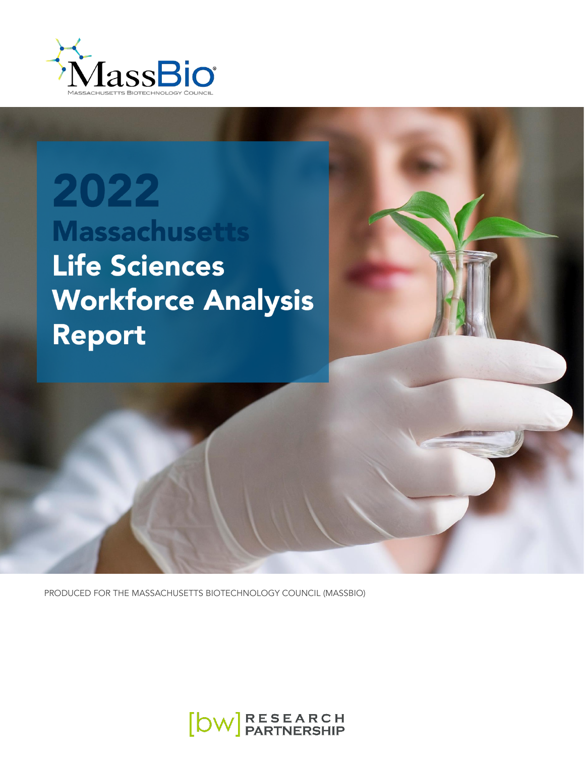MassBio®

MASSACHUSETTS BIOTECHNOLOGY COUNCIL

# 2022 Massachusetts Life Sciences Workforce Analysis Report

PRODUCED FOR THE MASSACHUSETTS BIOTECHNOLOGY COUNCIL (MASSBIO)

[bw] RESEARCH PARTNERSHIP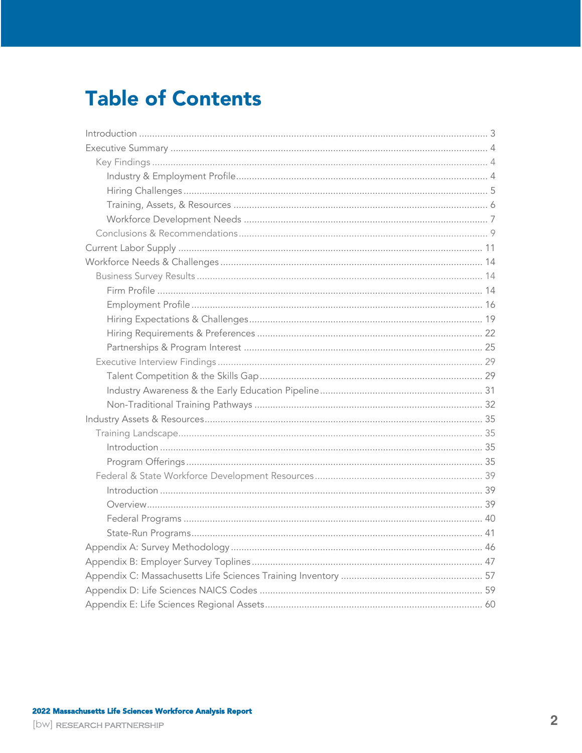# Table of Contents

- Introduction ... 3
- Executive Summary ... 4
  - Key Findings ... 4
    - Industry & Employment Profile ... 4
    - Hiring Challenges ... 5
    - Training, Assets, & Resources ... 6
    - Workforce Development Needs ... 7
  - Conclusions & Recommendations ... 9
- Current Labor Supply ... 11
- Workforce Needs & Challenges ... 14
  - Business Survey Results ... 14
    - Firm Profile ... 14
    - Employment Profile ... 16
    - Hiring Expectations & Challenges ... 19
    - Hiring Requirements & Preferences ... 22
    - Partnerships & Program Interest ... 25
  - Executive Interview Findings ... 29
    - Talent Competition & the Skills Gap ... 29
    - Industry Awareness & the Early Education Pipeline ... 31
    - Non-Traditional Training Pathways ... 32
- Industry Assets & Resources ... 35
  - Training Landscape ... 35
    - Introduction ... 35
    - Program Offerings ... 35
  - Federal & State Workforce Development Resources ... 39
    - Introduction ... 39
    - Overview ... 39
    - Federal Programs ... 40
    - State-Run Programs ... 41
- Appendix A: Survey Methodology ... 46
- Appendix B: Employer Survey Toplines ... 47
- Appendix C: Massachusetts Life Sciences Training Inventory ... 57
- Appendix D: Life Sciences NAICS Codes ... 59
- Appendix E: Life Sciences Regional Assets ... 60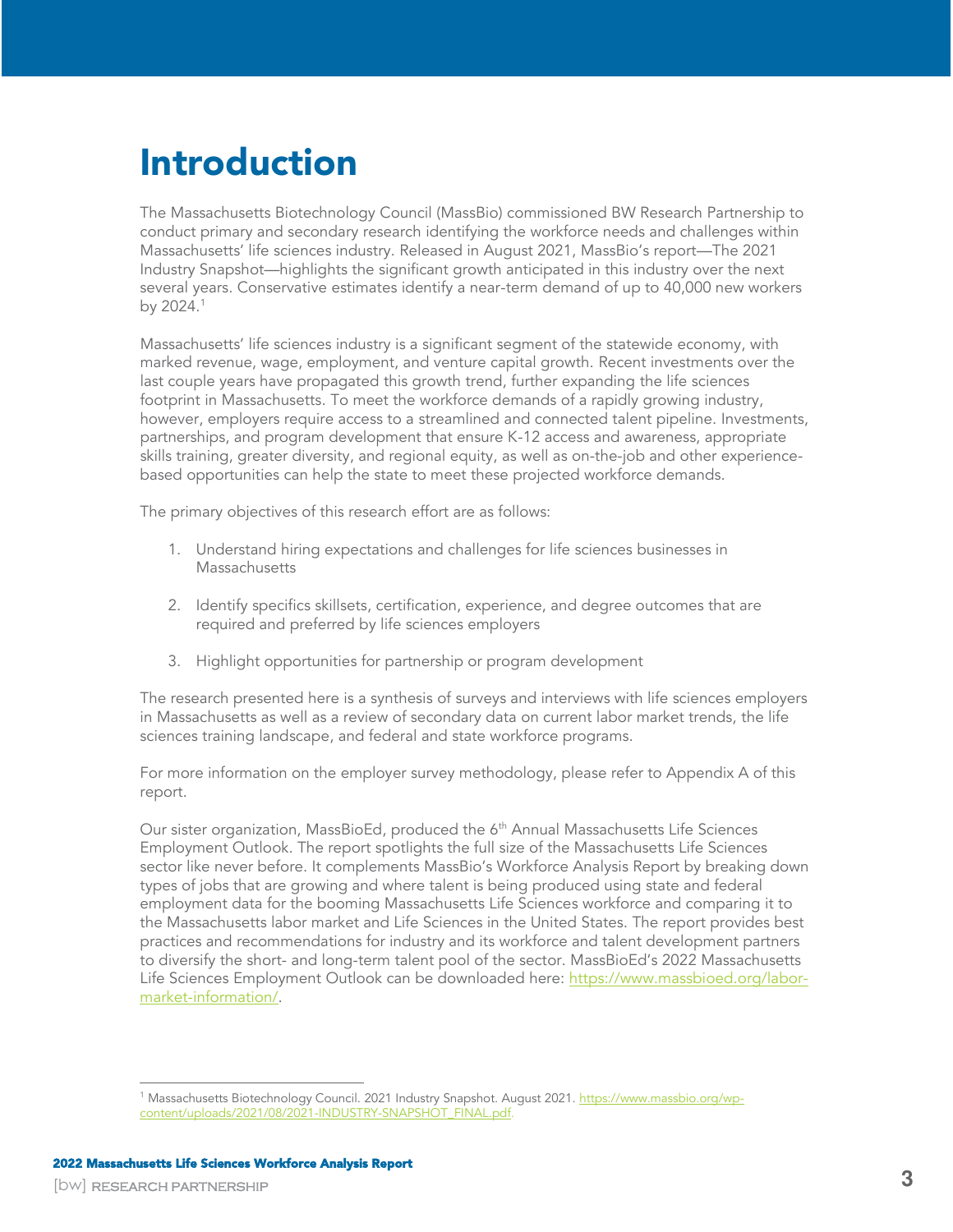# Introduction

The Massachusetts Biotechnology Council (MassBio) commissioned BW Research Partnership to conduct primary and secondary research identifying the workforce needs and challenges within Massachusetts' life sciences industry. Released in August 2021, MassBio's report—The 2021 Industry Snapshot—highlights the significant growth anticipated in this industry over the next several years. Conservative estimates identify a near-term demand of up to 40,000 new workers by 2024.[1]

Massachusetts' life sciences industry is a significant segment of the statewide economy, with marked revenue, wage, employment, and venture capital growth. Recent investments over the last couple years have propagated this growth trend, further expanding the life sciences footprint in Massachusetts. To meet the workforce demands of a rapidly growing industry, however, employers require access to a streamlined and connected talent pipeline. Investments, partnerships, and program development that ensure K-12 access and awareness, appropriate skills training, greater diversity, and regional equity, as well as on-the-job and other experience-based opportunities can help the state to meet these projected workforce demands.

The primary objectives of this research effort are as follows:

1. Understand hiring expectations and challenges for life sciences businesses in Massachusetts
2. Identify specifics skillsets, certification, experience, and degree outcomes that are required and preferred by life sciences employers
3. Highlight opportunities for partnership or program development

The research presented here is a synthesis of surveys and interviews with life sciences employers in Massachusetts as well as a review of secondary data on current labor market trends, the life sciences training landscape, and federal and state workforce programs.

For more information on the employer survey methodology, please refer to Appendix A of this report.

Our sister organization, MassBioEd, produced the 6th Annual Massachusetts Life Sciences Employment Outlook. The report spotlights the full size of the Massachusetts Life Sciences sector like never before. It complements MassBio's Workforce Analysis Report by breaking down types of jobs that are growing and where talent is being produced using state and federal employment data for the booming Massachusetts Life Sciences workforce and comparing it to the Massachusetts labor market and Life Sciences in the United States. The report provides best practices and recommendations for industry and its workforce and talent development partners to diversify the short- and long-term talent pool of the sector. MassBioEd's 2022 Massachusetts Life Sciences Employment Outlook can be downloaded here: https://www.massbioed.org/labor-market-information/.

---

[1] Massachusetts Biotechnology Council. 2021 Industry Snapshot. August 2021. https://www.massbio.org/wp-content/uploads/2021/08/2021-INDUSTRY-SNAPSHOT_FINAL.pdf.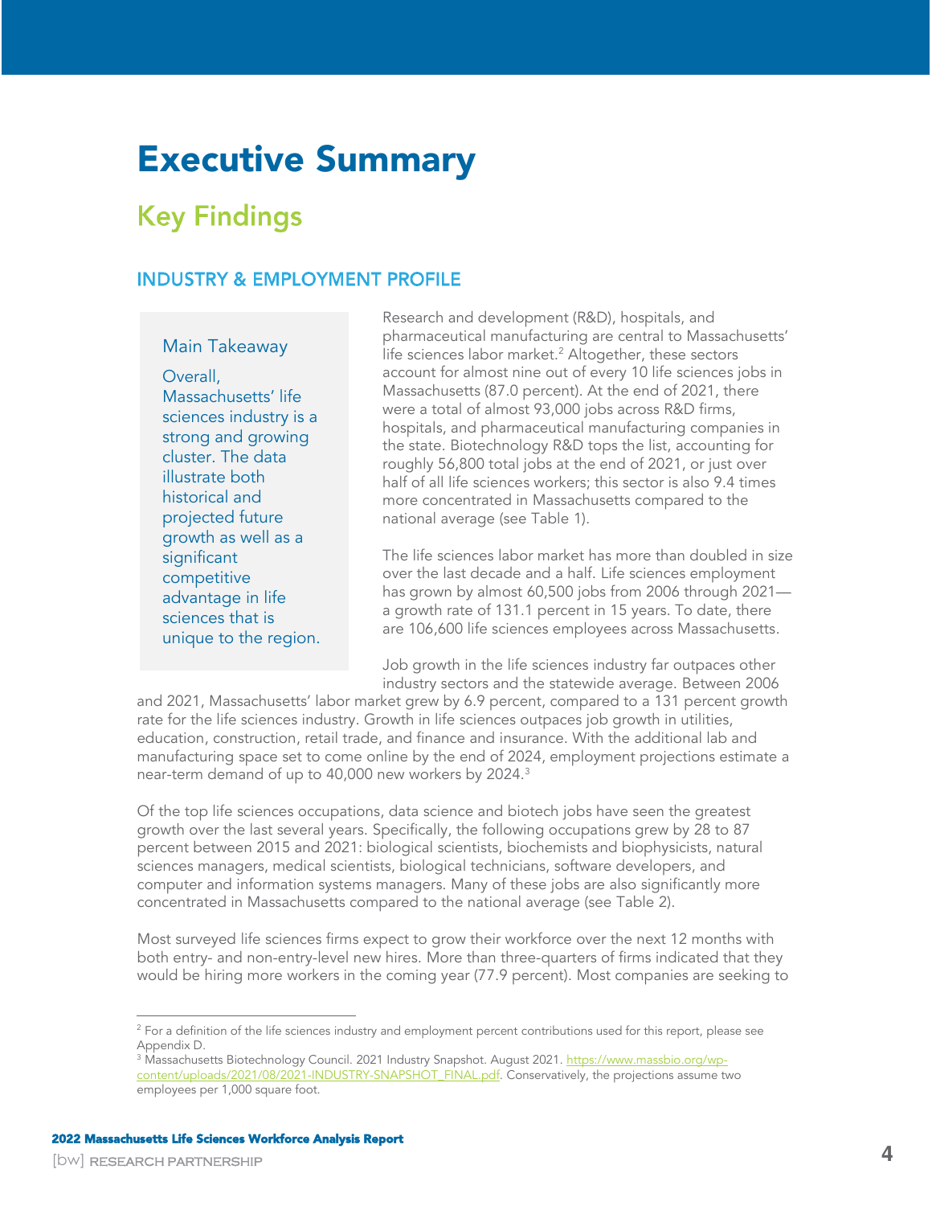# Executive Summary

## Key Findings

### INDUSTRY & EMPLOYMENT PROFILE

> **Main Takeaway**
>
> Overall, Massachusetts' life sciences industry is a strong and growing cluster. The data illustrate both historical and projected future growth as well as a significant competitive advantage in life sciences that is unique to the region.

Research and development (R&D), hospitals, and pharmaceutical manufacturing are central to Massachusetts' life sciences labor market.[2] Altogether, these sectors account for almost nine out of every 10 life sciences jobs in Massachusetts (87.0 percent). At the end of 2021, there were a total of almost 93,000 jobs across R&D firms, hospitals, and pharmaceutical manufacturing companies in the state. Biotechnology R&D tops the list, accounting for roughly 56,800 total jobs at the end of 2021, or just over half of all life sciences workers; this sector is also 9.4 times more concentrated in Massachusetts compared to the national average (see Table 1).

The life sciences labor market has more than doubled in size over the last decade and a half. Life sciences employment has grown by almost 60,500 jobs from 2006 through 2021—a growth rate of 131.1 percent in 15 years. To date, there are 106,600 life sciences employees across Massachusetts.

Job growth in the life sciences industry far outpaces other industry sectors and the statewide average. Between 2006 and 2021, Massachusetts' labor market grew by 6.9 percent, compared to a 131 percent growth rate for the life sciences industry. Growth in life sciences outpaces job growth in utilities, education, construction, retail trade, and finance and insurance. With the additional lab and manufacturing space set to come online by the end of 2024, employment projections estimate a near-term demand of up to 40,000 new workers by 2024.[3]

Of the top life sciences occupations, data science and biotech jobs have seen the greatest growth over the last several years. Specifically, the following occupations grew by 28 to 87 percent between 2015 and 2021: biological scientists, biochemists and biophysicists, natural sciences managers, medical scientists, biological technicians, software developers, and computer and information systems managers. Many of these jobs are also significantly more concentrated in Massachusetts compared to the national average (see Table 2).

Most surveyed life sciences firms expect to grow their workforce over the next 12 months with both entry- and non-entry-level new hires. More than three-quarters of firms indicated that they would be hiring more workers in the coming year (77.9 percent). Most companies are seeking to

---

[2] For a definition of the life sciences industry and employment percent contributions used for this report, please see Appendix D.

[3] Massachusetts Biotechnology Council. 2021 Industry Snapshot. August 2021. https://www.massbio.org/wp-content/uploads/2021/08/2021-INDUSTRY-SNAPSHOT_FINAL.pdf. Conservatively, the projections assume two employees per 1,000 square foot.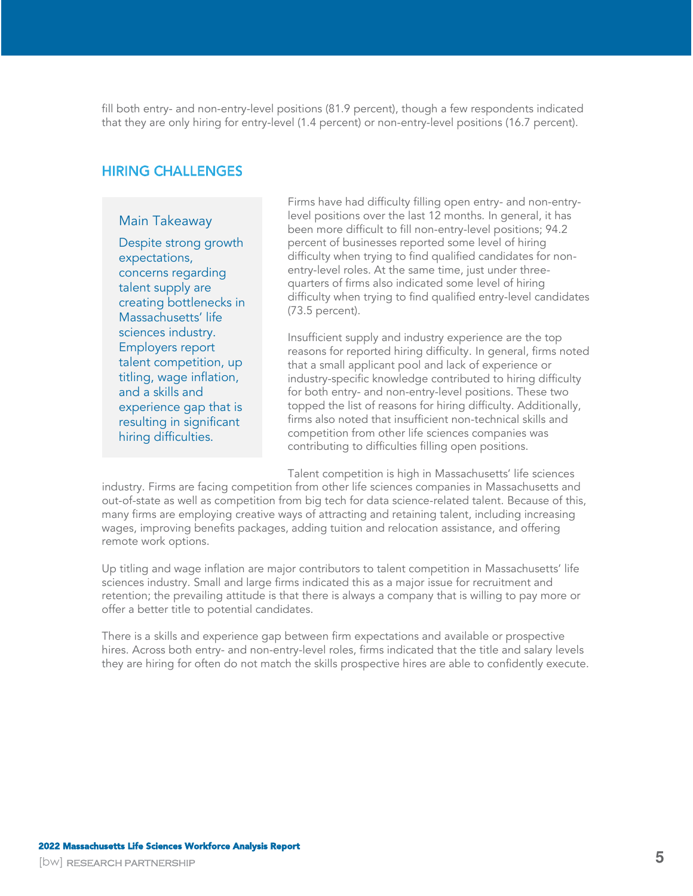fill both entry- and non-entry-level positions (81.9 percent), though a few respondents indicated that they are only hiring for entry-level (1.4 percent) or non-entry-level positions (16.7 percent).

## HIRING CHALLENGES

> **Main Takeaway**
>
> Despite strong growth expectations, concerns regarding talent supply are creating bottlenecks in Massachusetts' life sciences industry. Employers report talent competition, up titling, wage inflation, and a skills and experience gap that is resulting in significant hiring difficulties.

Firms have had difficulty filling open entry- and non-entry-level positions over the last 12 months. In general, it has been more difficult to fill non-entry-level positions; 94.2 percent of businesses reported some level of hiring difficulty when trying to find qualified candidates for non-entry-level roles. At the same time, just under three-quarters of firms also indicated some level of hiring difficulty when trying to find qualified entry-level candidates (73.5 percent).

Insufficient supply and industry experience are the top reasons for reported hiring difficulty. In general, firms noted that a small applicant pool and lack of experience or industry-specific knowledge contributed to hiring difficulty for both entry- and non-entry-level positions. These two topped the list of reasons for hiring difficulty. Additionally, firms also noted that insufficient non-technical skills and competition from other life sciences companies was contributing to difficulties filling open positions.

Talent competition is high in Massachusetts' life sciences industry. Firms are facing competition from other life sciences companies in Massachusetts and out-of-state as well as competition from big tech for data science-related talent. Because of this, many firms are employing creative ways of attracting and retaining talent, including increasing wages, improving benefits packages, adding tuition and relocation assistance, and offering remote work options.

Up titling and wage inflation are major contributors to talent competition in Massachusetts' life sciences industry. Small and large firms indicated this as a major issue for recruitment and retention; the prevailing attitude is that there is always a company that is willing to pay more or offer a better title to potential candidates.

There is a skills and experience gap between firm expectations and available or prospective hires. Across both entry- and non-entry-level roles, firms indicated that the title and salary levels they are hiring for often do not match the skills prospective hires are able to confidently execute.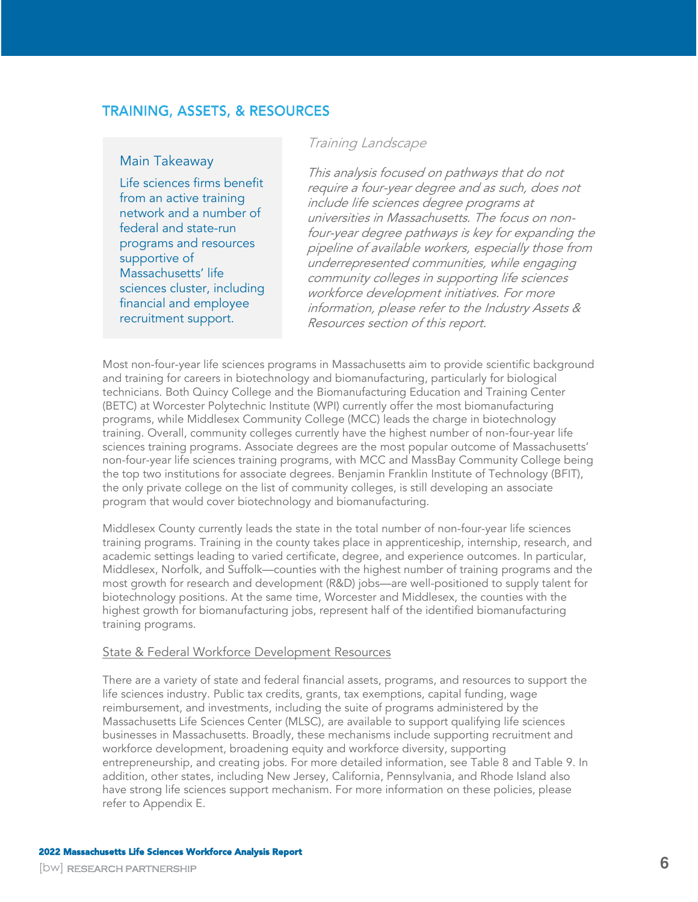## TRAINING, ASSETS, & RESOURCES

**Main Takeaway**

Life sciences firms benefit from an active training network and a number of federal and state-run programs and resources supportive of Massachusetts' life sciences cluster, including financial and employee recruitment support.

*Training Landscape*

*This analysis focused on pathways that do not require a four-year degree and as such, does not include life sciences degree programs at universities in Massachusetts. The focus on non-four-year degree pathways is key for expanding the pipeline of available workers, especially those from underrepresented communities, while engaging community colleges in supporting life sciences workforce development initiatives. For more information, please refer to the Industry Assets & Resources section of this report.*

Most non-four-year life sciences programs in Massachusetts aim to provide scientific background and training for careers in biotechnology and biomanufacturing, particularly for biological technicians. Both Quincy College and the Biomanufacturing Education and Training Center (BETC) at Worcester Polytechnic Institute (WPI) currently offer the most biomanufacturing programs, while Middlesex Community College (MCC) leads the charge in biotechnology training. Overall, community colleges currently have the highest number of non-four-year life sciences training programs. Associate degrees are the most popular outcome of Massachusetts' non-four-year life sciences training programs, with MCC and MassBay Community College being the top two institutions for associate degrees. Benjamin Franklin Institute of Technology (BFIT), the only private college on the list of community colleges, is still developing an associate program that would cover biotechnology and biomanufacturing.

Middlesex County currently leads the state in the total number of non-four-year life sciences training programs. Training in the county takes place in apprenticeship, internship, research, and academic settings leading to varied certificate, degree, and experience outcomes. In particular, Middlesex, Norfolk, and Suffolk—counties with the highest number of training programs and the most growth for research and development (R&D) jobs—are well-positioned to supply talent for biotechnology positions. At the same time, Worcester and Middlesex, the counties with the highest growth for biomanufacturing jobs, represent half of the identified biomanufacturing training programs.

### State & Federal Workforce Development Resources

There are a variety of state and federal financial assets, programs, and resources to support the life sciences industry. Public tax credits, grants, tax exemptions, capital funding, wage reimbursement, and investments, including the suite of programs administered by the Massachusetts Life Sciences Center (MLSC), are available to support qualifying life sciences businesses in Massachusetts. Broadly, these mechanisms include supporting recruitment and workforce development, broadening equity and workforce diversity, supporting entrepreneurship, and creating jobs. For more detailed information, see Table 8 and Table 9. In addition, other states, including New Jersey, California, Pennsylvania, and Rhode Island also have strong life sciences support mechanism. For more information on these policies, please refer to Appendix E.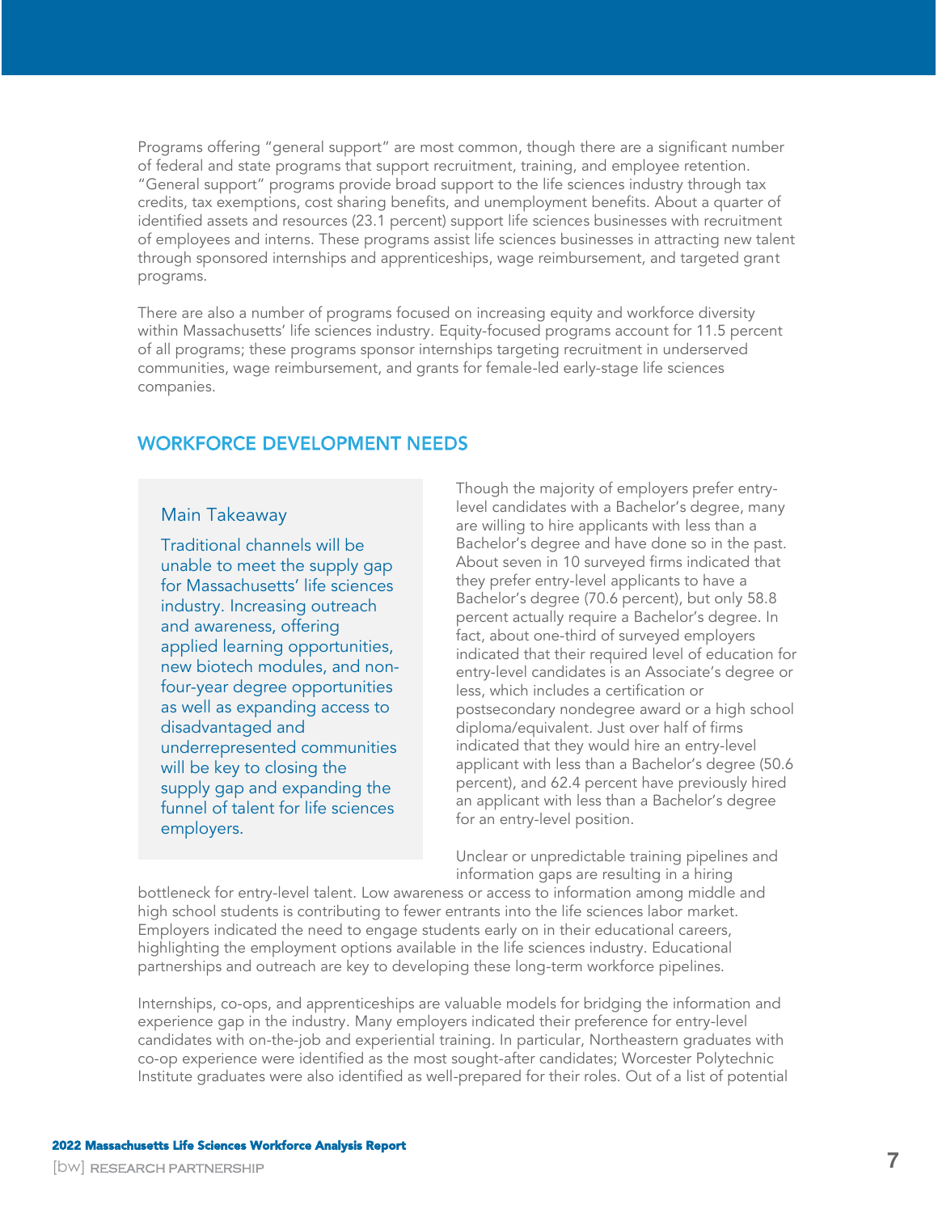Programs offering "general support" are most common, though there are a significant number of federal and state programs that support recruitment, training, and employee retention. "General support" programs provide broad support to the life sciences industry through tax credits, tax exemptions, cost sharing benefits, and unemployment benefits. About a quarter of identified assets and resources (23.1 percent) support life sciences businesses with recruitment of employees and interns. These programs assist life sciences businesses in attracting new talent through sponsored internships and apprenticeships, wage reimbursement, and targeted grant programs.

There are also a number of programs focused on increasing equity and workforce diversity within Massachusetts' life sciences industry. Equity-focused programs account for 11.5 percent of all programs; these programs sponsor internships targeting recruitment in underserved communities, wage reimbursement, and grants for female-led early-stage life sciences companies.

## WORKFORCE DEVELOPMENT NEEDS

> **Main Takeaway**
>
> Traditional channels will be unable to meet the supply gap for Massachusetts' life sciences industry. Increasing outreach and awareness, offering applied learning opportunities, new biotech modules, and non-four-year degree opportunities as well as expanding access to disadvantaged and underrepresented communities will be key to closing the supply gap and expanding the funnel of talent for life sciences employers.

Though the majority of employers prefer entry-level candidates with a Bachelor's degree, many are willing to hire applicants with less than a Bachelor's degree and have done so in the past. About seven in 10 surveyed firms indicated that they prefer entry-level applicants to have a Bachelor's degree (70.6 percent), but only 58.8 percent actually require a Bachelor's degree. In fact, about one-third of surveyed employers indicated that their required level of education for entry-level candidates is an Associate's degree or less, which includes a certification or postsecondary nondegree award or a high school diploma/equivalent. Just over half of firms indicated that they would hire an entry-level applicant with less than a Bachelor's degree (50.6 percent), and 62.4 percent have previously hired an applicant with less than a Bachelor's degree for an entry-level position.

Unclear or unpredictable training pipelines and information gaps are resulting in a hiring bottleneck for entry-level talent. Low awareness or access to information among middle and high school students is contributing to fewer entrants into the life sciences labor market. Employers indicated the need to engage students early on in their educational careers, highlighting the employment options available in the life sciences industry. Educational partnerships and outreach are key to developing these long-term workforce pipelines.

Internships, co-ops, and apprenticeships are valuable models for bridging the information and experience gap in the industry. Many employers indicated their preference for entry-level candidates with on-the-job and experiential training. In particular, Northeastern graduates with co-op experience were identified as the most sought-after candidates; Worcester Polytechnic Institute graduates were also identified as well-prepared for their roles. Out of a list of potential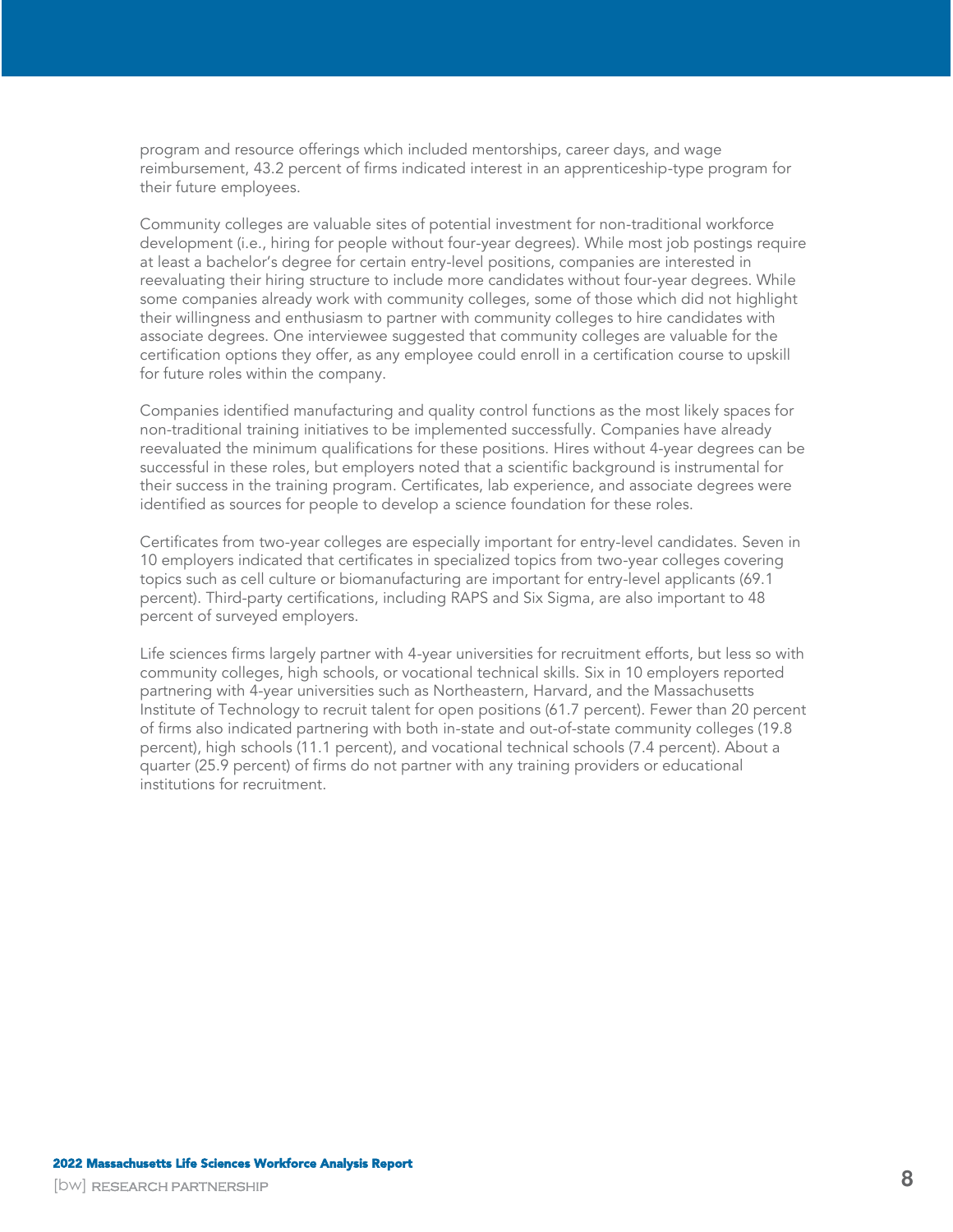program and resource offerings which included mentorships, career days, and wage reimbursement, 43.2 percent of firms indicated interest in an apprenticeship-type program for their future employees.

Community colleges are valuable sites of potential investment for non-traditional workforce development (i.e., hiring for people without four-year degrees). While most job postings require at least a bachelor's degree for certain entry-level positions, companies are interested in reevaluating their hiring structure to include more candidates without four-year degrees. While some companies already work with community colleges, some of those which did not highlight their willingness and enthusiasm to partner with community colleges to hire candidates with associate degrees. One interviewee suggested that community colleges are valuable for the certification options they offer, as any employee could enroll in a certification course to upskill for future roles within the company.

Companies identified manufacturing and quality control functions as the most likely spaces for non-traditional training initiatives to be implemented successfully. Companies have already reevaluated the minimum qualifications for these positions. Hires without 4-year degrees can be successful in these roles, but employers noted that a scientific background is instrumental for their success in the training program. Certificates, lab experience, and associate degrees were identified as sources for people to develop a science foundation for these roles.

Certificates from two-year colleges are especially important for entry-level candidates. Seven in 10 employers indicated that certificates in specialized topics from two-year colleges covering topics such as cell culture or biomanufacturing are important for entry-level applicants (69.1 percent). Third-party certifications, including RAPS and Six Sigma, are also important to 48 percent of surveyed employers.

Life sciences firms largely partner with 4-year universities for recruitment efforts, but less so with community colleges, high schools, or vocational technical skills. Six in 10 employers reported partnering with 4-year universities such as Northeastern, Harvard, and the Massachusetts Institute of Technology to recruit talent for open positions (61.7 percent). Fewer than 20 percent of firms also indicated partnering with both in-state and out-of-state community colleges (19.8 percent), high schools (11.1 percent), and vocational technical schools (7.4 percent). About a quarter (25.9 percent) of firms do not partner with any training providers or educational institutions for recruitment.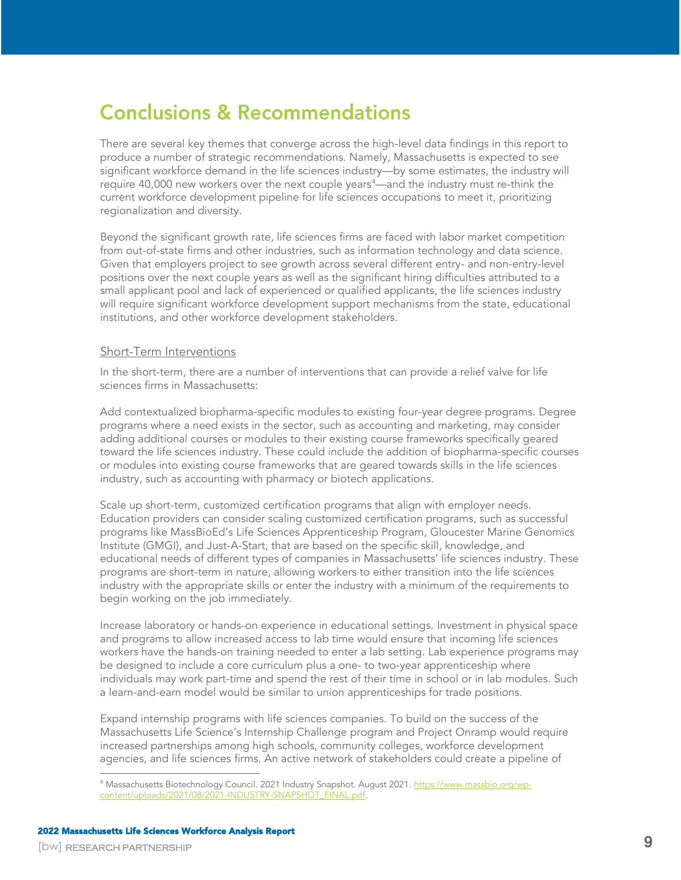## Conclusions & Recommendations

There are several key themes that converge across the high-level data findings in this report to produce a number of strategic recommendations. Namely, Massachusetts is expected to see significant workforce demand in the life sciences industry—by some estimates, the industry will require 40,000 new workers over the next couple years[4]—and the industry must re-think the current workforce development pipeline for life sciences occupations to meet it, prioritizing regionalization and diversity.

Beyond the significant growth rate, life sciences firms are faced with labor market competition from out-of-state firms and other industries, such as information technology and data science. Given that employers project to see growth across several different entry- and non-entry-level positions over the next couple years as well as the significant hiring difficulties attributed to a small applicant pool and lack of experienced or qualified applicants, the life sciences industry will require significant workforce development support mechanisms from the state, educational institutions, and other workforce development stakeholders.

### Short-Term Interventions

In the short-term, there are a number of interventions that can provide a relief valve for life sciences firms in Massachusetts:

Add contextualized biopharma-specific modules to existing four-year degree programs. Degree programs where a need exists in the sector, such as accounting and marketing, may consider adding additional courses or modules to their existing course frameworks specifically geared toward the life sciences industry. These could include the addition of biopharma-specific courses or modules into existing course frameworks that are geared towards skills in the life sciences industry, such as accounting with pharmacy or biotech applications.

Scale up short-term, customized certification programs that align with employer needs. Education providers can consider scaling customized certification programs, such as successful programs like MassBioEd's Life Sciences Apprenticeship Program, Gloucester Marine Genomics Institute (GMGI), and Just-A-Start, that are based on the specific skill, knowledge, and educational needs of different types of companies in Massachusetts' life sciences industry. These programs are short-term in nature, allowing workers to either transition into the life sciences industry with the appropriate skills or enter the industry with a minimum of the requirements to begin working on the job immediately.

Increase laboratory or hands-on experience in educational settings. Investment in physical space and programs to allow increased access to lab time would ensure that incoming life sciences workers have the hands-on training needed to enter a lab setting. Lab experience programs may be designed to include a core curriculum plus a one- to two-year apprenticeship where individuals may work part-time and spend the rest of their time in school or in lab modules. Such a learn-and-earn model would be similar to union apprenticeships for trade positions.

Expand internship programs with life sciences companies. To build on the success of the Massachusetts Life Science's Internship Challenge program and Project Onramp would require increased partnerships among high schools, community colleges, workforce development agencies, and life sciences firms. An active network of stakeholders could create a pipeline of

[4] Massachusetts Biotechnology Council. 2021 Industry Snapshot. August 2021. https://www.massbio.org/wp-content/uploads/2021/08/2021-INDUSTRY-SNAPSHOT_FINAL.pdf.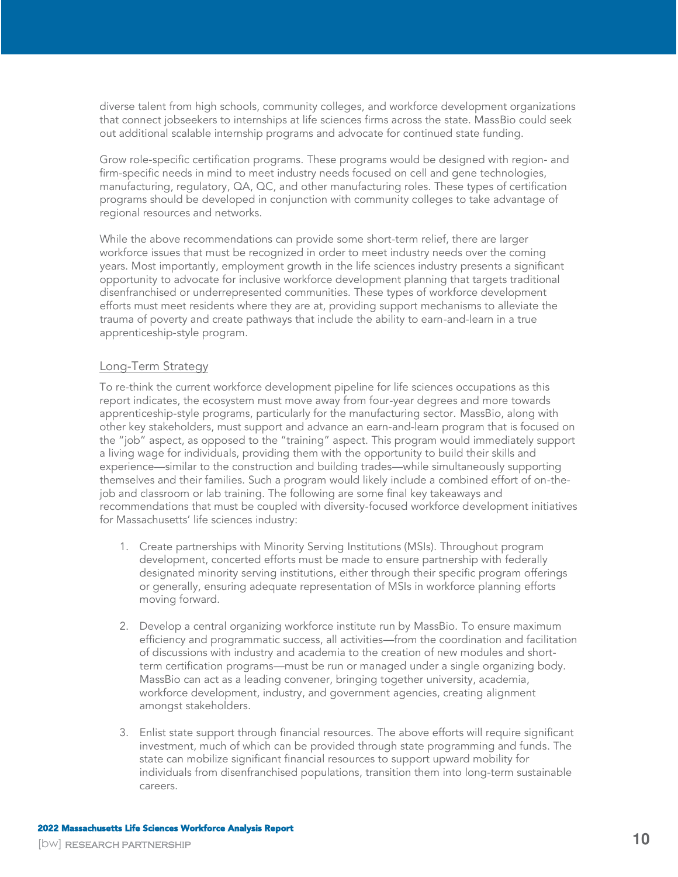diverse talent from high schools, community colleges, and workforce development organizations that connect jobseekers to internships at life sciences firms across the state. MassBio could seek out additional scalable internship programs and advocate for continued state funding.

Grow role-specific certification programs. These programs would be designed with region- and firm-specific needs in mind to meet industry needs focused on cell and gene technologies, manufacturing, regulatory, QA, QC, and other manufacturing roles. These types of certification programs should be developed in conjunction with community colleges to take advantage of regional resources and networks.

While the above recommendations can provide some short-term relief, there are larger workforce issues that must be recognized in order to meet industry needs over the coming years. Most importantly, employment growth in the life sciences industry presents a significant opportunity to advocate for inclusive workforce development planning that targets traditional disenfranchised or underrepresented communities. These types of workforce development efforts must meet residents where they are at, providing support mechanisms to alleviate the trauma of poverty and create pathways that include the ability to earn-and-learn in a true apprenticeship-style program.

## Long-Term Strategy

To re-think the current workforce development pipeline for life sciences occupations as this report indicates, the ecosystem must move away from four-year degrees and more towards apprenticeship-style programs, particularly for the manufacturing sector. MassBio, along with other key stakeholders, must support and advance an earn-and-learn program that is focused on the "job" aspect, as opposed to the "training" aspect. This program would immediately support a living wage for individuals, providing them with the opportunity to build their skills and experience—similar to the construction and building trades—while simultaneously supporting themselves and their families. Such a program would likely include a combined effort of on-the-job and classroom or lab training. The following are some final key takeaways and recommendations that must be coupled with diversity-focused workforce development initiatives for Massachusetts' life sciences industry:

1. Create partnerships with Minority Serving Institutions (MSIs). Throughout program development, concerted efforts must be made to ensure partnership with federally designated minority serving institutions, either through their specific program offerings or generally, ensuring adequate representation of MSIs in workforce planning efforts moving forward.

2. Develop a central organizing workforce institute run by MassBio. To ensure maximum efficiency and programmatic success, all activities—from the coordination and facilitation of discussions with industry and academia to the creation of new modules and short-term certification programs—must be run or managed under a single organizing body. MassBio can act as a leading convener, bringing together university, academia, workforce development, industry, and government agencies, creating alignment amongst stakeholders.

3. Enlist state support through financial resources. The above efforts will require significant investment, much of which can be provided through state programming and funds. The state can mobilize significant financial resources to support upward mobility for individuals from disenfranchised populations, transition them into long-term sustainable careers.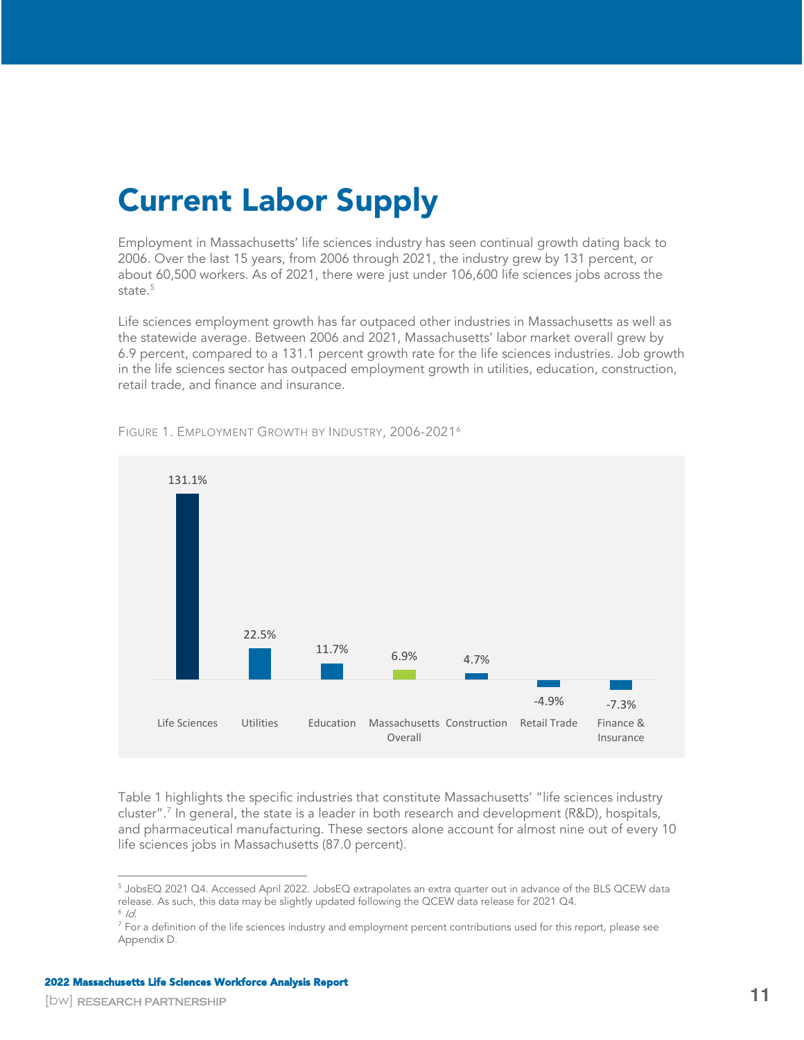# Current Labor Supply

Employment in Massachusetts' life sciences industry has seen continual growth dating back to 2006. Over the last 15 years, from 2006 through 2021, the industry grew by 131 percent, or about 60,500 workers. As of 2021, there were just under 106,600 life sciences jobs across the state.[5]

Life sciences employment growth has far outpaced other industries in Massachusetts as well as the statewide average. Between 2006 and 2021, Massachusetts' labor market overall grew by 6.9 percent, compared to a 131.1 percent growth rate for the life sciences industries. Job growth in the life sciences sector has outpaced employment growth in utilities, education, construction, retail trade, and finance and insurance.

FIGURE 1. EMPLOYMENT GROWTH BY INDUSTRY, 2006-2021[6]

| Industry | Employment Growth |
| --- | --- |
| Life Sciences | 131.1% |
| Utilities | 22.5% |
| Education | 11.7% |
| Massachusetts Overall | 6.9% |
| Construction | 4.7% |
| Retail Trade | -4.9% |
| Finance & Insurance | -7.3% |

Table 1 highlights the specific industries that constitute Massachusetts' "life sciences industry cluster".[7] In general, the state is a leader in both research and development (R&D), hospitals, and pharmaceutical manufacturing. These sectors alone account for almost nine out of every 10 life sciences jobs in Massachusetts (87.0 percent).

---

[5] JobsEQ 2021 Q4. Accessed April 2022. JobsEQ extrapolates an extra quarter out in advance of the BLS QCEW data release. As such, this data may be slightly updated following the QCEW data release for 2021 Q4.

[6] *Id.*

[7] For a definition of the life sciences industry and employment percent contributions used for this report, please see Appendix D.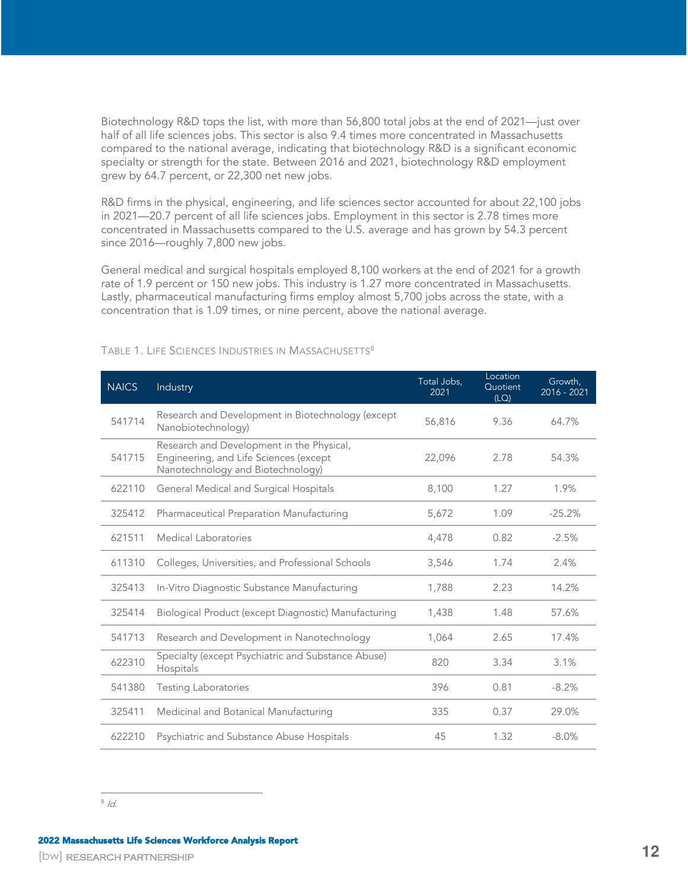Biotechnology R&D tops the list, with more than 56,800 total jobs at the end of 2021—just over half of all life sciences jobs. This sector is also 9.4 times more concentrated in Massachusetts compared to the national average, indicating that biotechnology R&D is a significant economic specialty or strength for the state. Between 2016 and 2021, biotechnology R&D employment grew by 64.7 percent, or 22,300 net new jobs.

R&D firms in the physical, engineering, and life sciences sector accounted for about 22,100 jobs in 2021—20.7 percent of all life sciences jobs. Employment in this sector is 2.78 times more concentrated in Massachusetts compared to the U.S. average and has grown by 54.3 percent since 2016—roughly 7,800 new jobs.

General medical and surgical hospitals employed 8,100 workers at the end of 2021 for a growth rate of 1.9 percent or 150 new jobs. This industry is 1.27 more concentrated in Massachusetts. Lastly, pharmaceutical manufacturing firms employ almost 5,700 jobs across the state, with a concentration that is 1.09 times, or nine percent, above the national average.

TABLE 1. LIFE SCIENCES INDUSTRIES IN MASSACHUSETTS[8]

| NAICS | Industry | Total Jobs, 2021 | Location Quotient (LQ) | Growth, 2016 - 2021 |
|---|---|---|---|---|
| 541714 | Research and Development in Biotechnology (except Nanobiotechnology) | 56,816 | 9.36 | 64.7% |
| 541715 | Research and Development in the Physical, Engineering, and Life Sciences (except Nanotechnology and Biotechnology) | 22,096 | 2.78 | 54.3% |
| 622110 | General Medical and Surgical Hospitals | 8,100 | 1.27 | 1.9% |
| 325412 | Pharmaceutical Preparation Manufacturing | 5,672 | 1.09 | -25.2% |
| 621511 | Medical Laboratories | 4,478 | 0.82 | -2.5% |
| 611310 | Colleges, Universities, and Professional Schools | 3,546 | 1.74 | 2.4% |
| 325413 | In-Vitro Diagnostic Substance Manufacturing | 1,788 | 2.23 | 14.2% |
| 325414 | Biological Product (except Diagnostic) Manufacturing | 1,438 | 1.48 | 57.6% |
| 541713 | Research and Development in Nanotechnology | 1,064 | 2.65 | 17.4% |
| 622310 | Specialty (except Psychiatric and Substance Abuse) Hospitals | 820 | 3.34 | 3.1% |
| 541380 | Testing Laboratories | 396 | 0.81 | -8.2% |
| 325411 | Medicinal and Botanical Manufacturing | 335 | 0.37 | 29.0% |
| 622210 | Psychiatric and Substance Abuse Hospitals | 45 | 1.32 | -8.0% |

[8] *Id.*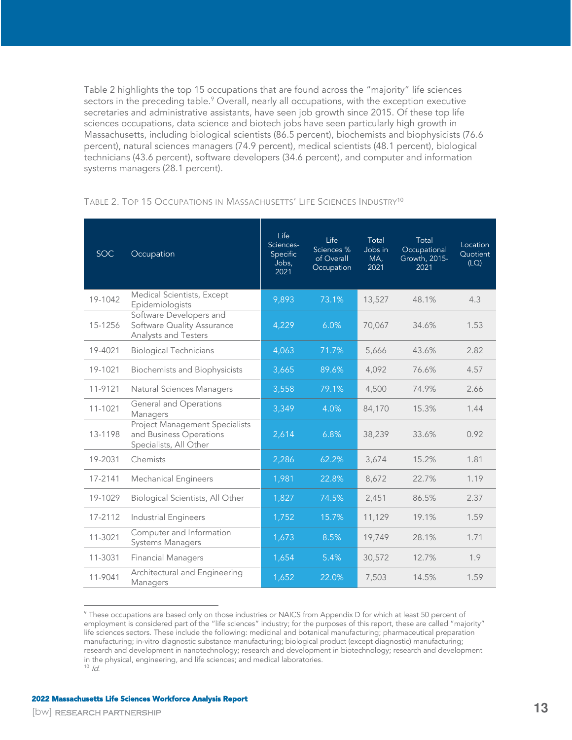Table 2 highlights the top 15 occupations that are found across the "majority" life sciences sectors in the preceding table.[9] Overall, nearly all occupations, with the exception executive secretaries and administrative assistants, have seen job growth since 2015. Of these top life sciences occupations, data science and biotech jobs have seen particularly high growth in Massachusetts, including biological scientists (86.5 percent), biochemists and biophysicists (76.6 percent), natural sciences managers (74.9 percent), medical scientists (48.1 percent), biological technicians (43.6 percent), software developers (34.6 percent), and computer and information systems managers (28.1 percent).

TABLE 2. TOP 15 OCCUPATIONS IN MASSACHUSETTS' LIFE SCIENCES INDUSTRY[10]

| SOC | Occupation | Life Sciences-Specific Jobs, 2021 | Life Sciences % of Overall Occupation | Total Jobs in MA, 2021 | Total Occupational Growth, 2015-2021 | Location Quotient (LQ) |
|---|---|---|---|---|---|---|
| 19-1042 | Medical Scientists, Except Epidemiologists | 9,893 | 73.1% | 13,527 | 48.1% | 4.3 |
| 15-1256 | Software Developers and Software Quality Assurance Analysts and Testers | 4,229 | 6.0% | 70,067 | 34.6% | 1.53 |
| 19-4021 | Biological Technicians | 4,063 | 71.7% | 5,666 | 43.6% | 2.82 |
| 19-1021 | Biochemists and Biophysicists | 3,665 | 89.6% | 4,092 | 76.6% | 4.57 |
| 11-9121 | Natural Sciences Managers | 3,558 | 79.1% | 4,500 | 74.9% | 2.66 |
| 11-1021 | General and Operations Managers | 3,349 | 4.0% | 84,170 | 15.3% | 1.44 |
| 13-1198 | Project Management Specialists and Business Operations Specialists, All Other | 2,614 | 6.8% | 38,239 | 33.6% | 0.92 |
| 19-2031 | Chemists | 2,286 | 62.2% | 3,674 | 15.2% | 1.81 |
| 17-2141 | Mechanical Engineers | 1,981 | 22.8% | 8,672 | 22.7% | 1.19 |
| 19-1029 | Biological Scientists, All Other | 1,827 | 74.5% | 2,451 | 86.5% | 2.37 |
| 17-2112 | Industrial Engineers | 1,752 | 15.7% | 11,129 | 19.1% | 1.59 |
| 11-3021 | Computer and Information Systems Managers | 1,673 | 8.5% | 19,749 | 28.1% | 1.71 |
| 11-3031 | Financial Managers | 1,654 | 5.4% | 30,572 | 12.7% | 1.9 |
| 11-9041 | Architectural and Engineering Managers | 1,652 | 22.0% | 7,503 | 14.5% | 1.59 |

[9] These occupations are based only on those industries or NAICS from Appendix D for which at least 50 percent of employment is considered part of the "life sciences" industry; for the purposes of this report, these are called "majority" life sciences sectors. These include the following: medicinal and botanical manufacturing; pharmaceutical preparation manufacturing; in-vitro diagnostic substance manufacturing; biological product (except diagnostic) manufacturing; research and development in nanotechnology; research and development in biotechnology; research and development in the physical, engineering, and life sciences; and medical laboratories.

[10] *Id.*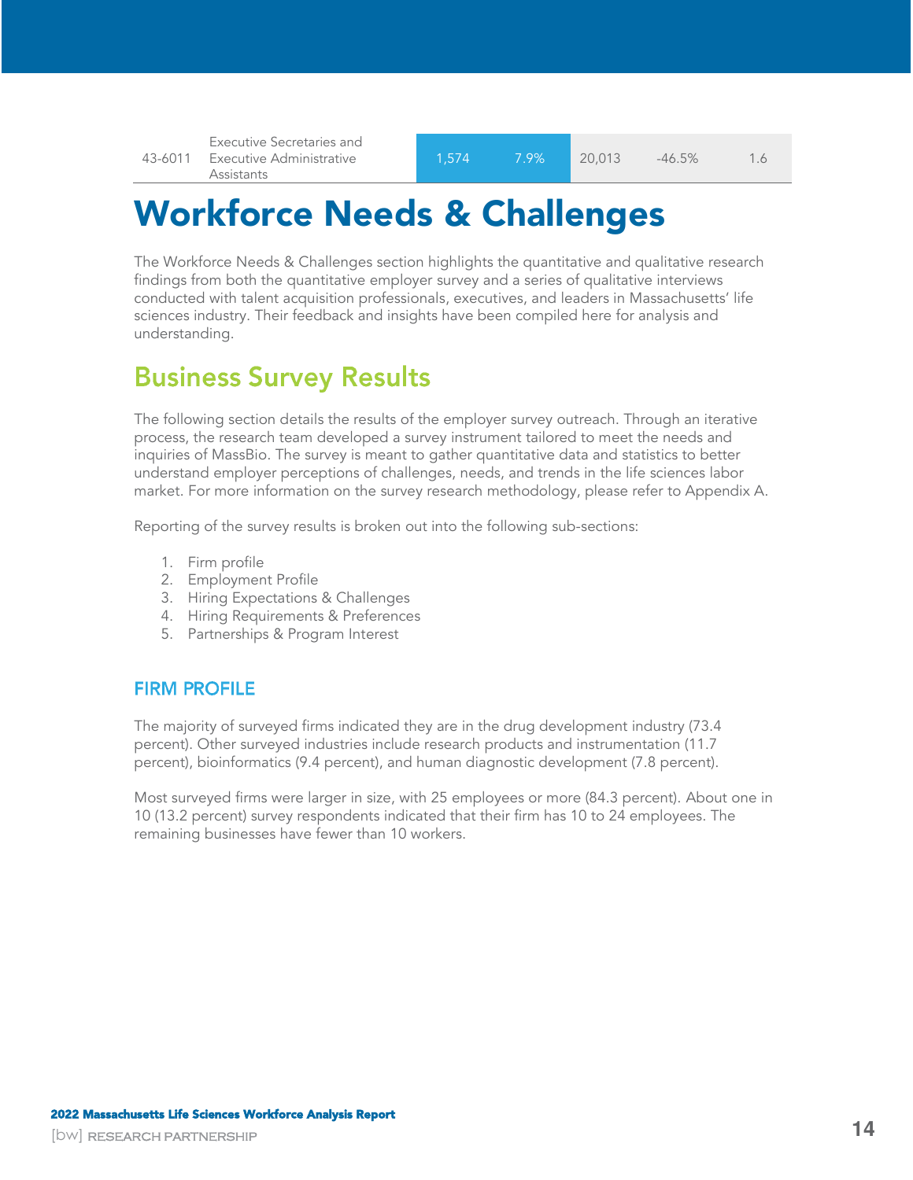| | | | | | | |
|---|---|---|---|---|---|---|
| 43-6011 | Executive Secretaries and Executive Administrative Assistants | 1,574 | 7.9% | 20,013 | -46.5% | 1.6 |

# Workforce Needs & Challenges

The Workforce Needs & Challenges section highlights the quantitative and qualitative research findings from both the quantitative employer survey and a series of qualitative interviews conducted with talent acquisition professionals, executives, and leaders in Massachusetts' life sciences industry. Their feedback and insights have been compiled here for analysis and understanding.

## Business Survey Results

The following section details the results of the employer survey outreach. Through an iterative process, the research team developed a survey instrument tailored to meet the needs and inquiries of MassBio. The survey is meant to gather quantitative data and statistics to better understand employer perceptions of challenges, needs, and trends in the life sciences labor market. For more information on the survey research methodology, please refer to Appendix A.

Reporting of the survey results is broken out into the following sub-sections:

1. Firm profile
2. Employment Profile
3. Hiring Expectations & Challenges
4. Hiring Requirements & Preferences
5. Partnerships & Program Interest

### FIRM PROFILE

The majority of surveyed firms indicated they are in the drug development industry (73.4 percent). Other surveyed industries include research products and instrumentation (11.7 percent), bioinformatics (9.4 percent), and human diagnostic development (7.8 percent).

Most surveyed firms were larger in size, with 25 employees or more (84.3 percent). About one in 10 (13.2 percent) survey respondents indicated that their firm has 10 to 24 employees. The remaining businesses have fewer than 10 workers.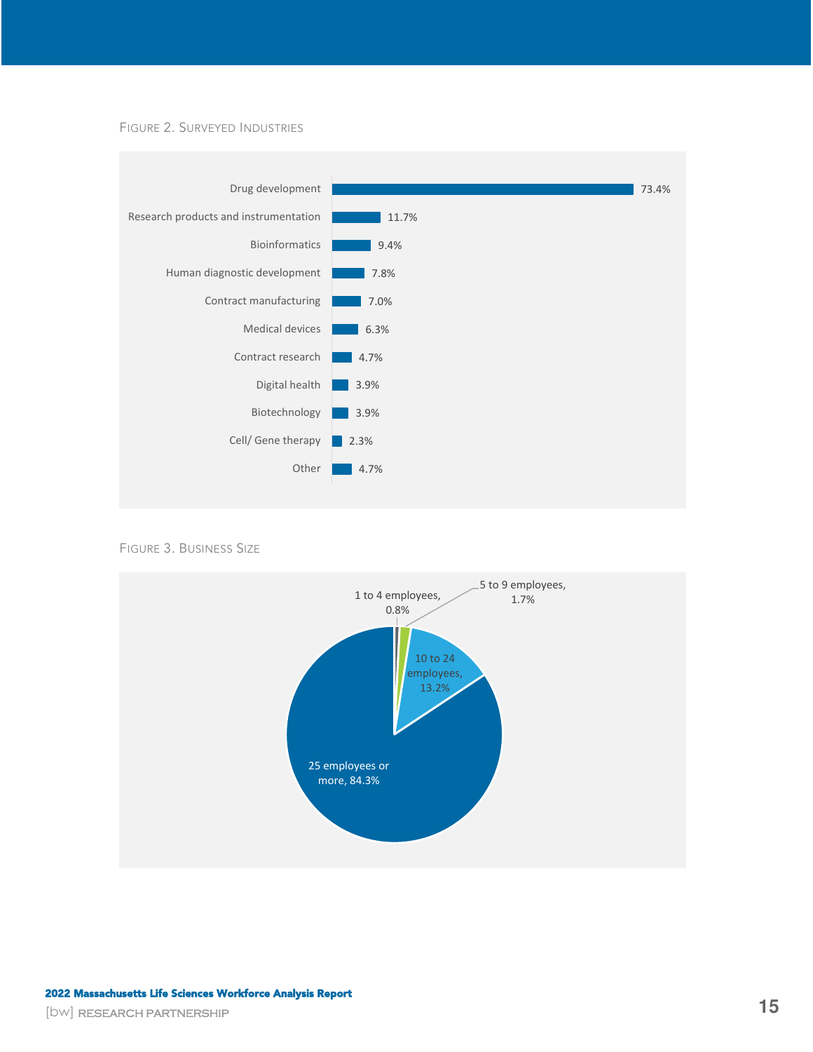FIGURE 2. SURVEYED INDUSTRIES

| Industry | Percent |
| --- | --- |
| Drug development | 73.4% |
| Research products and instrumentation | 11.7% |
| Bioinformatics | 9.4% |
| Human diagnostic development | 7.8% |
| Contract manufacturing | 7.0% |
| Medical devices | 6.3% |
| Contract research | 4.7% |
| Digital health | 3.9% |
| Biotechnology | 3.9% |
| Cell/ Gene therapy | 2.3% |
| Other | 4.7% |

FIGURE 3. BUSINESS SIZE

| Business Size | Percent |
| --- | --- |
| 1 to 4 employees | 0.8% |
| 5 to 9 employees | 1.7% |
| 10 to 24 employees | 13.2% |
| 25 employees or more | 84.3% |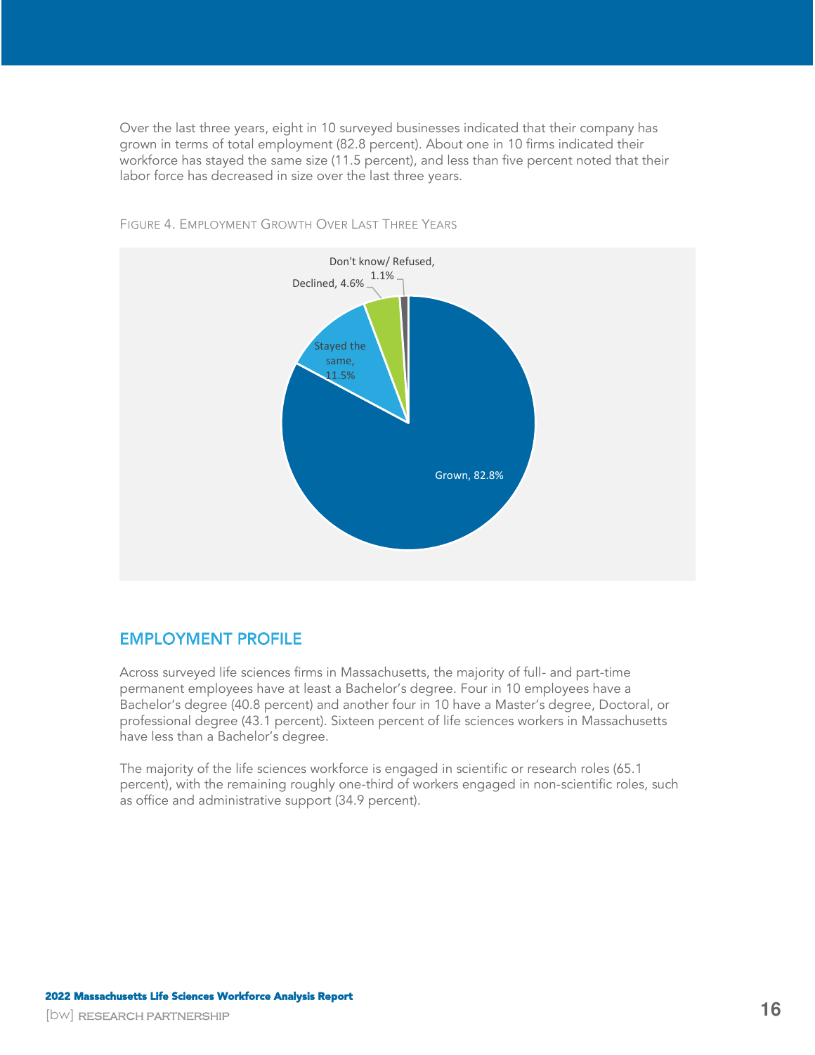Over the last three years, eight in 10 surveyed businesses indicated that their company has grown in terms of total employment (82.8 percent). About one in 10 firms indicated their workforce has stayed the same size (11.5 percent), and less than five percent noted that their labor force has decreased in size over the last three years.

FIGURE 4. EMPLOYMENT GROWTH OVER LAST THREE YEARS

| Category | Percent |
|---|---|
| Grown | 82.8% |
| Stayed the same | 11.5% |
| Declined | 4.6% |
| Don't know/ Refused | 1.1% |

## EMPLOYMENT PROFILE

Across surveyed life sciences firms in Massachusetts, the majority of full- and part-time permanent employees have at least a Bachelor's degree. Four in 10 employees have a Bachelor's degree (40.8 percent) and another four in 10 have a Master's degree, Doctoral, or professional degree (43.1 percent). Sixteen percent of life sciences workers in Massachusetts have less than a Bachelor's degree.

The majority of the life sciences workforce is engaged in scientific or research roles (65.1 percent), with the remaining roughly one-third of workers engaged in non-scientific roles, such as office and administrative support (34.9 percent).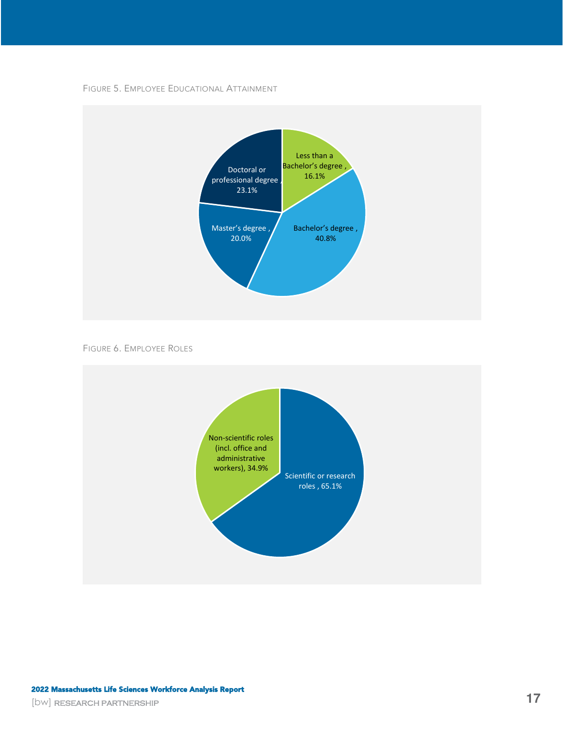FIGURE 5. EMPLOYEE EDUCATIONAL ATTAINMENT

Less than a Bachelor's degree, 16.1%
Bachelor's degree, 40.8%
Master's degree, 20.0%
Doctoral or professional degree, 23.1%

FIGURE 6. EMPLOYEE ROLES

Non-scientific roles (incl. office and administrative workers), 34.9%
Scientific or research roles, 65.1%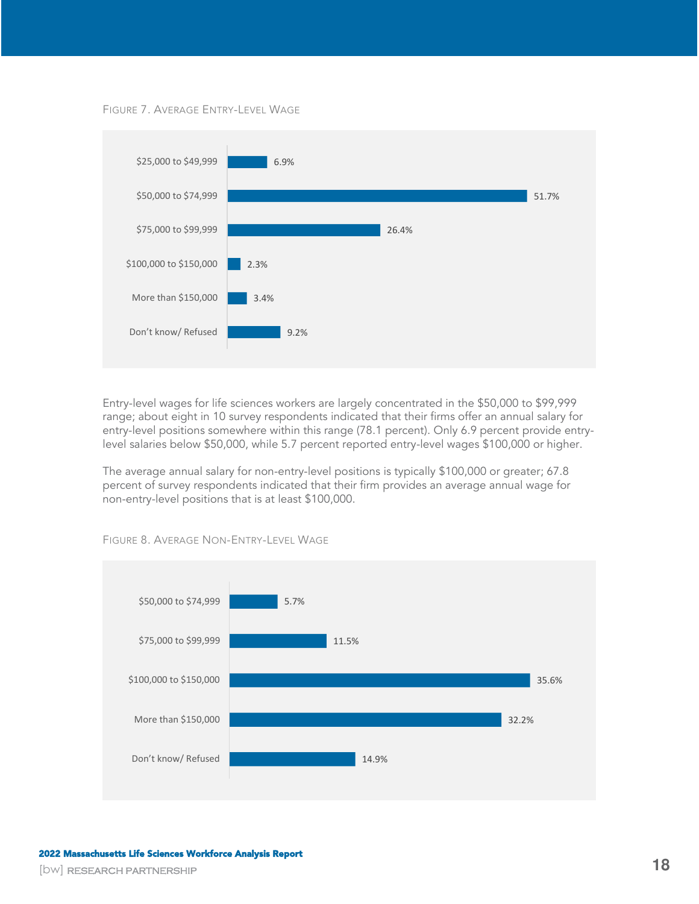FIGURE 7. AVERAGE ENTRY-LEVEL WAGE

| Wage | Percent |
| --- | --- |
| $25,000 to $49,999 | 6.9% |
| $50,000 to $74,999 | 51.7% |
| $75,000 to $99,999 | 26.4% |
| $100,000 to $150,000 | 2.3% |
| More than $150,000 | 3.4% |
| Don't know/ Refused | 9.2% |

Entry-level wages for life sciences workers are largely concentrated in the $50,000 to $99,999 range; about eight in 10 survey respondents indicated that their firms offer an annual salary for entry-level positions somewhere within this range (78.1 percent). Only 6.9 percent provide entry-level salaries below $50,000, while 5.7 percent reported entry-level wages $100,000 or higher.

The average annual salary for non-entry-level positions is typically $100,000 or greater; 67.8 percent of survey respondents indicated that their firm provides an average annual wage for non-entry-level positions that is at least $100,000.

FIGURE 8. AVERAGE NON-ENTRY-LEVEL WAGE

| Wage | Percent |
| --- | --- |
| $50,000 to $74,999 | 5.7% |
| $75,000 to $99,999 | 11.5% |
| $100,000 to $150,000 | 35.6% |
| More than $150,000 | 32.2% |
| Don't know/ Refused | 14.9% |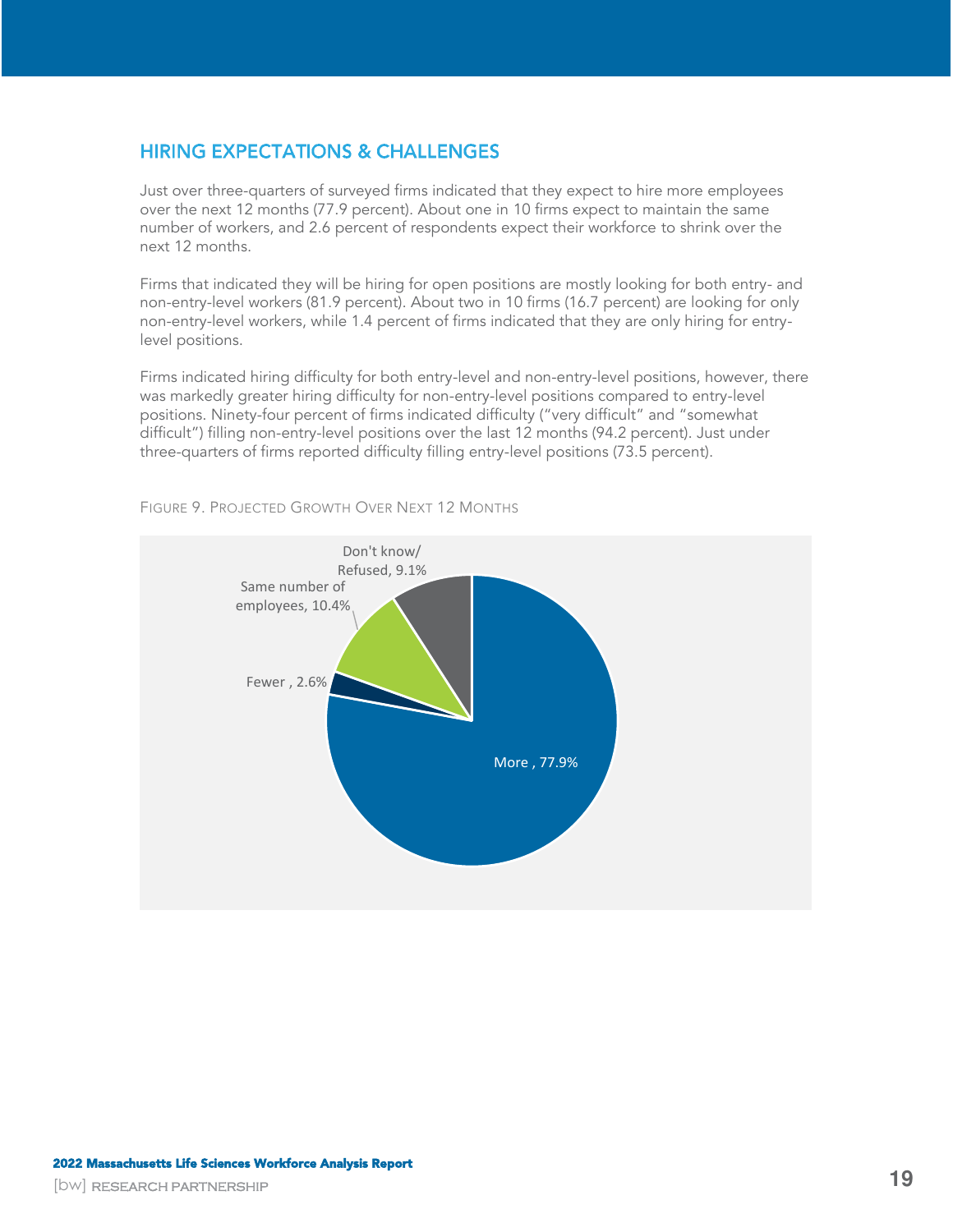## HIRING EXPECTATIONS & CHALLENGES

Just over three-quarters of surveyed firms indicated that they expect to hire more employees over the next 12 months (77.9 percent). About one in 10 firms expect to maintain the same number of workers, and 2.6 percent of respondents expect their workforce to shrink over the next 12 months.

Firms that indicated they will be hiring for open positions are mostly looking for both entry- and non-entry-level workers (81.9 percent). About two in 10 firms (16.7 percent) are looking for only non-entry-level workers, while 1.4 percent of firms indicated that they are only hiring for entry-level positions.

Firms indicated hiring difficulty for both entry-level and non-entry-level positions, however, there was markedly greater hiring difficulty for non-entry-level positions compared to entry-level positions. Ninety-four percent of firms indicated difficulty ("very difficult" and "somewhat difficult") filling non-entry-level positions over the last 12 months (94.2 percent). Just under three-quarters of firms reported difficulty filling entry-level positions (73.5 percent).

FIGURE 9. PROJECTED GROWTH OVER NEXT 12 MONTHS

| Category | Percent |
|---|---|
| More | 77.9% |
| Fewer | 2.6% |
| Same number of employees | 10.4% |
| Don't know/ Refused | 9.1% |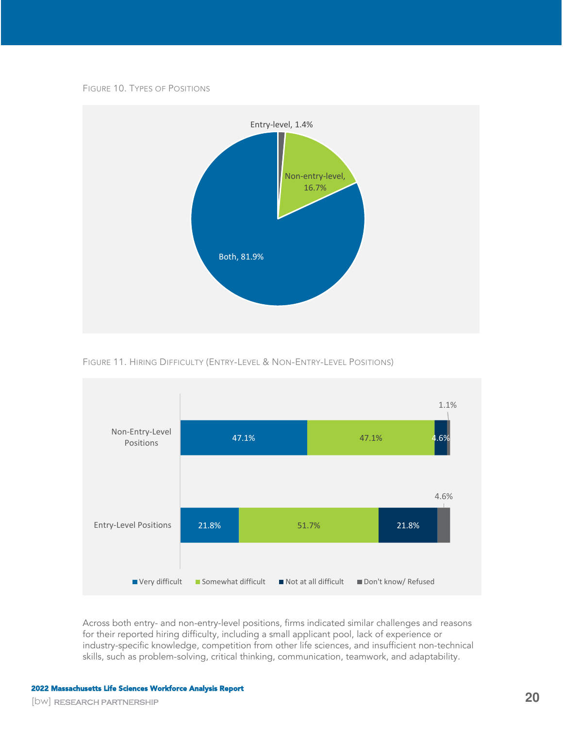FIGURE 10. TYPES OF POSITIONS

| Type of Position | Share |
| --- | --- |
| Entry-level | 1.4% |
| Non-entry-level | 16.7% |
| Both | 81.9% |

FIGURE 11. HIRING DIFFICULTY (ENTRY-LEVEL & NON-ENTRY-LEVEL POSITIONS)

| | Very difficult | Somewhat difficult | Not at all difficult | Don't know/ Refused |
| --- | --- | --- | --- | --- |
| Non-Entry-Level Positions | 47.1% | 47.1% | 4.6% | 1.1% |
| Entry-Level Positions | 21.8% | 51.7% | 21.8% | 4.6% |

Across both entry- and non-entry-level positions, firms indicated similar challenges and reasons for their reported hiring difficulty, including a small applicant pool, lack of experience or industry-specific knowledge, competition from other life sciences, and insufficient non-technical skills, such as problem-solving, critical thinking, communication, teamwork, and adaptability.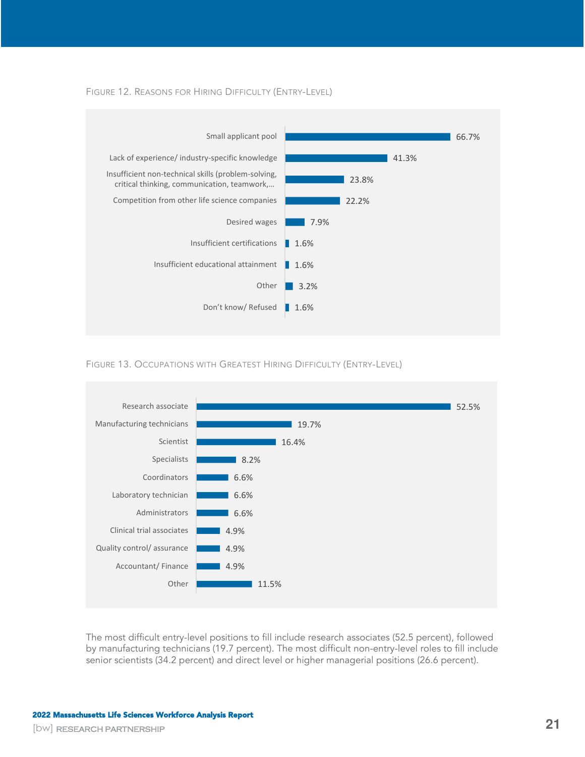Figure 12. Reasons for Hiring Difficulty (Entry-Level)

| Reason | Percent |
| --- | --- |
| Small applicant pool | 66.7% |
| Lack of experience/ industry-specific knowledge | 41.3% |
| Insufficient non-technical skills (problem-solving, critical thinking, communication, teamwork,… | 23.8% |
| Competition from other life science companies | 22.2% |
| Desired wages | 7.9% |
| Insufficient certifications | 1.6% |
| Insufficient educational attainment | 1.6% |
| Other | 3.2% |
| Don't know/ Refused | 1.6% |

Figure 13. Occupations with Greatest Hiring Difficulty (Entry-Level)

| Occupation | Percent |
| --- | --- |
| Research associate | 52.5% |
| Manufacturing technicians | 19.7% |
| Scientist | 16.4% |
| Specialists | 8.2% |
| Coordinators | 6.6% |
| Laboratory technician | 6.6% |
| Administrators | 6.6% |
| Clinical trial associates | 4.9% |
| Quality control/ assurance | 4.9% |
| Accountant/ Finance | 4.9% |
| Other | 11.5% |

The most difficult entry-level positions to fill include research associates (52.5 percent), followed by manufacturing technicians (19.7 percent). The most difficult non-entry-level roles to fill include senior scientists (34.2 percent) and direct level or higher managerial positions (26.6 percent).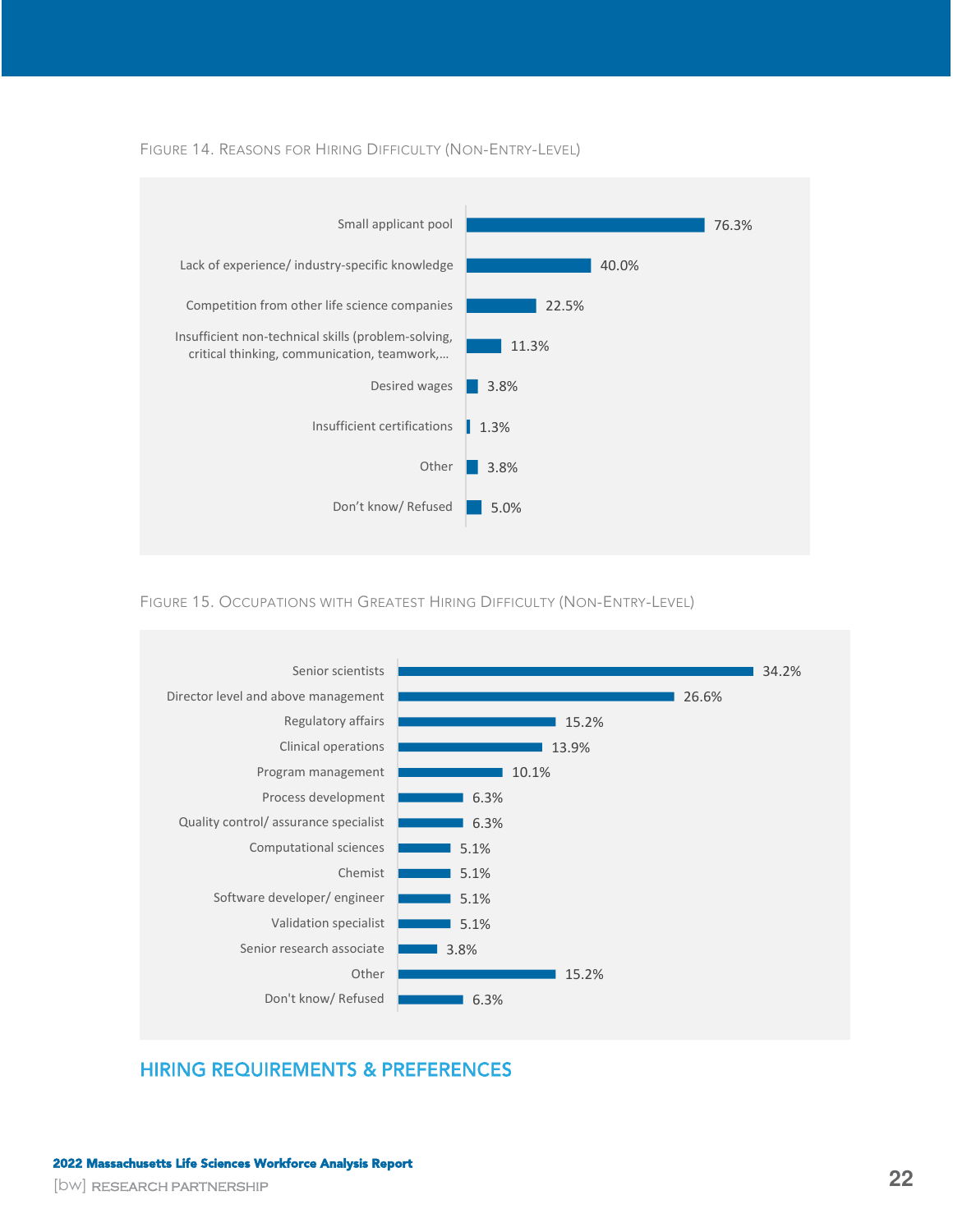FIGURE 14. REASONS FOR HIRING DIFFICULTY (NON-ENTRY-LEVEL)

| Reason | Percentage |
| --- | --- |
| Small applicant pool | 76.3% |
| Lack of experience/ industry-specific knowledge | 40.0% |
| Competition from other life science companies | 22.5% |
| Insufficient non-technical skills (problem-solving, critical thinking, communication, teamwork,... | 11.3% |
| Desired wages | 3.8% |
| Insufficient certifications | 1.3% |
| Other | 3.8% |
| Don't know/ Refused | 5.0% |

FIGURE 15. OCCUPATIONS WITH GREATEST HIRING DIFFICULTY (NON-ENTRY-LEVEL)

| Occupation | Percentage |
| --- | --- |
| Senior scientists | 34.2% |
| Director level and above management | 26.6% |
| Regulatory affairs | 15.2% |
| Clinical operations | 13.9% |
| Program management | 10.1% |
| Process development | 6.3% |
| Quality control/ assurance specialist | 6.3% |
| Computational sciences | 5.1% |
| Chemist | 5.1% |
| Software developer/ engineer | 5.1% |
| Validation specialist | 5.1% |
| Senior research associate | 3.8% |
| Other | 15.2% |
| Don't know/ Refused | 6.3% |

## HIRING REQUIREMENTS & PREFERENCES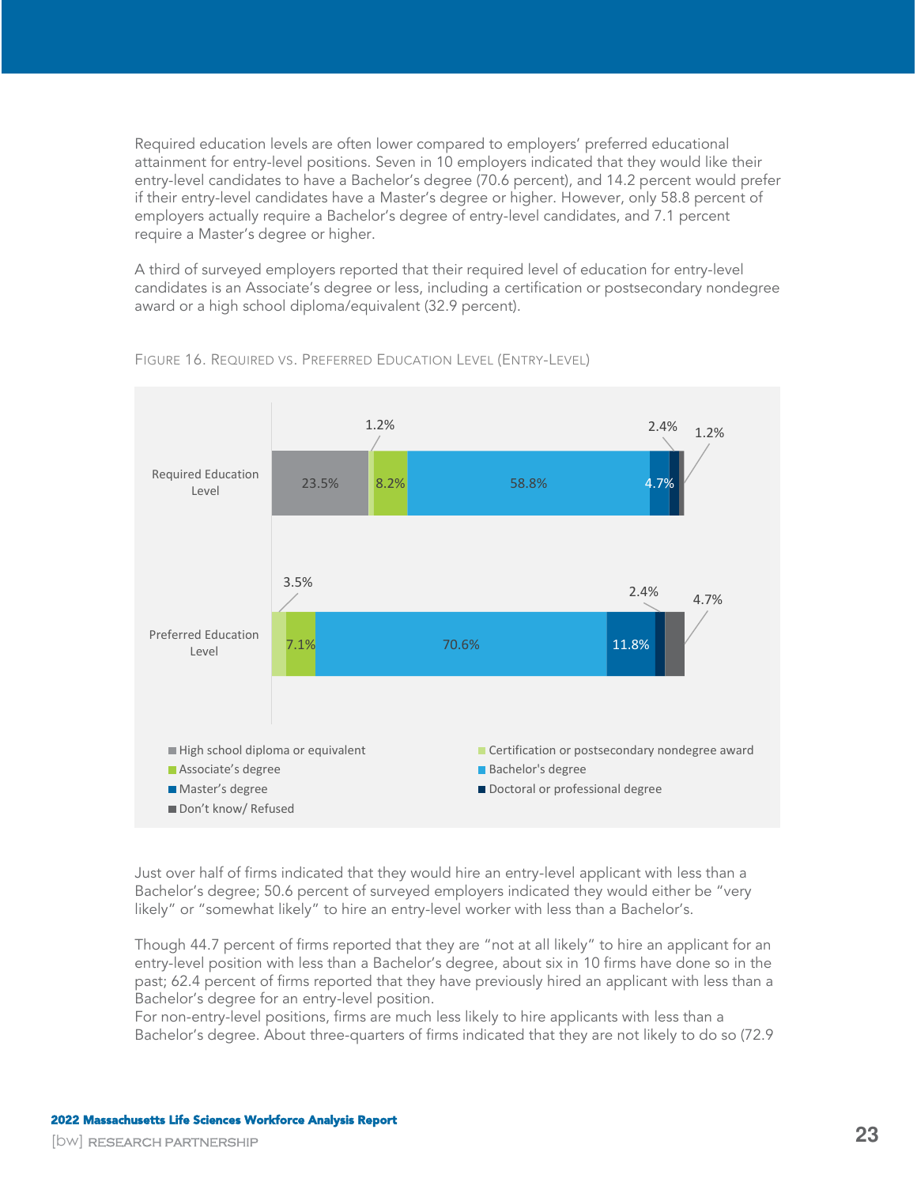Required education levels are often lower compared to employers' preferred educational attainment for entry-level positions. Seven in 10 employers indicated that they would like their entry-level candidates to have a Bachelor's degree (70.6 percent), and 14.2 percent would prefer if their entry-level candidates have a Master's degree or higher. However, only 58.8 percent of employers actually require a Bachelor's degree of entry-level candidates, and 7.1 percent require a Master's degree or higher.

A third of surveyed employers reported that their required level of education for entry-level candidates is an Associate's degree or less, including a certification or postsecondary nondegree award or a high school diploma/equivalent (32.9 percent).

FIGURE 16. REQUIRED VS. PREFERRED EDUCATION LEVEL (ENTRY-LEVEL)

| | High school diploma or equivalent | Certification or postsecondary nondegree award | Associate's degree | Bachelor's degree | Master's degree | Doctoral or professional degree | Don't know/ Refused |
|---|---|---|---|---|---|---|---|
| Required Education Level | 23.5% | 1.2% | 8.2% | 58.8% | 4.7% | 2.4% | 1.2% |
| Preferred Education Level | | 3.5% | 7.1% | 70.6% | 11.8% | 2.4% | 4.7% |

Just over half of firms indicated that they would hire an entry-level applicant with less than a Bachelor's degree; 50.6 percent of surveyed employers indicated they would either be "very likely" or "somewhat likely" to hire an entry-level worker with less than a Bachelor's.

Though 44.7 percent of firms reported that they are "not at all likely" to hire an applicant for an entry-level position with less than a Bachelor's degree, about six in 10 firms have done so in the past; 62.4 percent of firms reported that they have previously hired an applicant with less than a Bachelor's degree for an entry-level position.

For non-entry-level positions, firms are much less likely to hire applicants with less than a Bachelor's degree. About three-quarters of firms indicated that they are not likely to do so (72.9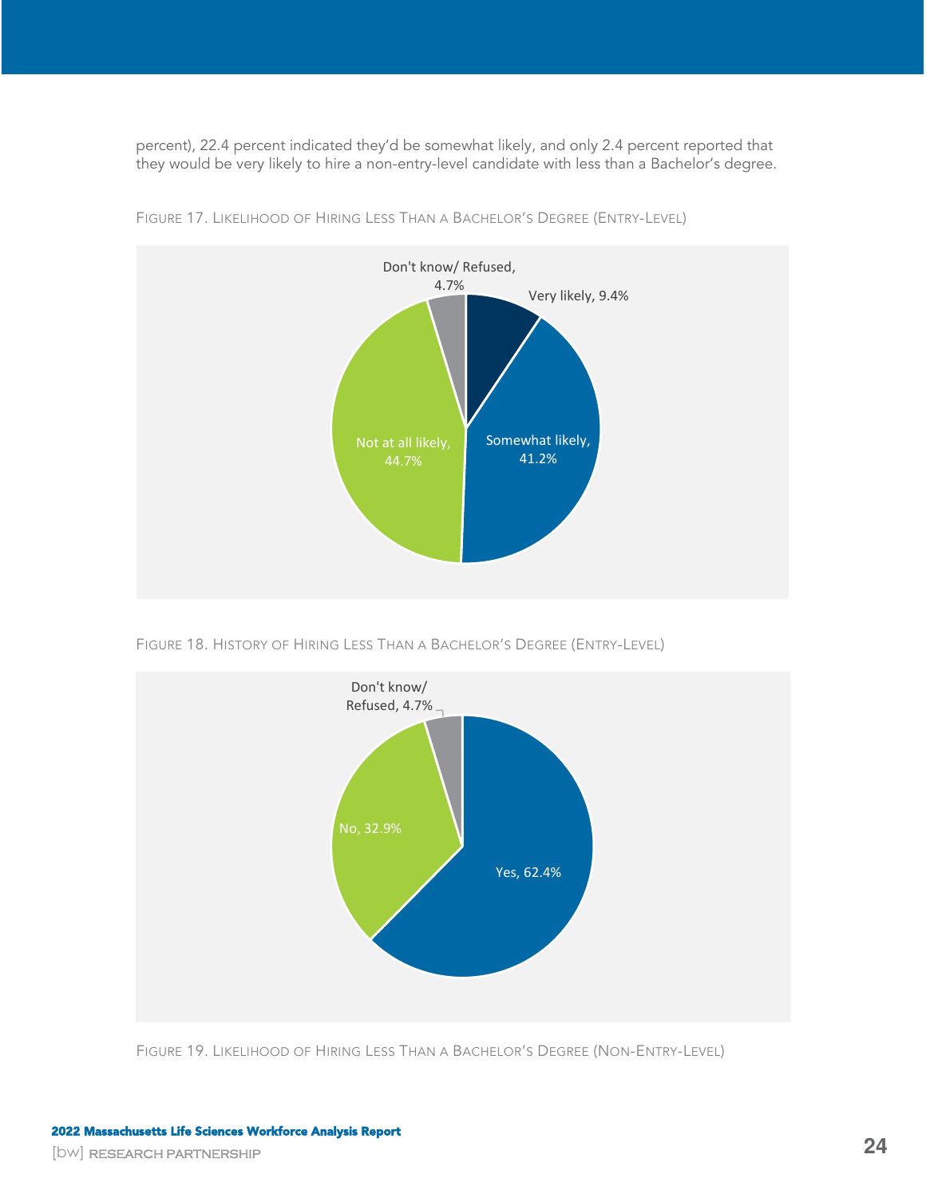percent), 22.4 percent indicated they'd be somewhat likely, and only 2.4 percent reported that they would be very likely to hire a non-entry-level candidate with less than a Bachelor's degree.

FIGURE 17. LIKELIHOOD OF HIRING LESS THAN A BACHELOR'S DEGREE (ENTRY-LEVEL)

| Response | Percent |
| --- | --- |
| Very likely | 9.4% |
| Somewhat likely | 41.2% |
| Not at all likely | 44.7% |
| Don't know/ Refused | 4.7% |

FIGURE 18. HISTORY OF HIRING LESS THAN A BACHELOR'S DEGREE (ENTRY-LEVEL)

| Response | Percent |
| --- | --- |
| Yes | 62.4% |
| No | 32.9% |
| Don't know/ Refused | 4.7% |

FIGURE 19. LIKELIHOOD OF HIRING LESS THAN A BACHELOR'S DEGREE (NON-ENTRY-LEVEL)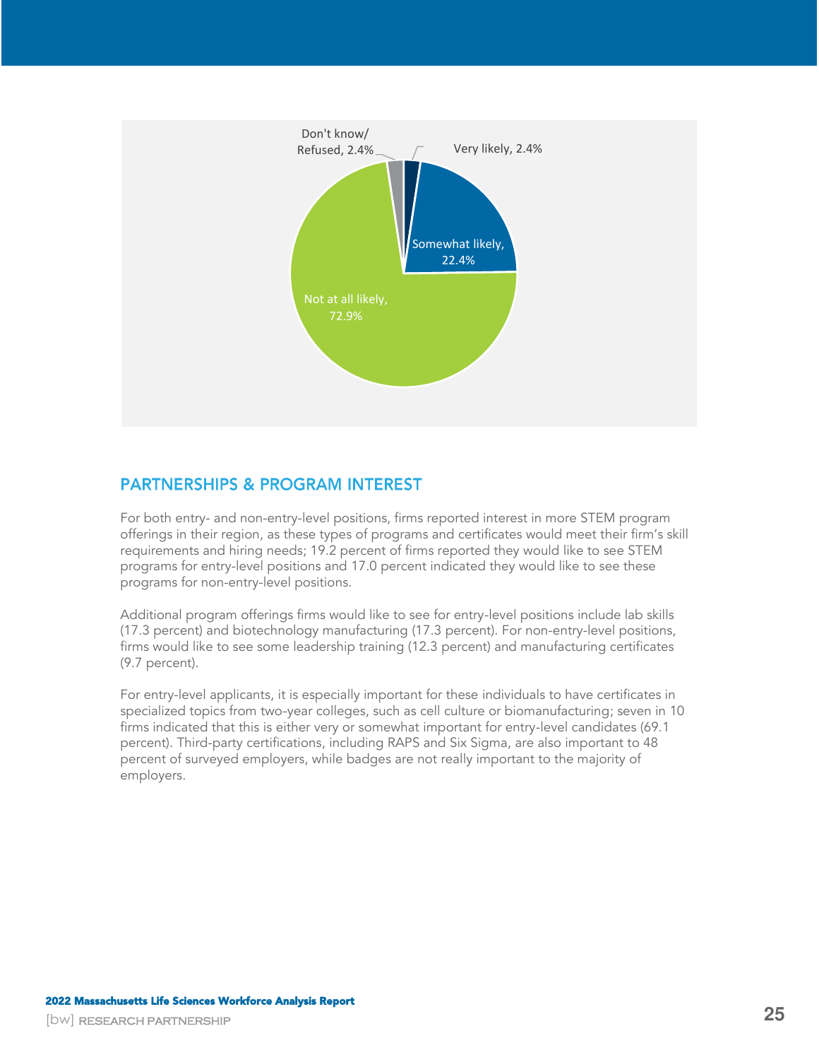Don't know/ Refused, 2.4%

Very likely, 2.4%

Somewhat likely, 22.4%

Not at all likely, 72.9%

## PARTNERSHIPS & PROGRAM INTEREST

For both entry- and non-entry-level positions, firms reported interest in more STEM program offerings in their region, as these types of programs and certificates would meet their firm's skill requirements and hiring needs; 19.2 percent of firms reported they would like to see STEM programs for entry-level positions and 17.0 percent indicated they would like to see these programs for non-entry-level positions.

Additional program offerings firms would like to see for entry-level positions include lab skills (17.3 percent) and biotechnology manufacturing (17.3 percent). For non-entry-level positions, firms would like to see some leadership training (12.3 percent) and manufacturing certificates (9.7 percent).

For entry-level applicants, it is especially important for these individuals to have certificates in specialized topics from two-year colleges, such as cell culture or biomanufacturing; seven in 10 firms indicated that this is either very or somewhat important for entry-level candidates (69.1 percent). Third-party certifications, including RAPS and Six Sigma, are also important to 48 percent of surveyed employers, while badges are not really important to the majority of employers.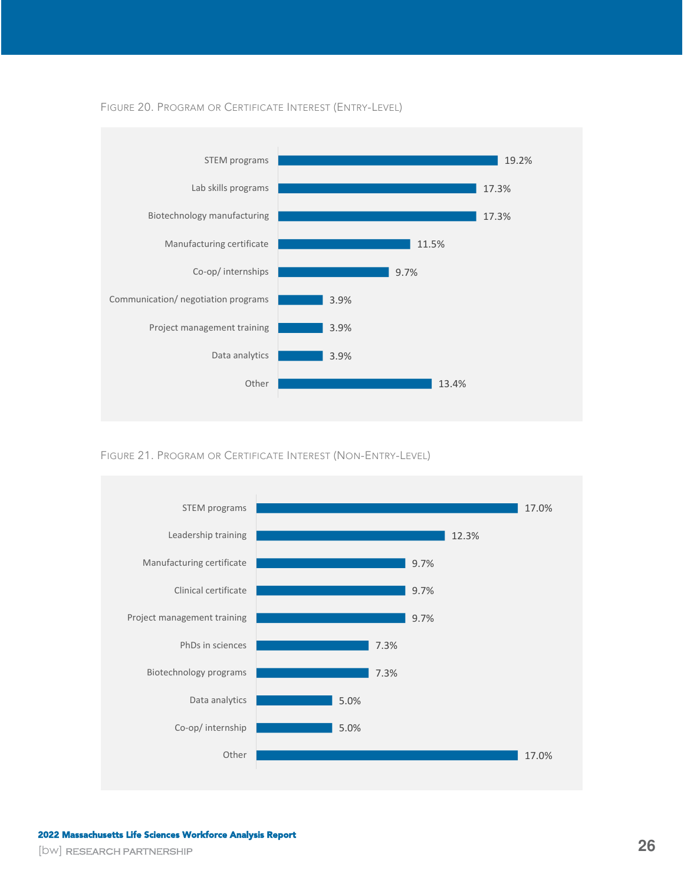Figure 20. Program or Certificate Interest (Entry-Level)

| Program or Certificate | Percentage |
| --- | --- |
| STEM programs | 19.2% |
| Lab skills programs | 17.3% |
| Biotechnology manufacturing | 17.3% |
| Manufacturing certificate | 11.5% |
| Co-op/ internships | 9.7% |
| Communication/ negotiation programs | 3.9% |
| Project management training | 3.9% |
| Data analytics | 3.9% |
| Other | 13.4% |

Figure 21. Program or Certificate Interest (Non-Entry-Level)

| Program or Certificate | Percentage |
| --- | --- |
| STEM programs | 17.0% |
| Leadership training | 12.3% |
| Manufacturing certificate | 9.7% |
| Clinical certificate | 9.7% |
| Project management training | 9.7% |
| PhDs in sciences | 7.3% |
| Biotechnology programs | 7.3% |
| Data analytics | 5.0% |
| Co-op/ internship | 5.0% |
| Other | 17.0% |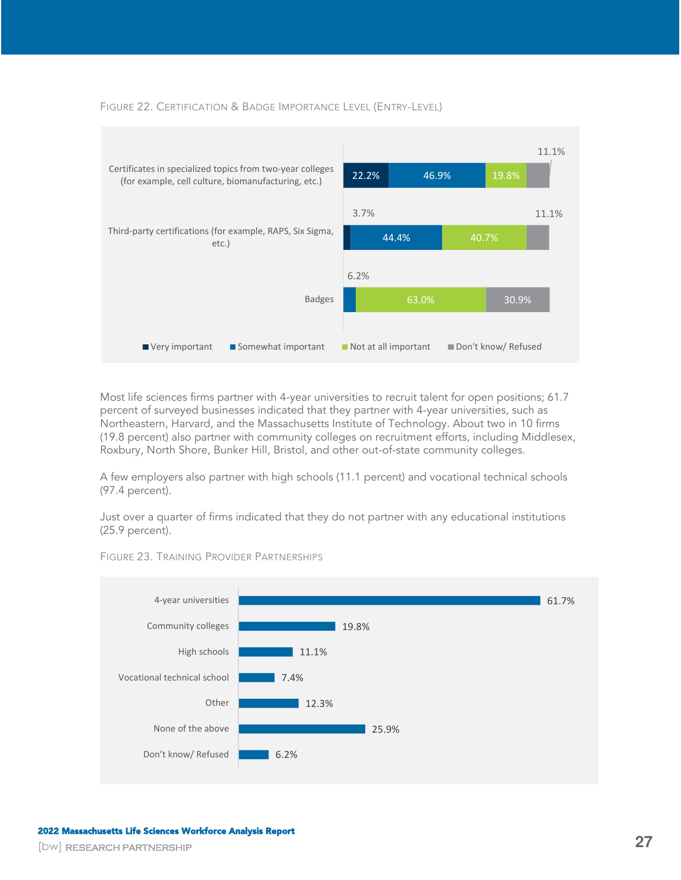FIGURE 22. CERTIFICATION & BADGE IMPORTANCE LEVEL (ENTRY-LEVEL)

| | Very important | Somewhat important | Not at all important | Don't know/ Refused |
|---|---|---|---|---|
| Certificates in specialized topics from two-year colleges (for example, cell culture, biomanufacturing, etc.) | 22.2% | 46.9% | 19.8% | 11.1% |
| Third-party certifications (for example, RAPS, Six Sigma, etc.) | 3.7% | 44.4% | 40.7% | 11.1% |
| Badges | | 6.2% | 63.0% | 30.9% |

Most life sciences firms partner with 4-year universities to recruit talent for open positions; 61.7 percent of surveyed businesses indicated that they partner with 4-year universities, such as Northeastern, Harvard, and the Massachusetts Institute of Technology. About two in 10 firms (19.8 percent) also partner with community colleges on recruitment efforts, including Middlesex, Roxbury, North Shore, Bunker Hill, Bristol, and other out-of-state community colleges.

A few employers also partner with high schools (11.1 percent) and vocational technical schools (97.4 percent).

Just over a quarter of firms indicated that they do not partner with any educational institutions (25.9 percent).

FIGURE 23. TRAINING PROVIDER PARTNERSHIPS

| Partner | Percent |
|---|---|
| 4-year universities | 61.7% |
| Community colleges | 19.8% |
| High schools | 11.1% |
| Vocational technical school | 7.4% |
| Other | 12.3% |
| None of the above | 25.9% |
| Don't know/ Refused | 6.2% |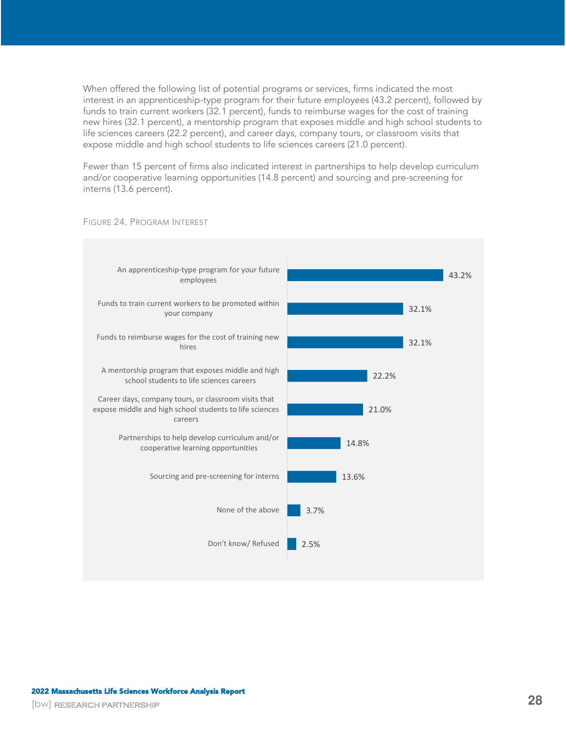When offered the following list of potential programs or services, firms indicated the most interest in an apprenticeship-type program for their future employees (43.2 percent), followed by funds to train current workers (32.1 percent), funds to reimburse wages for the cost of training new hires (32.1 percent), a mentorship program that exposes middle and high school students to life sciences careers (22.2 percent), and career days, company tours, or classroom visits that expose middle and high school students to life sciences careers (21.0 percent).

Fewer than 15 percent of firms also indicated interest in partnerships to help develop curriculum and/or cooperative learning opportunities (14.8 percent) and sourcing and pre-screening for interns (13.6 percent).

FIGURE 24. PROGRAM INTEREST

| Program | Percent |
| --- | --- |
| An apprenticeship-type program for your future employees | 43.2% |
| Funds to train current workers to be promoted within your company | 32.1% |
| Funds to reimburse wages for the cost of training new hires | 32.1% |
| A mentorship program that exposes middle and high school students to life sciences careers | 22.2% |
| Career days, company tours, or classroom visits that expose middle and high school students to life sciences careers | 21.0% |
| Partnerships to help develop curriculum and/or cooperative learning opportunities | 14.8% |
| Sourcing and pre-screening for interns | 13.6% |
| None of the above | 3.7% |
| Don't know/ Refused | 2.5% |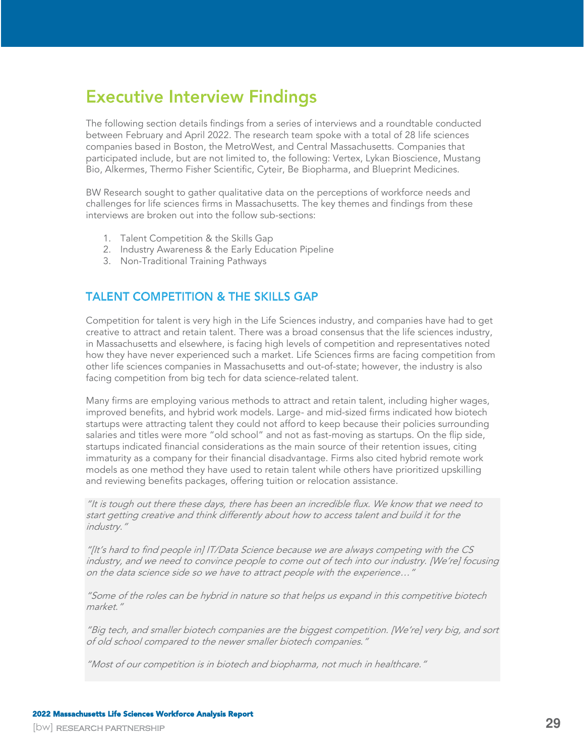# Executive Interview Findings

The following section details findings from a series of interviews and a roundtable conducted between February and April 2022. The research team spoke with a total of 28 life sciences companies based in Boston, the MetroWest, and Central Massachusetts. Companies that participated include, but are not limited to, the following: Vertex, Lykan Bioscience, Mustang Bio, Alkermes, Thermo Fisher Scientific, Cyteir, Be Biopharma, and Blueprint Medicines.

BW Research sought to gather qualitative data on the perceptions of workforce needs and challenges for life sciences firms in Massachusetts. The key themes and findings from these interviews are broken out into the follow sub-sections:

1. Talent Competition & the Skills Gap
2. Industry Awareness & the Early Education Pipeline
3. Non-Traditional Training Pathways

## TALENT COMPETITION & THE SKILLS GAP

Competition for talent is very high in the Life Sciences industry, and companies have had to get creative to attract and retain talent. There was a broad consensus that the life sciences industry, in Massachusetts and elsewhere, is facing high levels of competition and representatives noted how they have never experienced such a market. Life Sciences firms are facing competition from other life sciences companies in Massachusetts and out-of-state; however, the industry is also facing competition from big tech for data science-related talent.

Many firms are employing various methods to attract and retain talent, including higher wages, improved benefits, and hybrid work models. Large- and mid-sized firms indicated how biotech startups were attracting talent they could not afford to keep because their policies surrounding salaries and titles were more "old school" and not as fast-moving as startups. On the flip side, startups indicated financial considerations as the main source of their retention issues, citing immaturity as a company for their financial disadvantage. Firms also cited hybrid remote work models as one method they have used to retain talent while others have prioritized upskilling and reviewing benefits packages, offering tuition or relocation assistance.

*"It is tough out there these days, there has been an incredible flux. We know that we need to start getting creative and think differently about how to access talent and build it for the industry."*

*"[It's hard to find people in] IT/Data Science because we are always competing with the CS industry, and we need to convince people to come out of tech into our industry. [We're] focusing on the data science side so we have to attract people with the experience…"*

*"Some of the roles can be hybrid in nature so that helps us expand in this competitive biotech market."*

*"Big tech, and smaller biotech companies are the biggest competition. [We're] very big, and sort of old school compared to the newer smaller biotech companies."*

*"Most of our competition is in biotech and biopharma, not much in healthcare."*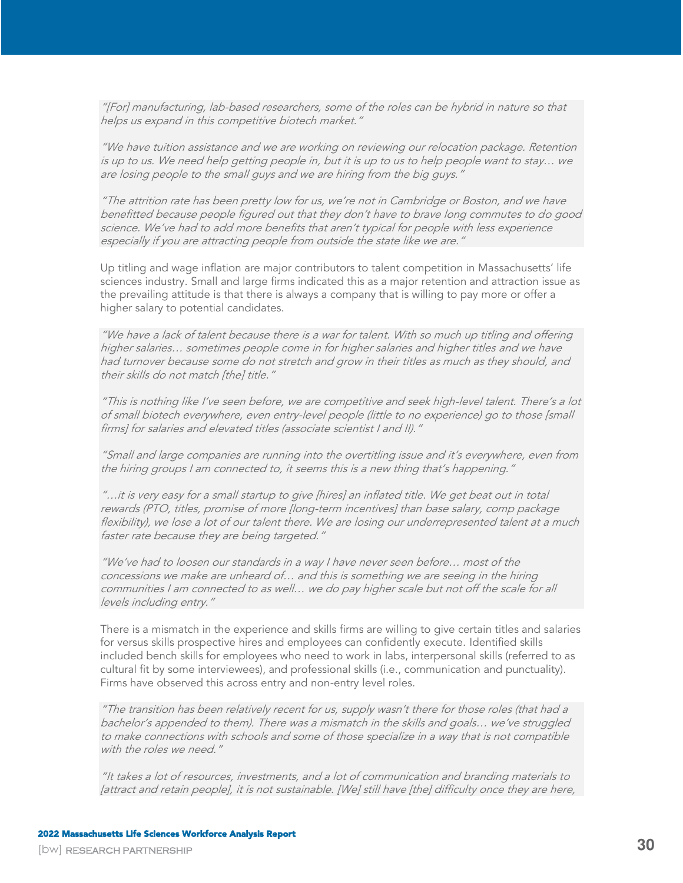*"[For] manufacturing, lab-based researchers, some of the roles can be hybrid in nature so that helps us expand in this competitive biotech market."*

*"We have tuition assistance and we are working on reviewing our relocation package. Retention is up to us. We need help getting people in, but it is up to us to help people want to stay… we are losing people to the small guys and we are hiring from the big guys."*

*"The attrition rate has been pretty low for us, we're not in Cambridge or Boston, and we have benefitted because people figured out that they don't have to brave long commutes to do good science. We've had to add more benefits that aren't typical for people with less experience especially if you are attracting people from outside the state like we are."*

Up titling and wage inflation are major contributors to talent competition in Massachusetts' life sciences industry. Small and large firms indicated this as a major retention and attraction issue as the prevailing attitude is that there is always a company that is willing to pay more or offer a higher salary to potential candidates.

*"We have a lack of talent because there is a war for talent. With so much up titling and offering higher salaries… sometimes people come in for higher salaries and higher titles and we have had turnover because some do not stretch and grow in their titles as much as they should, and their skills do not match [the] title."*

*"This is nothing like I've seen before, we are competitive and seek high-level talent. There's a lot of small biotech everywhere, even entry-level people (little to no experience) go to those [small firms] for salaries and elevated titles (associate scientist I and II)."*

*"Small and large companies are running into the overtitling issue and it's everywhere, even from the hiring groups I am connected to, it seems this is a new thing that's happening."*

*"…it is very easy for a small startup to give [hires] an inflated title. We get beat out in total rewards (PTO, titles, promise of more [long-term incentives] than base salary, comp package flexibility), we lose a lot of our talent there. We are losing our underrepresented talent at a much faster rate because they are being targeted."*

*"We've had to loosen our standards in a way I have never seen before… most of the concessions we make are unheard of… and this is something we are seeing in the hiring communities I am connected to as well… we do pay higher scale but not off the scale for all levels including entry."*

There is a mismatch in the experience and skills firms are willing to give certain titles and salaries for versus skills prospective hires and employees can confidently execute. Identified skills included bench skills for employees who need to work in labs, interpersonal skills (referred to as cultural fit by some interviewees), and professional skills (i.e., communication and punctuality). Firms have observed this across entry and non-entry level roles.

*"The transition has been relatively recent for us, supply wasn't there for those roles (that had a bachelor's appended to them). There was a mismatch in the skills and goals… we've struggled to make connections with schools and some of those specialize in a way that is not compatible with the roles we need."*

*"It takes a lot of resources, investments, and a lot of communication and branding materials to [attract and retain people], it is not sustainable. [We] still have [the] difficulty once they are here,*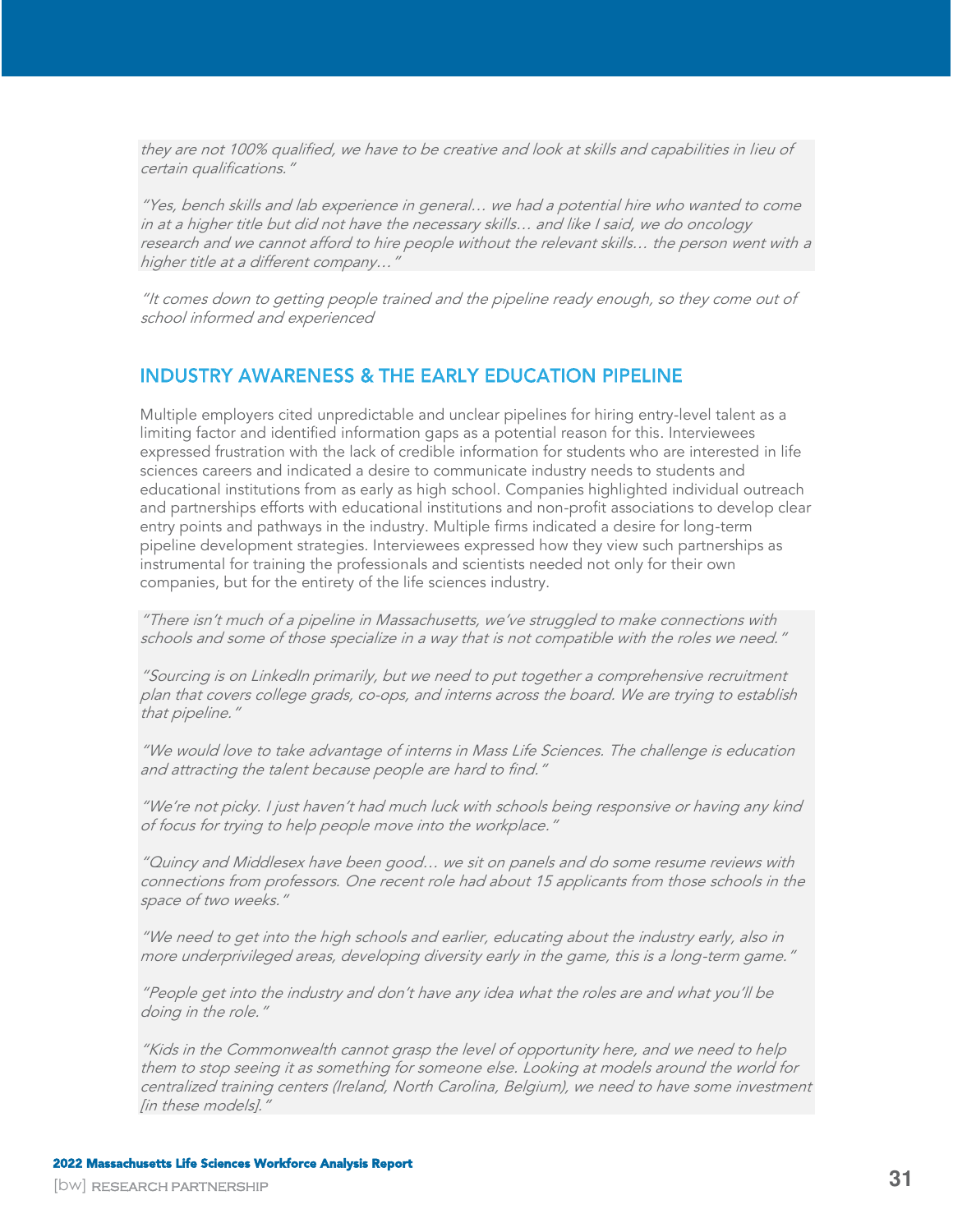*they are not 100% qualified, we have to be creative and look at skills and capabilities in lieu of certain qualifications."*

*"Yes, bench skills and lab experience in general… we had a potential hire who wanted to come in at a higher title but did not have the necessary skills… and like I said, we do oncology research and we cannot afford to hire people without the relevant skills… the person went with a higher title at a different company…"*

*"It comes down to getting people trained and the pipeline ready enough, so they come out of school informed and experienced*

## INDUSTRY AWARENESS & THE EARLY EDUCATION PIPELINE

Multiple employers cited unpredictable and unclear pipelines for hiring entry-level talent as a limiting factor and identified information gaps as a potential reason for this. Interviewees expressed frustration with the lack of credible information for students who are interested in life sciences careers and indicated a desire to communicate industry needs to students and educational institutions from as early as high school. Companies highlighted individual outreach and partnerships efforts with educational institutions and non-profit associations to develop clear entry points and pathways in the industry. Multiple firms indicated a desire for long-term pipeline development strategies. Interviewees expressed how they view such partnerships as instrumental for training the professionals and scientists needed not only for their own companies, but for the entirety of the life sciences industry.

*"There isn't much of a pipeline in Massachusetts, we've struggled to make connections with schools and some of those specialize in a way that is not compatible with the roles we need."*

*"Sourcing is on LinkedIn primarily, but we need to put together a comprehensive recruitment plan that covers college grads, co-ops, and interns across the board. We are trying to establish that pipeline."*

*"We would love to take advantage of interns in Mass Life Sciences. The challenge is education and attracting the talent because people are hard to find."*

*"We're not picky. I just haven't had much luck with schools being responsive or having any kind of focus for trying to help people move into the workplace."*

*"Quincy and Middlesex have been good… we sit on panels and do some resume reviews with connections from professors. One recent role had about 15 applicants from those schools in the space of two weeks."*

*"We need to get into the high schools and earlier, educating about the industry early, also in more underprivileged areas, developing diversity early in the game, this is a long-term game."*

*"People get into the industry and don't have any idea what the roles are and what you'll be doing in the role."*

*"Kids in the Commonwealth cannot grasp the level of opportunity here, and we need to help them to stop seeing it as something for someone else. Looking at models around the world for centralized training centers (Ireland, North Carolina, Belgium), we need to have some investment [in these models]."*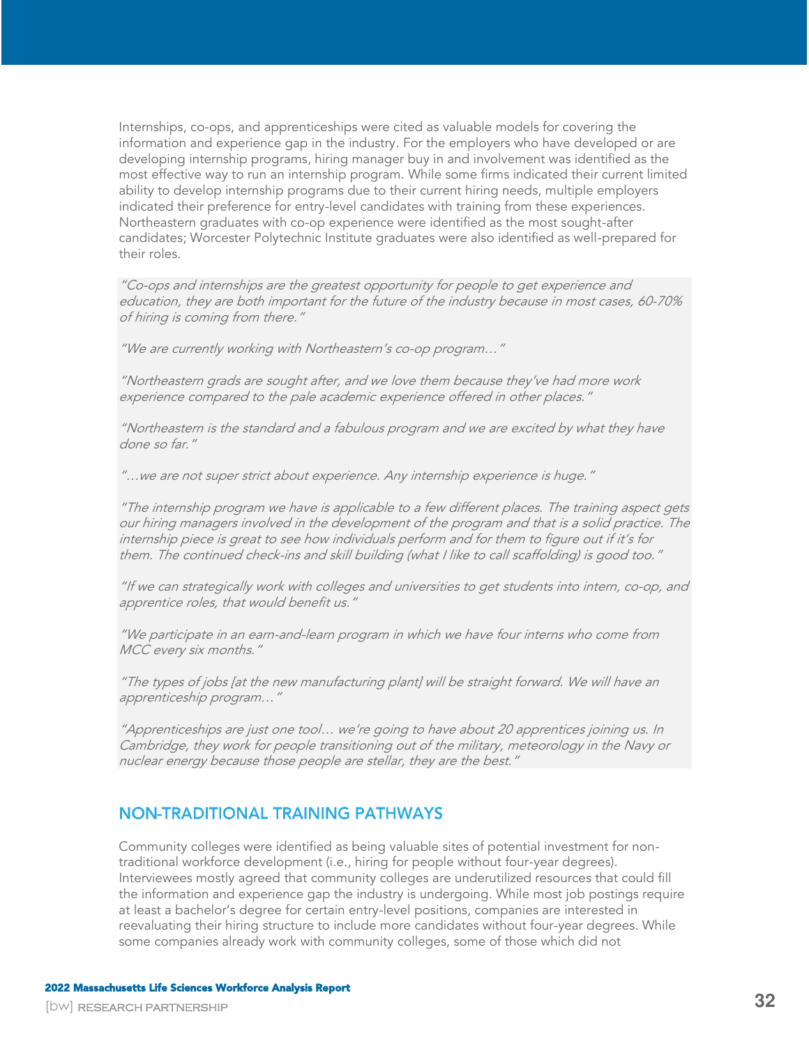Internships, co-ops, and apprenticeships were cited as valuable models for covering the information and experience gap in the industry. For the employers who have developed or are developing internship programs, hiring manager buy in and involvement was identified as the most effective way to run an internship program. While some firms indicated their current limited ability to develop internship programs due to their current hiring needs, multiple employers indicated their preference for entry-level candidates with training from these experiences. Northeastern graduates with co-op experience were identified as the most sought-after candidates; Worcester Polytechnic Institute graduates were also identified as well-prepared for their roles.

*"Co-ops and internships are the greatest opportunity for people to get experience and education, they are both important for the future of the industry because in most cases, 60-70% of hiring is coming from there."*

*"We are currently working with Northeastern's co-op program…"*

*"Northeastern grads are sought after, and we love them because they've had more work experience compared to the pale academic experience offered in other places."*

*"Northeastern is the standard and a fabulous program and we are excited by what they have done so far."*

*"…we are not super strict about experience. Any internship experience is huge."*

*"The internship program we have is applicable to a few different places. The training aspect gets our hiring managers involved in the development of the program and that is a solid practice. The internship piece is great to see how individuals perform and for them to figure out if it's for them. The continued check-ins and skill building (what I like to call scaffolding) is good too."*

*"If we can strategically work with colleges and universities to get students into intern, co-op, and apprentice roles, that would benefit us."*

*"We participate in an earn-and-learn program in which we have four interns who come from MCC every six months."*

*"The types of jobs [at the new manufacturing plant] will be straight forward. We will have an apprenticeship program…"*

*"Apprenticeships are just one tool… we're going to have about 20 apprentices joining us. In Cambridge, they work for people transitioning out of the military, meteorology in the Navy or nuclear energy because those people are stellar, they are the best."*

## NON-TRADITIONAL TRAINING PATHWAYS

Community colleges were identified as being valuable sites of potential investment for non-traditional workforce development (i.e., hiring for people without four-year degrees). Interviewees mostly agreed that community colleges are underutilized resources that could fill the information and experience gap the industry is undergoing. While most job postings require at least a bachelor's degree for certain entry-level positions, companies are interested in reevaluating their hiring structure to include more candidates without four-year degrees. While some companies already work with community colleges, some of those which did not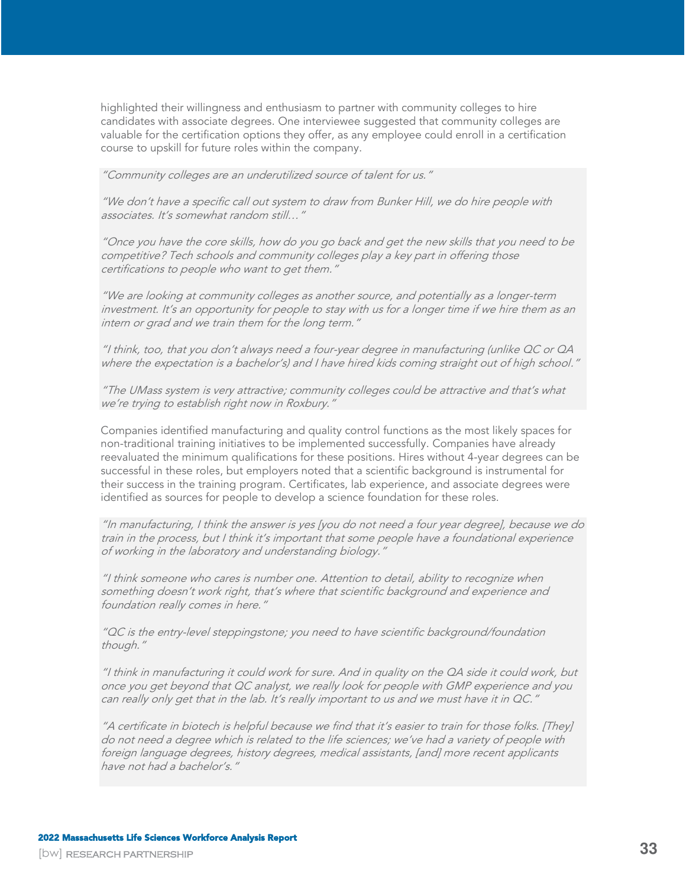highlighted their willingness and enthusiasm to partner with community colleges to hire candidates with associate degrees. One interviewee suggested that community colleges are valuable for the certification options they offer, as any employee could enroll in a certification course to upskill for future roles within the company.

> *"Community colleges are an underutilized source of talent for us."*
>
> *"We don't have a specific call out system to draw from Bunker Hill, we do hire people with associates. It's somewhat random still…"*
>
> *"Once you have the core skills, how do you go back and get the new skills that you need to be competitive? Tech schools and community colleges play a key part in offering those certifications to people who want to get them."*
>
> *"We are looking at community colleges as another source, and potentially as a longer-term investment. It's an opportunity for people to stay with us for a longer time if we hire them as an intern or grad and we train them for the long term."*
>
> *"I think, too, that you don't always need a four-year degree in manufacturing (unlike QC or QA where the expectation is a bachelor's) and I have hired kids coming straight out of high school."*
>
> *"The UMass system is very attractive; community colleges could be attractive and that's what we're trying to establish right now in Roxbury."*

Companies identified manufacturing and quality control functions as the most likely spaces for non-traditional training initiatives to be implemented successfully. Companies have already reevaluated the minimum qualifications for these positions. Hires without 4-year degrees can be successful in these roles, but employers noted that a scientific background is instrumental for their success in the training program. Certificates, lab experience, and associate degrees were identified as sources for people to develop a science foundation for these roles.

> *"In manufacturing, I think the answer is yes [you do not need a four year degree], because we do train in the process, but I think it's important that some people have a foundational experience of working in the laboratory and understanding biology."*
>
> *"I think someone who cares is number one. Attention to detail, ability to recognize when something doesn't work right, that's where that scientific background and experience and foundation really comes in here."*
>
> *"QC is the entry-level steppingstone; you need to have scientific background/foundation though."*
>
> *"I think in manufacturing it could work for sure. And in quality on the QA side it could work, but once you get beyond that QC analyst, we really look for people with GMP experience and you can really only get that in the lab. It's really important to us and we must have it in QC."*
>
> *"A certificate in biotech is helpful because we find that it's easier to train for those folks. [They] do not need a degree which is related to the life sciences; we've had a variety of people with foreign language degrees, history degrees, medical assistants, [and] more recent applicants have not had a bachelor's."*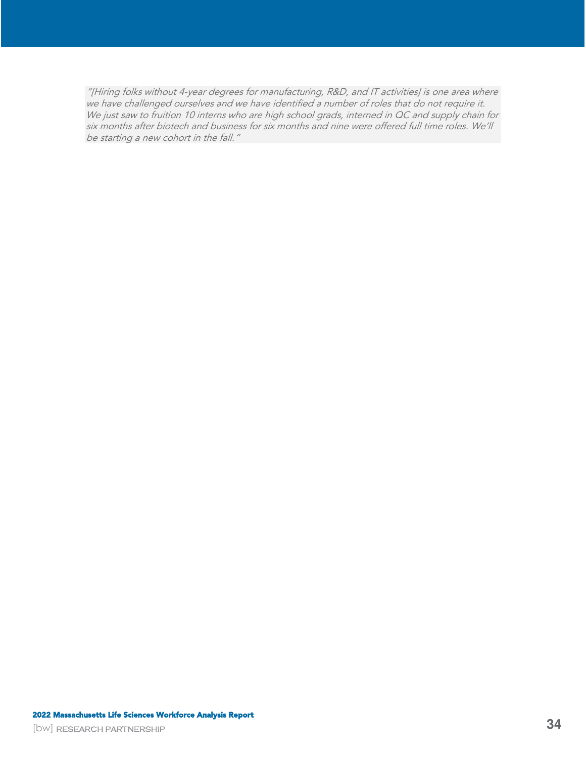*"[Hiring folks without 4-year degrees for manufacturing, R&D, and IT activities] is one area where we have challenged ourselves and we have identified a number of roles that do not require it. We just saw to fruition 10 interns who are high school grads, interned in QC and supply chain for six months after biotech and business for six months and nine were offered full time roles. We'll be starting a new cohort in the fall."*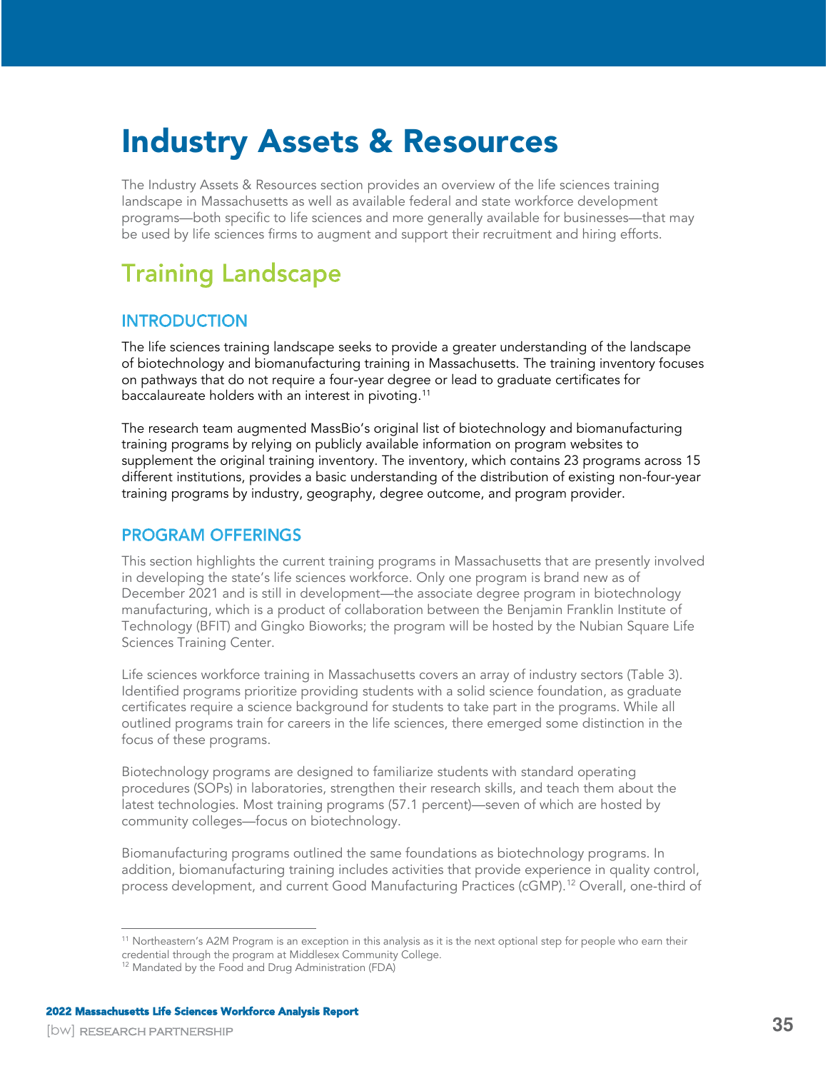# Industry Assets & Resources

The Industry Assets & Resources section provides an overview of the life sciences training landscape in Massachusetts as well as available federal and state workforce development programs—both specific to life sciences and more generally available for businesses—that may be used by life sciences firms to augment and support their recruitment and hiring efforts.

## Training Landscape

### INTRODUCTION

The life sciences training landscape seeks to provide a greater understanding of the landscape of biotechnology and biomanufacturing training in Massachusetts. The training inventory focuses on pathways that do not require a four-year degree or lead to graduate certificates for baccalaureate holders with an interest in pivoting.[11]

The research team augmented MassBio's original list of biotechnology and biomanufacturing training programs by relying on publicly available information on program websites to supplement the original training inventory. The inventory, which contains 23 programs across 15 different institutions, provides a basic understanding of the distribution of existing non-four-year training programs by industry, geography, degree outcome, and program provider.

### PROGRAM OFFERINGS

This section highlights the current training programs in Massachusetts that are presently involved in developing the state's life sciences workforce. Only one program is brand new as of December 2021 and is still in development—the associate degree program in biotechnology manufacturing, which is a product of collaboration between the Benjamin Franklin Institute of Technology (BFIT) and Gingko Bioworks; the program will be hosted by the Nubian Square Life Sciences Training Center.

Life sciences workforce training in Massachusetts covers an array of industry sectors (Table 3). Identified programs prioritize providing students with a solid science foundation, as graduate certificates require a science background for students to take part in the programs. While all outlined programs train for careers in the life sciences, there emerged some distinction in the focus of these programs.

Biotechnology programs are designed to familiarize students with standard operating procedures (SOPs) in laboratories, strengthen their research skills, and teach them about the latest technologies. Most training programs (57.1 percent)—seven of which are hosted by community colleges—focus on biotechnology.

Biomanufacturing programs outlined the same foundations as biotechnology programs. In addition, biomanufacturing training includes activities that provide experience in quality control, process development, and current Good Manufacturing Practices (cGMP).[12] Overall, one-third of

[11] Northeastern's A2M Program is an exception in this analysis as it is the next optional step for people who earn their credential through the program at Middlesex Community College.

[12] Mandated by the Food and Drug Administration (FDA)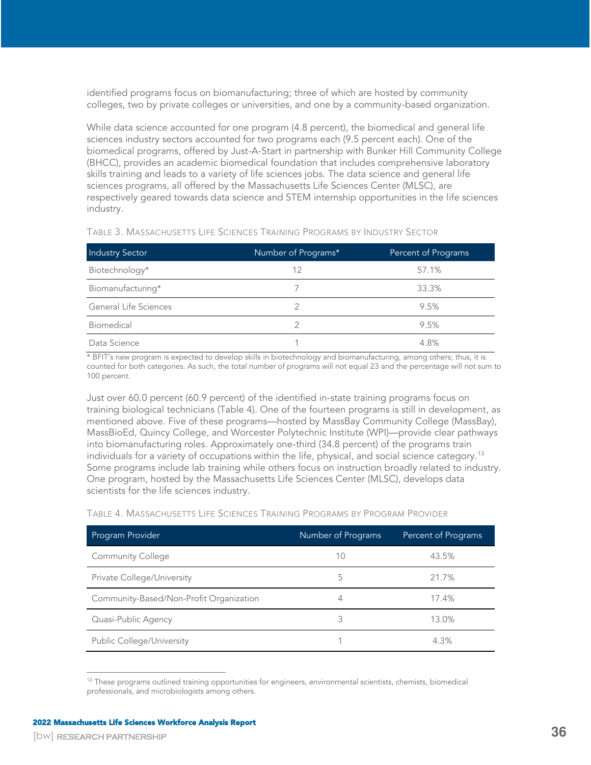identified programs focus on biomanufacturing; three of which are hosted by community colleges, two by private colleges or universities, and one by a community-based organization.

While data science accounted for one program (4.8 percent), the biomedical and general life sciences industry sectors accounted for two programs each (9.5 percent each). One of the biomedical programs, offered by Just-A-Start in partnership with Bunker Hill Community College (BHCC), provides an academic biomedical foundation that includes comprehensive laboratory skills training and leads to a variety of life sciences jobs. The data science and general life sciences programs, all offered by the Massachusetts Life Sciences Center (MLSC), are respectively geared towards data science and STEM internship opportunities in the life sciences industry.

TABLE 3. MASSACHUSETTS LIFE SCIENCES TRAINING PROGRAMS BY INDUSTRY SECTOR

| Industry Sector | Number of Programs* | Percent of Programs |
|---|---|---|
| Biotechnology* | 12 | 57.1% |
| Biomanufacturing* | 7 | 33.3% |
| General Life Sciences | 2 | 9.5% |
| Biomedical | 2 | 9.5% |
| Data Science | 1 | 4.8% |

* BFIT's new program is expected to develop skills in biotechnology and biomanufacturing, among others; thus, it is counted for both categories. As such, the total number of programs will not equal 23 and the percentage will not sum to 100 percent.

Just over 60.0 percent (60.9 percent) of the identified in-state training programs focus on training biological technicians (Table 4). One of the fourteen programs is still in development, as mentioned above. Five of these programs—hosted by MassBay Community College (MassBay), MassBioEd, Quincy College, and Worcester Polytechnic Institute (WPI)—provide clear pathways into biomanufacturing roles. Approximately one-third (34.8 percent) of the programs train individuals for a variety of occupations within the life, physical, and social science category.[13] Some programs include lab training while others focus on instruction broadly related to industry. One program, hosted by the Massachusetts Life Sciences Center (MLSC), develops data scientists for the life sciences industry.

TABLE 4. MASSACHUSETTS LIFE SCIENCES TRAINING PROGRAMS BY PROGRAM PROVIDER

| Program Provider | Number of Programs | Percent of Programs |
|---|---|---|
| Community College | 10 | 43.5% |
| Private College/University | 5 | 21.7% |
| Community-Based/Non-Profit Organization | 4 | 17.4% |
| Quasi-Public Agency | 3 | 13.0% |
| Public College/University | 1 | 4.3% |

[13] These programs outlined training opportunities for engineers, environmental scientists, chemists, biomedical professionals, and microbiologists among others.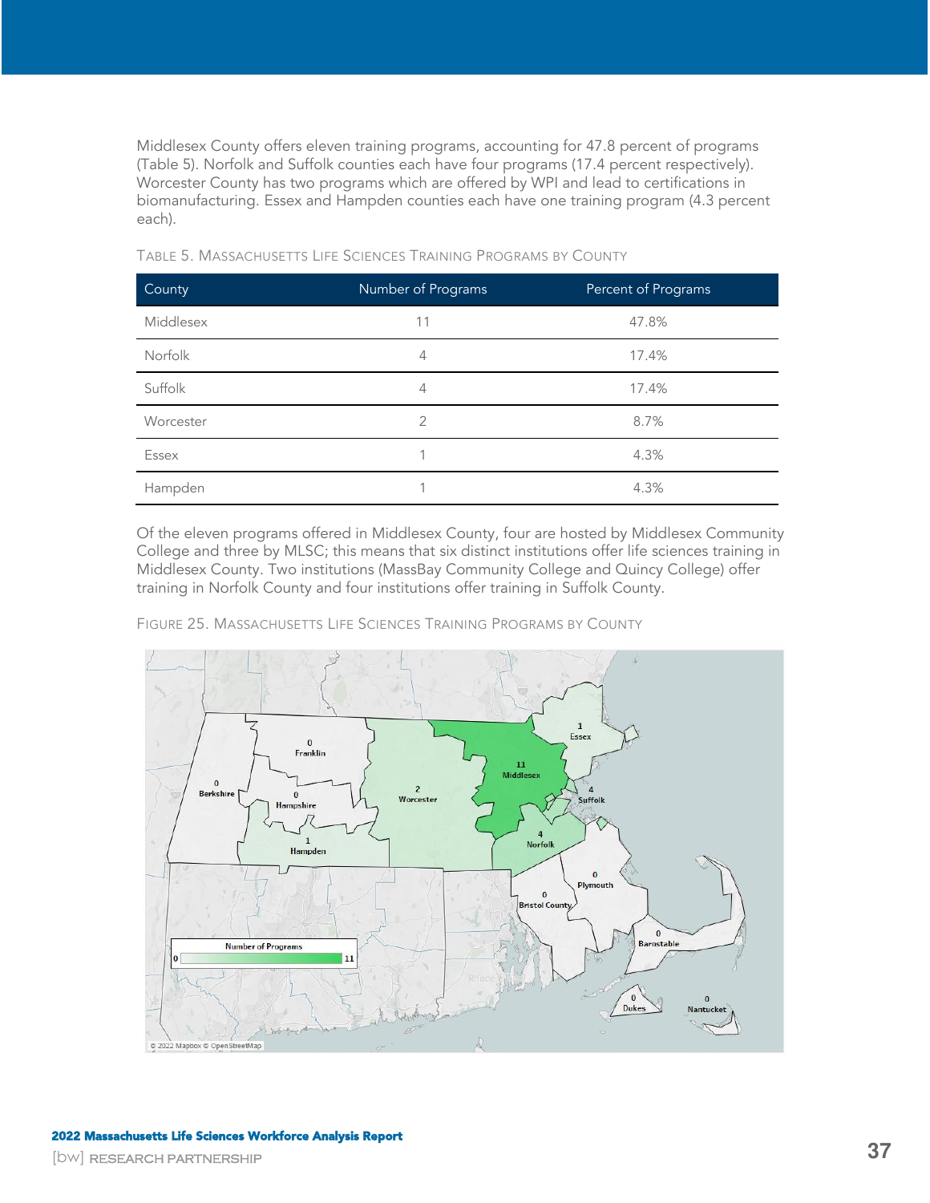Middlesex County offers eleven training programs, accounting for 47.8 percent of programs (Table 5). Norfolk and Suffolk counties each have four programs (17.4 percent respectively). Worcester County has two programs which are offered by WPI and lead to certifications in biomanufacturing. Essex and Hampden counties each have one training program (4.3 percent each).

TABLE 5. MASSACHUSETTS LIFE SCIENCES TRAINING PROGRAMS BY COUNTY

| County | Number of Programs | Percent of Programs |
|---|---|---|
| Middlesex | 11 | 47.8% |
| Norfolk | 4 | 17.4% |
| Suffolk | 4 | 17.4% |
| Worcester | 2 | 8.7% |
| Essex | 1 | 4.3% |
| Hampden | 1 | 4.3% |

Of the eleven programs offered in Middlesex County, four are hosted by Middlesex Community College and three by MLSC; this means that six distinct institutions offer life sciences training in Middlesex County. Two institutions (MassBay Community College and Quincy College) offer training in Norfolk County and four institutions offer training in Suffolk County.

FIGURE 25. MASSACHUSETTS LIFE SCIENCES TRAINING PROGRAMS BY COUNTY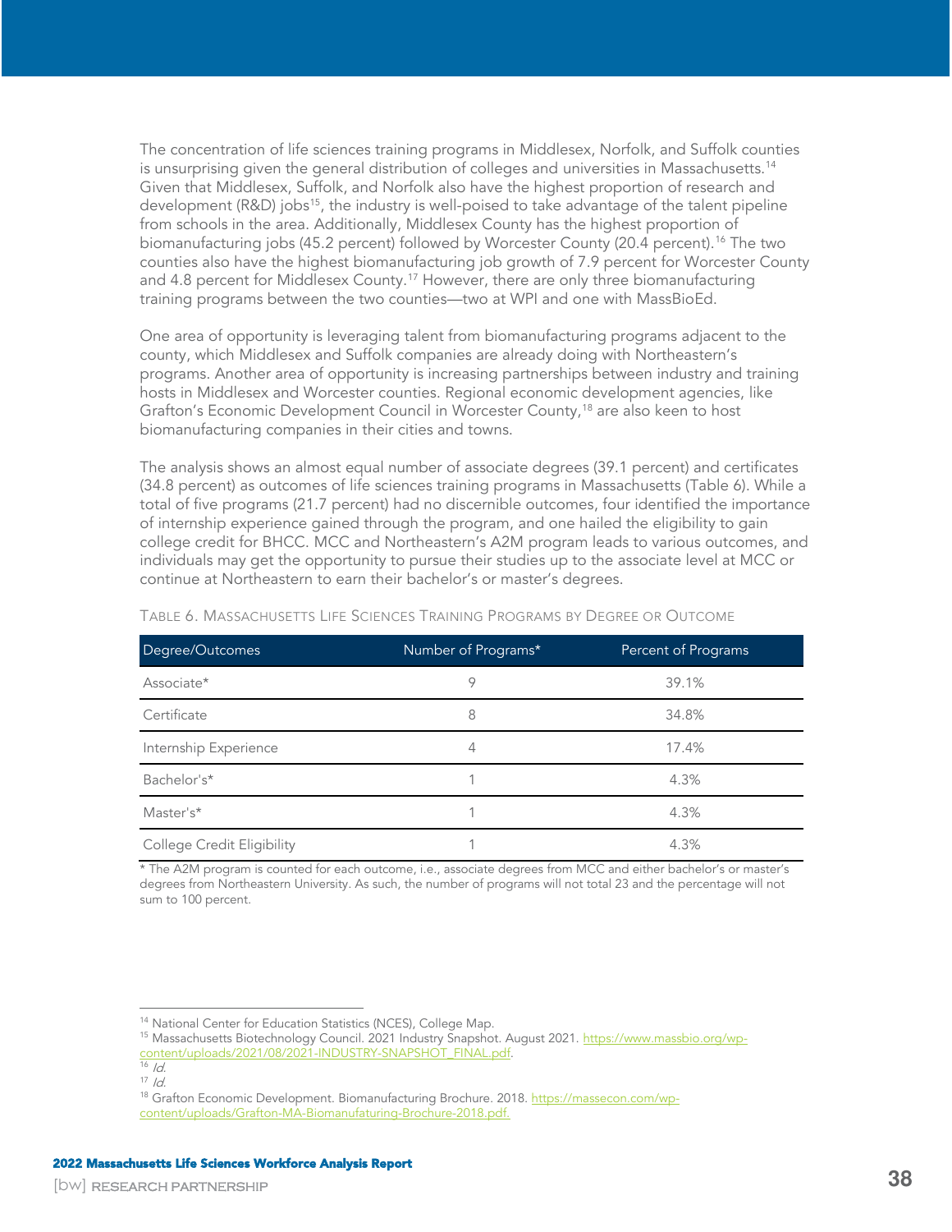The concentration of life sciences training programs in Middlesex, Norfolk, and Suffolk counties is unsurprising given the general distribution of colleges and universities in Massachusetts.[14] Given that Middlesex, Suffolk, and Norfolk also have the highest proportion of research and development (R&D) jobs[15], the industry is well-poised to take advantage of the talent pipeline from schools in the area. Additionally, Middlesex County has the highest proportion of biomanufacturing jobs (45.2 percent) followed by Worcester County (20.4 percent).[16] The two counties also have the highest biomanufacturing job growth of 7.9 percent for Worcester County and 4.8 percent for Middlesex County.[17] However, there are only three biomanufacturing training programs between the two counties—two at WPI and one with MassBioEd.

One area of opportunity is leveraging talent from biomanufacturing programs adjacent to the county, which Middlesex and Suffolk companies are already doing with Northeastern's programs. Another area of opportunity is increasing partnerships between industry and training hosts in Middlesex and Worcester counties. Regional economic development agencies, like Grafton's Economic Development Council in Worcester County,[18] are also keen to host biomanufacturing companies in their cities and towns.

The analysis shows an almost equal number of associate degrees (39.1 percent) and certificates (34.8 percent) as outcomes of life sciences training programs in Massachusetts (Table 6). While a total of five programs (21.7 percent) had no discernible outcomes, four identified the importance of internship experience gained through the program, and one hailed the eligibility to gain college credit for BHCC. MCC and Northeastern's A2M program leads to various outcomes, and individuals may get the opportunity to pursue their studies up to the associate level at MCC or continue at Northeastern to earn their bachelor's or master's degrees.

TABLE 6. MASSACHUSETTS LIFE SCIENCES TRAINING PROGRAMS BY DEGREE OR OUTCOME

| Degree/Outcomes | Number of Programs* | Percent of Programs |
|---|---|---|
| Associate* | 9 | 39.1% |
| Certificate | 8 | 34.8% |
| Internship Experience | 4 | 17.4% |
| Bachelor's* | 1 | 4.3% |
| Master's* | 1 | 4.3% |
| College Credit Eligibility | 1 | 4.3% |

* The A2M program is counted for each outcome, i.e., associate degrees from MCC and either bachelor's or master's degrees from Northeastern University. As such, the number of programs will not total 23 and the percentage will not sum to 100 percent.

[14] National Center for Education Statistics (NCES), College Map.

[15] Massachusetts Biotechnology Council. 2021 Industry Snapshot. August 2021. https://www.massbio.org/wp-content/uploads/2021/08/2021-INDUSTRY-SNAPSHOT_FINAL.pdf.

[16] *Id.*

[17] *Id.*

[18] Grafton Economic Development. Biomanufacturing Brochure. 2018. https://massecon.com/wp-content/uploads/Grafton-MA-Biomanufaturing-Brochure-2018.pdf.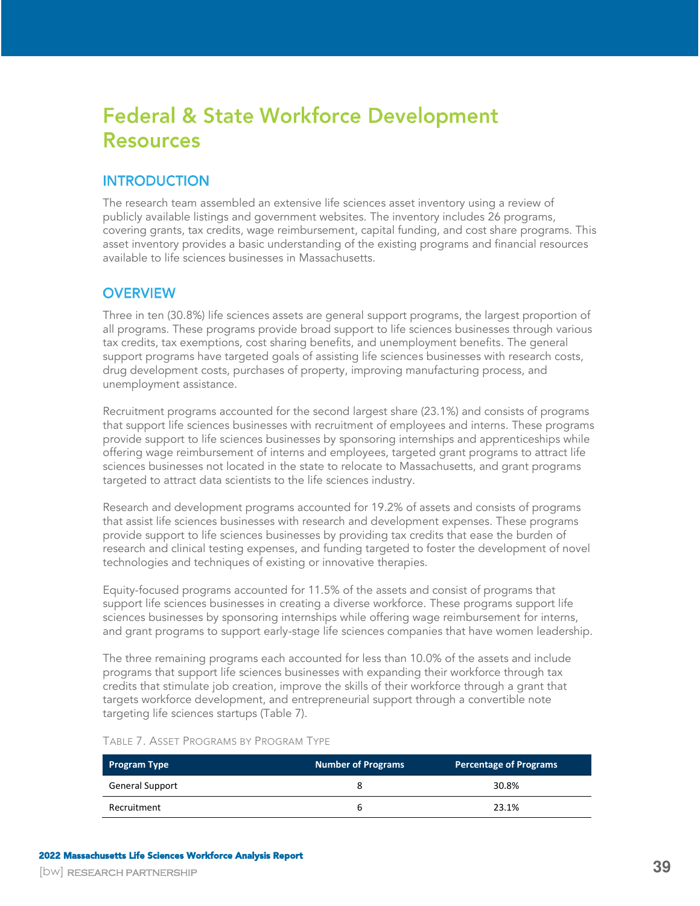# Federal & State Workforce Development Resources

## INTRODUCTION

The research team assembled an extensive life sciences asset inventory using a review of publicly available listings and government websites. The inventory includes 26 programs, covering grants, tax credits, wage reimbursement, capital funding, and cost share programs. This asset inventory provides a basic understanding of the existing programs and financial resources available to life sciences businesses in Massachusetts.

## OVERVIEW

Three in ten (30.8%) life sciences assets are general support programs, the largest proportion of all programs. These programs provide broad support to life sciences businesses through various tax credits, tax exemptions, cost sharing benefits, and unemployment benefits. The general support programs have targeted goals of assisting life sciences businesses with research costs, drug development costs, purchases of property, improving manufacturing process, and unemployment assistance.

Recruitment programs accounted for the second largest share (23.1%) and consists of programs that support life sciences businesses with recruitment of employees and interns. These programs provide support to life sciences businesses by sponsoring internships and apprenticeships while offering wage reimbursement of interns and employees, targeted grant programs to attract life sciences businesses not located in the state to relocate to Massachusetts, and grant programs targeted to attract data scientists to the life sciences industry.

Research and development programs accounted for 19.2% of assets and consists of programs that assist life sciences businesses with research and development expenses. These programs provide support to life sciences businesses by providing tax credits that ease the burden of research and clinical testing expenses, and funding targeted to foster the development of novel technologies and techniques of existing or innovative therapies.

Equity-focused programs accounted for 11.5% of the assets and consist of programs that support life sciences businesses in creating a diverse workforce. These programs support life sciences businesses by sponsoring internships while offering wage reimbursement for interns, and grant programs to support early-stage life sciences companies that have women leadership.

The three remaining programs each accounted for less than 10.0% of the assets and include programs that support life sciences businesses with expanding their workforce through tax credits that stimulate job creation, improve the skills of their workforce through a grant that targets workforce development, and entrepreneurial support through a convertible note targeting life sciences startups (Table 7).

TABLE 7. ASSET PROGRAMS BY PROGRAM TYPE

| Program Type | Number of Programs | Percentage of Programs |
|---|---|---|
| General Support | 8 | 30.8% |
| Recruitment | 6 | 23.1% |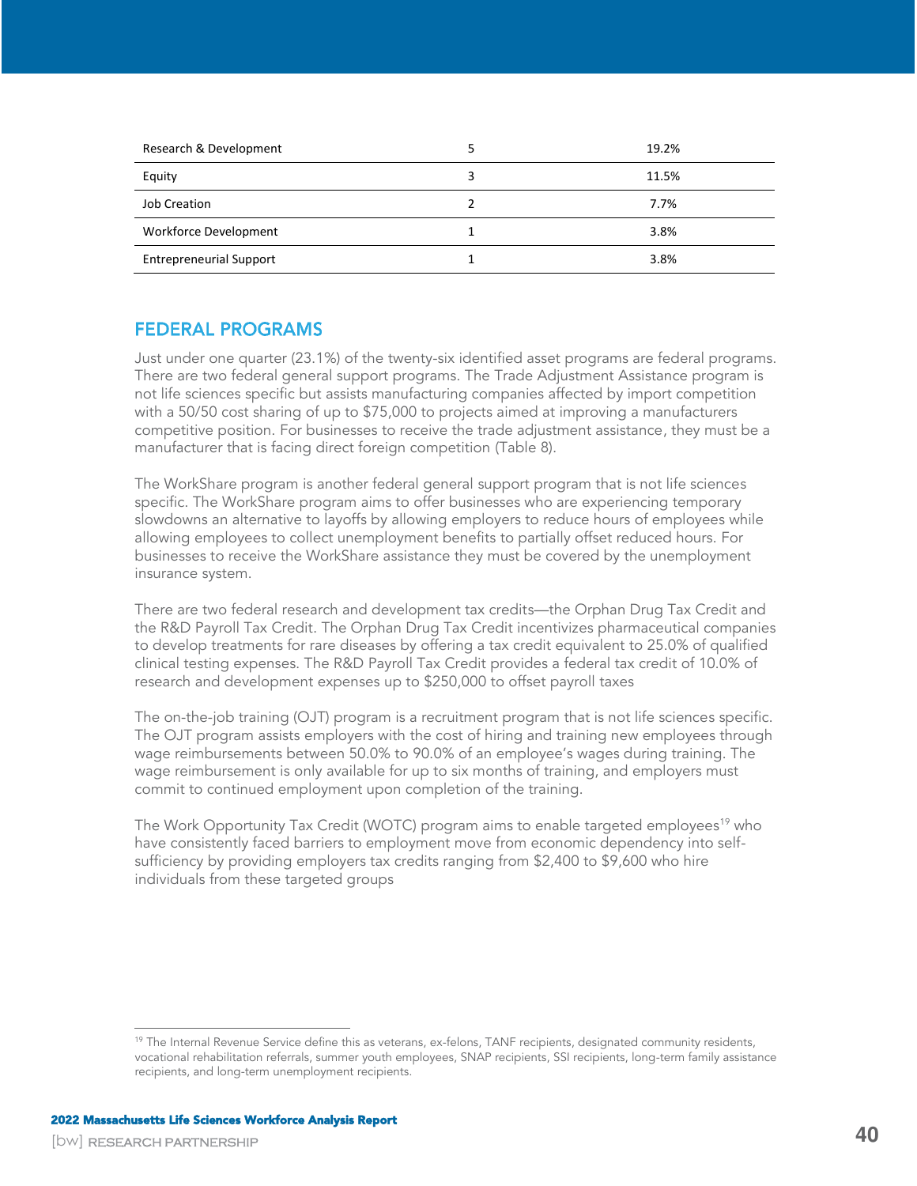| Research & Development | 5 | 19.2% |
|---|---|---|
| Equity | 3 | 11.5% |
| Job Creation | 2 | 7.7% |
| Workforce Development | 1 | 3.8% |
| Entrepreneurial Support | 1 | 3.8% |

## FEDERAL PROGRAMS

Just under one quarter (23.1%) of the twenty-six identified asset programs are federal programs. There are two federal general support programs. The Trade Adjustment Assistance program is not life sciences specific but assists manufacturing companies affected by import competition with a 50/50 cost sharing of up to $75,000 to projects aimed at improving a manufacturers competitive position. For businesses to receive the trade adjustment assistance, they must be a manufacturer that is facing direct foreign competition (Table 8).

The WorkShare program is another federal general support program that is not life sciences specific. The WorkShare program aims to offer businesses who are experiencing temporary slowdowns an alternative to layoffs by allowing employers to reduce hours of employees while allowing employees to collect unemployment benefits to partially offset reduced hours. For businesses to receive the WorkShare assistance they must be covered by the unemployment insurance system.

There are two federal research and development tax credits—the Orphan Drug Tax Credit and the R&D Payroll Tax Credit. The Orphan Drug Tax Credit incentivizes pharmaceutical companies to develop treatments for rare diseases by offering a tax credit equivalent to 25.0% of qualified clinical testing expenses. The R&D Payroll Tax Credit provides a federal tax credit of 10.0% of research and development expenses up to $250,000 to offset payroll taxes

The on-the-job training (OJT) program is a recruitment program that is not life sciences specific. The OJT program assists employers with the cost of hiring and training new employees through wage reimbursements between 50.0% to 90.0% of an employee's wages during training. The wage reimbursement is only available for up to six months of training, and employers must commit to continued employment upon completion of the training.

The Work Opportunity Tax Credit (WOTC) program aims to enable targeted employees[19] who have consistently faced barriers to employment move from economic dependency into self-sufficiency by providing employers tax credits ranging from $2,400 to $9,600 who hire individuals from these targeted groups

[19] The Internal Revenue Service define this as veterans, ex-felons, TANF recipients, designated community residents, vocational rehabilitation referrals, summer youth employees, SNAP recipients, SSI recipients, long-term family assistance recipients, and long-term unemployment recipients.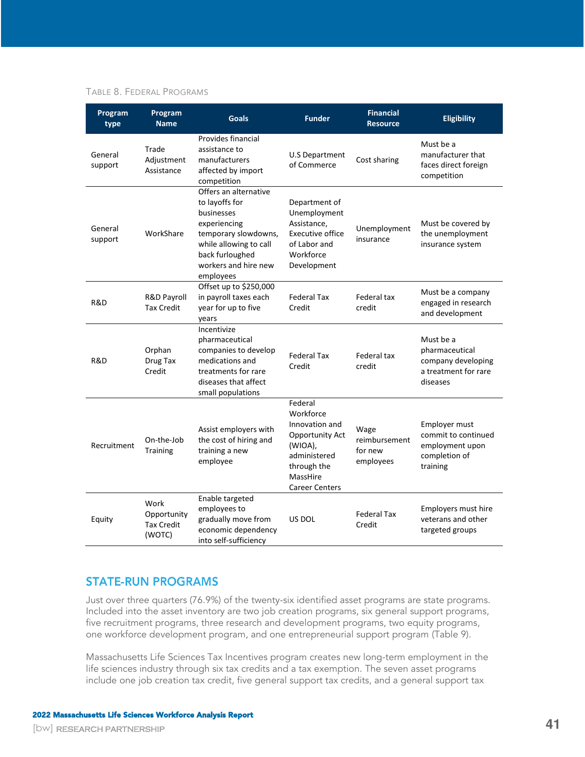Table 8. Federal Programs

| Program type | Program Name | Goals | Funder | Financial Resource | Eligibility |
|---|---|---|---|---|---|
| General support | Trade Adjustment Assistance | Provides financial assistance to manufacturers affected by import competition | U.S Department of Commerce | Cost sharing | Must be a manufacturer that faces direct foreign competition |
| General support | WorkShare | Offers an alternative to layoffs for businesses experiencing temporary slowdowns, while allowing to call back furloughed workers and hire new employees | Department of Unemployment Assistance, Executive office of Labor and Workforce Development | Unemployment insurance | Must be covered by the unemployment insurance system |
| R&D | R&D Payroll Tax Credit | Offset up to $250,000 in payroll taxes each year for up to five years | Federal Tax Credit | Federal tax credit | Must be a company engaged in research and development |
| R&D | Orphan Drug Tax Credit | Incentivize pharmaceutical companies to develop medications and treatments for rare diseases that affect small populations | Federal Tax Credit | Federal tax credit | Must be a pharmaceutical company developing a treatment for rare diseases |
| Recruitment | On-the-Job Training | Assist employers with the cost of hiring and training a new employee | Federal Workforce Innovation and Opportunity Act (WIOA), administered through the MassHire Career Centers | Wage reimbursement for new employees | Employer must commit to continued employment upon completion of training |
| Equity | Work Opportunity Tax Credit (WOTC) | Enable targeted employees to gradually move from economic dependency into self-sufficiency | US DOL | Federal Tax Credit | Employers must hire veterans and other targeted groups |

## STATE-RUN PROGRAMS

Just over three quarters (76.9%) of the twenty-six identified asset programs are state programs. Included into the asset inventory are two job creation programs, six general support programs, five recruitment programs, three research and development programs, two equity programs, one workforce development program, and one entrepreneurial support program (Table 9).

Massachusetts Life Sciences Tax Incentives program creates new long-term employment in the life sciences industry through six tax credits and a tax exemption. The seven asset programs include one job creation tax credit, five general support tax credits, and a general support tax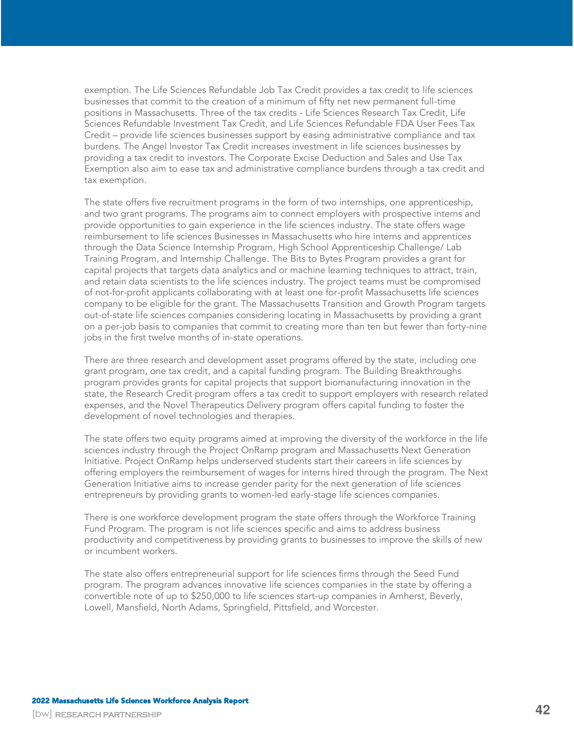exemption. The Life Sciences Refundable Job Tax Credit provides a tax credit to life sciences businesses that commit to the creation of a minimum of fifty net new permanent full-time positions in Massachusetts. Three of the tax credits - Life Sciences Research Tax Credit, Life Sciences Refundable Investment Tax Credit, and Life Sciences Refundable FDA User Fees Tax Credit – provide life sciences businesses support by easing administrative compliance and tax burdens. The Angel Investor Tax Credit increases investment in life sciences businesses by providing a tax credit to investors. The Corporate Excise Deduction and Sales and Use Tax Exemption also aim to ease tax and administrative compliance burdens through a tax credit and tax exemption.

The state offers five recruitment programs in the form of two internships, one apprenticeship, and two grant programs. The programs aim to connect employers with prospective interns and provide opportunities to gain experience in the life sciences industry. The state offers wage reimbursement to life sciences Businesses in Massachusetts who hire interns and apprentices through the Data Science Internship Program, High School Apprenticeship Challenge/ Lab Training Program, and Internship Challenge. The Bits to Bytes Program provides a grant for capital projects that targets data analytics and or machine learning techniques to attract, train, and retain data scientists to the life sciences industry. The project teams must be compromised of not-for-profit applicants collaborating with at least one for-profit Massachusetts life sciences company to be eligible for the grant. The Massachusetts Transition and Growth Program targets out-of-state life sciences companies considering locating in Massachusetts by providing a grant on a per-job basis to companies that commit to creating more than ten but fewer than forty-nine jobs in the first twelve months of in-state operations.

There are three research and development asset programs offered by the state, including one grant program, one tax credit, and a capital funding program. The Building Breakthroughs program provides grants for capital projects that support biomanufacturing innovation in the state, the Research Credit program offers a tax credit to support employers with research related expenses, and the Novel Therapeutics Delivery program offers capital funding to foster the development of novel technologies and therapies.

The state offers two equity programs aimed at improving the diversity of the workforce in the life sciences industry through the Project OnRamp program and Massachusetts Next Generation Initiative. Project OnRamp helps underserved students start their careers in life sciences by offering employers the reimbursement of wages for interns hired through the program. The Next Generation Initiative aims to increase gender parity for the next generation of life sciences entrepreneurs by providing grants to women-led early-stage life sciences companies.

There is one workforce development program the state offers through the Workforce Training Fund Program. The program is not life sciences specific and aims to address business productivity and competitiveness by providing grants to businesses to improve the skills of new or incumbent workers.

The state also offers entrepreneurial support for life sciences firms through the Seed Fund program. The program advances innovative life sciences companies in the state by offering a convertible note of up to $250,000 to life sciences start-up companies in Amherst, Beverly, Lowell, Mansfield, North Adams, Springfield, Pittsfield, and Worcester.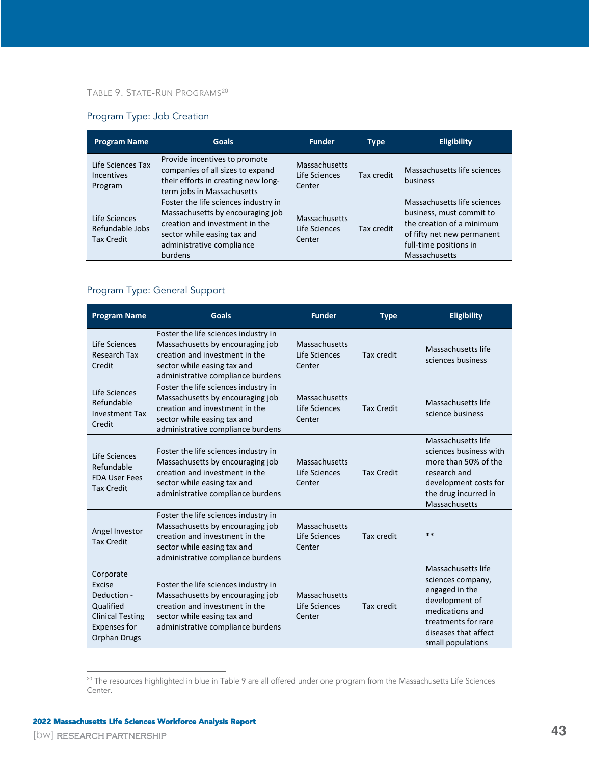TABLE 9. STATE-RUN PROGRAMS[20]

### Program Type: Job Creation

| Program Name | Goals | Funder | Type | Eligibility |
|---|---|---|---|---|
| Life Sciences Tax Incentives Program | Provide incentives to promote companies of all sizes to expand their efforts in creating new long-term jobs in Massachusetts | Massachusetts Life Sciences Center | Tax credit | Massachusetts life sciences business |
| Life Sciences Refundable Jobs Tax Credit | Foster the life sciences industry in Massachusetts by encouraging job creation and investment in the sector while easing tax and administrative compliance burdens | Massachusetts Life Sciences Center | Tax credit | Massachusetts life sciences business, must commit to the creation of a minimum of fifty net new permanent full-time positions in Massachusetts |

### Program Type: General Support

| Program Name | Goals | Funder | Type | Eligibility |
|---|---|---|---|---|
| Life Sciences Research Tax Credit | Foster the life sciences industry in Massachusetts by encouraging job creation and investment in the sector while easing tax and administrative compliance burdens | Massachusetts Life Sciences Center | Tax credit | Massachusetts life sciences business |
| Life Sciences Refundable Investment Tax Credit | Foster the life sciences industry in Massachusetts by encouraging job creation and investment in the sector while easing tax and administrative compliance burdens | Massachusetts Life Sciences Center | Tax Credit | Massachusetts life science business |
| Life Sciences Refundable FDA User Fees Tax Credit | Foster the life sciences industry in Massachusetts by encouraging job creation and investment in the sector while easing tax and administrative compliance burdens | Massachusetts Life Sciences Center | Tax Credit | Massachusetts life sciences business with more than 50% of the research and development costs for the drug incurred in Massachusetts |
| Angel Investor Tax Credit | Foster the life sciences industry in Massachusetts by encouraging job creation and investment in the sector while easing tax and administrative compliance burdens | Massachusetts Life Sciences Center | Tax credit | ** |
| Corporate Excise Deduction - Qualified Clinical Testing Expenses for Orphan Drugs | Foster the life sciences industry in Massachusetts by encouraging job creation and investment in the sector while easing tax and administrative compliance burdens | Massachusetts Life Sciences Center | Tax credit | Massachusetts life sciences company, engaged in the development of medications and treatments for rare diseases that affect small populations |

[20] The resources highlighted in blue in Table 9 are all offered under one program from the Massachusetts Life Sciences Center.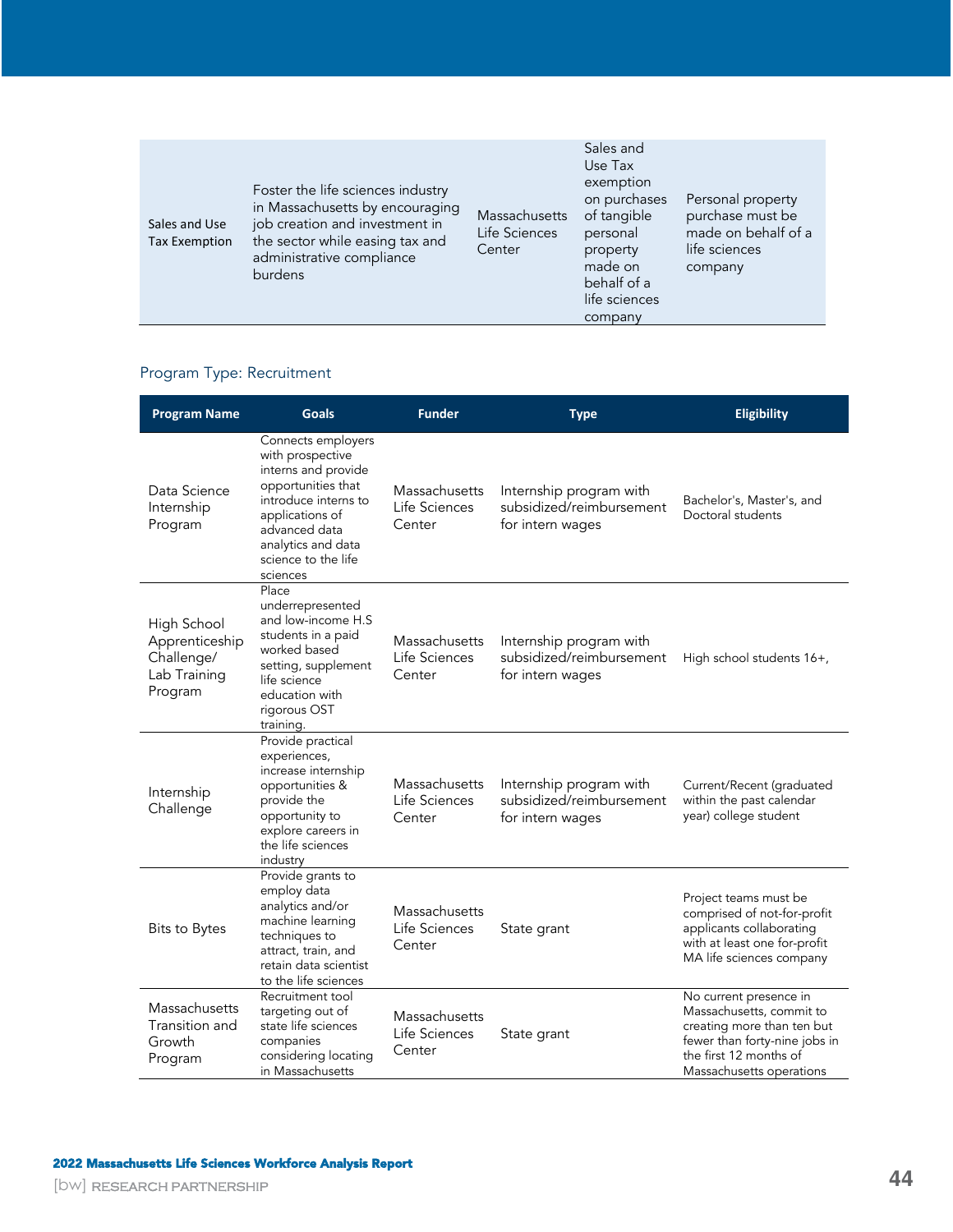| | | | | |
|---|---|---|---|---|
| Sales and Use Tax Exemption | Foster the life sciences industry in Massachusetts by encouraging job creation and investment in the sector while easing tax and administrative compliance burdens | Massachusetts Life Sciences Center | Sales and Use Tax exemption on purchases of tangible personal property made on behalf of a life sciences company | Personal property purchase must be made on behalf of a life sciences company |

### Program Type: Recruitment

| Program Name | Goals | Funder | Type | Eligibility |
|---|---|---|---|---|
| Data Science Internship Program | Connects employers with prospective interns and provide opportunities that introduce interns to applications of advanced data analytics and data science to the life sciences | Massachusetts Life Sciences Center | Internship program with subsidized/reimbursement for intern wages | Bachelor's, Master's, and Doctoral students |
| High School Apprenticeship Challenge/ Lab Training Program | Place underrepresented and low-income H.S students in a paid worked based setting, supplement life science education with rigorous OST training. | Massachusetts Life Sciences Center | Internship program with subsidized/reimbursement for intern wages | High school students 16+, |
| Internship Challenge | Provide practical experiences, increase internship opportunities & provide the opportunity to explore careers in the life sciences industry | Massachusetts Life Sciences Center | Internship program with subsidized/reimbursement for intern wages | Current/Recent (graduated within the past calendar year) college student |
| Bits to Bytes | Provide grants to employ data analytics and/or machine learning techniques to attract, train, and retain data scientist to the life sciences | Massachusetts Life Sciences Center | State grant | Project teams must be comprised of not-for-profit applicants collaborating with at least one for-profit MA life sciences company |
| Massachusetts Transition and Growth Program | Recruitment tool targeting out of state life sciences companies considering locating in Massachusetts | Massachusetts Life Sciences Center | State grant | No current presence in Massachusetts, commit to creating more than ten but fewer than forty-nine jobs in the first 12 months of Massachusetts operations |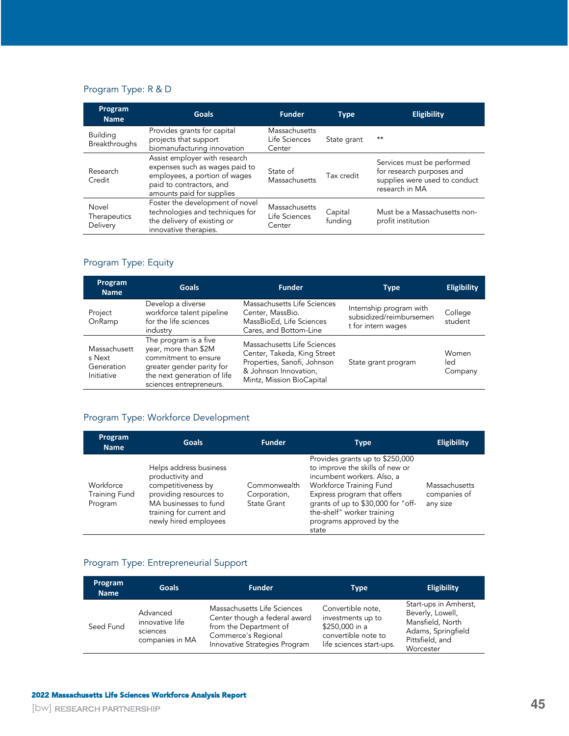### Program Type: R & D

| Program Name | Goals | Funder | Type | Eligibility |
|---|---|---|---|---|
| Building Breakthroughs | Provides grants for capital projects that support biomanufacturing innovation | Massachusetts Life Sciences Center | State grant | ** |
| Research Credit | Assist employer with research expenses such as wages paid to employees, a portion of wages paid to contractors, and amounts paid for supplies | State of Massachusetts | Tax credit | Services must be performed for research purposes and supplies were used to conduct research in MA |
| Novel Therapeutics Delivery | Foster the development of novel technologies and techniques for the delivery of existing or innovative therapies. | Massachusetts Life Sciences Center | Capital funding | Must be a Massachusetts non-profit institution |

### Program Type: Equity

| Program Name | Goals | Funder | Type | Eligibility |
|---|---|---|---|---|
| Project OnRamp | Develop a diverse workforce talent pipeline for the life sciences industry | Massachusetts Life Sciences Center, MassBio. MassBioEd, Life Sciences Cares, and Bottom-Line | Internship program with subsidized/reimbursement for intern wages | College student |
| Massachusetts Next Generation Initiative | The program is a five year, more than $2M commitment to ensure greater gender parity for the next generation of life sciences entrepreneurs. | Massachusetts Life Sciences Center, Takeda, King Street Properties, Sanofi, Johnson & Johnson Innovation, Mintz, Mission BioCapital | State grant program | Women led Company |

### Program Type: Workforce Development

| Program Name | Goals | Funder | Type | Eligibility |
|---|---|---|---|---|
| Workforce Training Fund Program | Helps address business productivity and competitiveness by providing resources to MA businesses to fund training for current and newly hired employees | Commonwealth Corporation, State Grant | Provides grants up to $250,000 to improve the skills of new or incumbent workers. Also, a Workforce Training Fund Express program that offers grants of up to $30,000 for "off-the-shelf" worker training programs approved by the state | Massachusetts companies of any size |

### Program Type: Entrepreneurial Support

| Program Name | Goals | Funder | Type | Eligibility |
|---|---|---|---|---|
| Seed Fund | Advanced innovative life sciences companies in MA | Massachusetts Life Sciences Center though a federal award from the Department of Commerce's Regional Innovative Strategies Program | Convertible note, investments up to $250,000 in a convertible note to life sciences start-ups. | Start-ups in Amherst, Beverly, Lowell, Mansfield, North Adams, Springfield Pittsfield, and Worcester |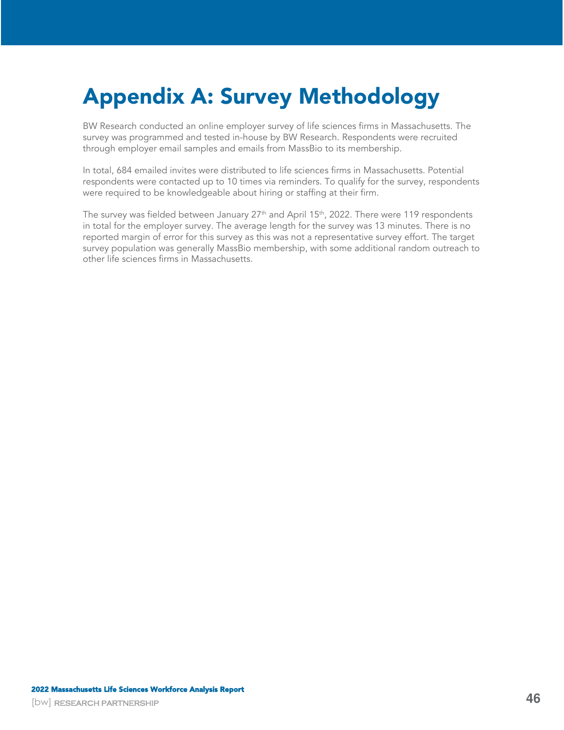# Appendix A: Survey Methodology

BW Research conducted an online employer survey of life sciences firms in Massachusetts. The survey was programmed and tested in-house by BW Research. Respondents were recruited through employer email samples and emails from MassBio to its membership.

In total, 684 emailed invites were distributed to life sciences firms in Massachusetts. Potential respondents were contacted up to 10 times via reminders. To qualify for the survey, respondents were required to be knowledgeable about hiring or staffing at their firm.

The survey was fielded between January 27th and April 15th, 2022. There were 119 respondents in total for the employer survey. The average length for the survey was 13 minutes. There is no reported margin of error for this survey as this was not a representative survey effort. The target survey population was generally MassBio membership, with some additional random outreach to other life sciences firms in Massachusetts.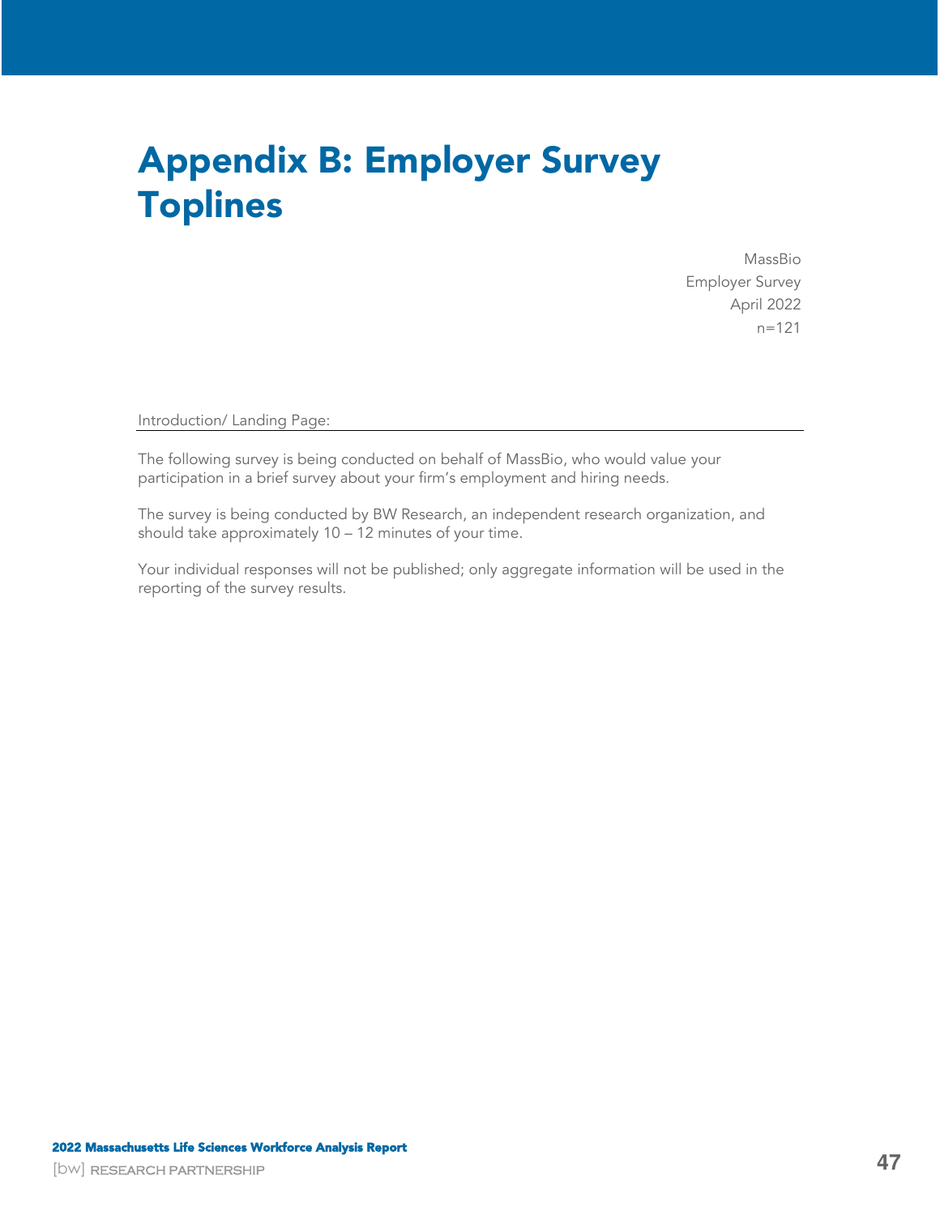# Appendix B: Employer Survey Toplines

MassBio
Employer Survey
April 2022
n=121

Introduction/ Landing Page:

The following survey is being conducted on behalf of MassBio, who would value your participation in a brief survey about your firm's employment and hiring needs.

The survey is being conducted by BW Research, an independent research organization, and should take approximately 10 – 12 minutes of your time.

Your individual responses will not be published; only aggregate information will be used in the reporting of the survey results.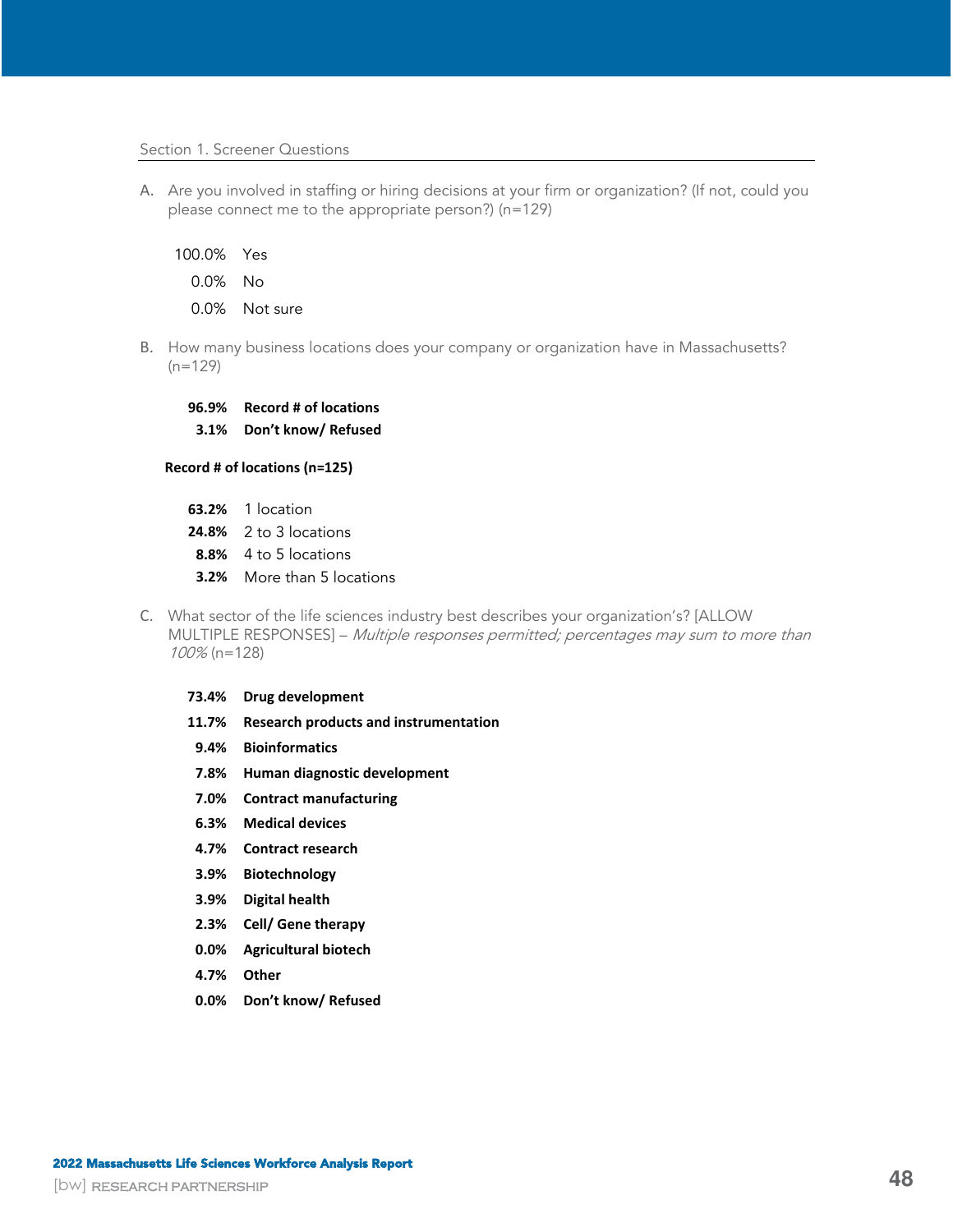## Section 1. Screener Questions

A. Are you involved in staffing or hiring decisions at your firm or organization? (If not, could you please connect me to the appropriate person?) (n=129)

| | |
|---|---|
| 100.0% | Yes |
| 0.0% | No |
| 0.0% | Not sure |

B. How many business locations does your company or organization have in Massachusetts? (n=129)

| | |
|---|---|
| **96.9%** | **Record # of locations** |
| **3.1%** | **Don't know/ Refused** |

**Record # of locations (n=125)**

| | |
|---|---|
| **63.2%** | 1 location |
| **24.8%** | 2 to 3 locations |
| **8.8%** | 4 to 5 locations |
| **3.2%** | More than 5 locations |

C. What sector of the life sciences industry best describes your organization's? [ALLOW MULTIPLE RESPONSES] – *Multiple responses permitted; percentages may sum to more than 100%* (n=128)

| | |
|---|---|
| **73.4%** | **Drug development** |
| **11.7%** | **Research products and instrumentation** |
| **9.4%** | **Bioinformatics** |
| **7.8%** | **Human diagnostic development** |
| **7.0%** | **Contract manufacturing** |
| **6.3%** | **Medical devices** |
| **4.7%** | **Contract research** |
| **3.9%** | **Biotechnology** |
| **3.9%** | **Digital health** |
| **2.3%** | **Cell/ Gene therapy** |
| **0.0%** | **Agricultural biotech** |
| **4.7%** | **Other** |
| **0.0%** | **Don't know/ Refused** |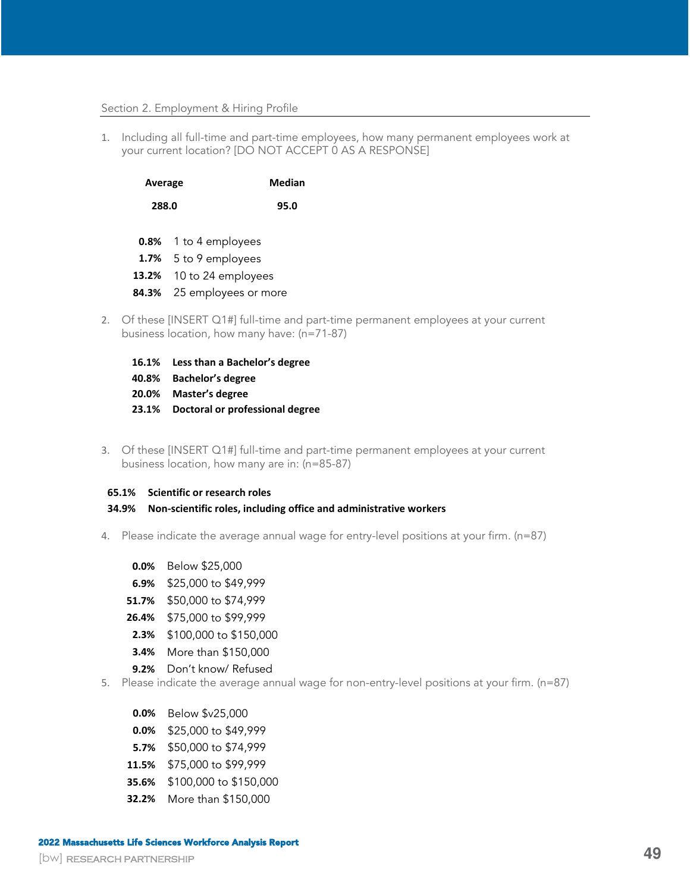## Section 2. Employment & Hiring Profile

1. Including all full-time and part-time employees, how many permanent employees work at your current location? [DO NOT ACCEPT 0 AS A RESPONSE]

| Average | Median |
|---|---|
| 288.0 | 95.0 |

**0.8%** 1 to 4 employees
**1.7%** 5 to 9 employees
**13.2%** 10 to 24 employees
**84.3%** 25 employees or more

2. Of these [INSERT Q1#] full-time and part-time permanent employees at your current business location, how many have: (n=71-87)

**16.1% Less than a Bachelor's degree**
**40.8% Bachelor's degree**
**20.0% Master's degree**
**23.1% Doctoral or professional degree**

3. Of these [INSERT Q1#] full-time and part-time permanent employees at your current business location, how many are in: (n=85-87)

**65.1% Scientific or research roles**
**34.9% Non-scientific roles, including office and administrative workers**

4. Please indicate the average annual wage for entry-level positions at your firm. (n=87)

**0.0%** Below $25,000
**6.9%** $25,000 to $49,999
**51.7%** $50,000 to $74,999
**26.4%** $75,000 to $99,999
**2.3%** $100,000 to $150,000
**3.4%** More than $150,000
**9.2%** Don't know/ Refused

5. Please indicate the average annual wage for non-entry-level positions at your firm. (n=87)

**0.0%** Below $v25,000
**0.0%** $25,000 to $49,999
**5.7%** $50,000 to $74,999
**11.5%** $75,000 to $99,999
**35.6%** $100,000 to $150,000
**32.2%** More than $150,000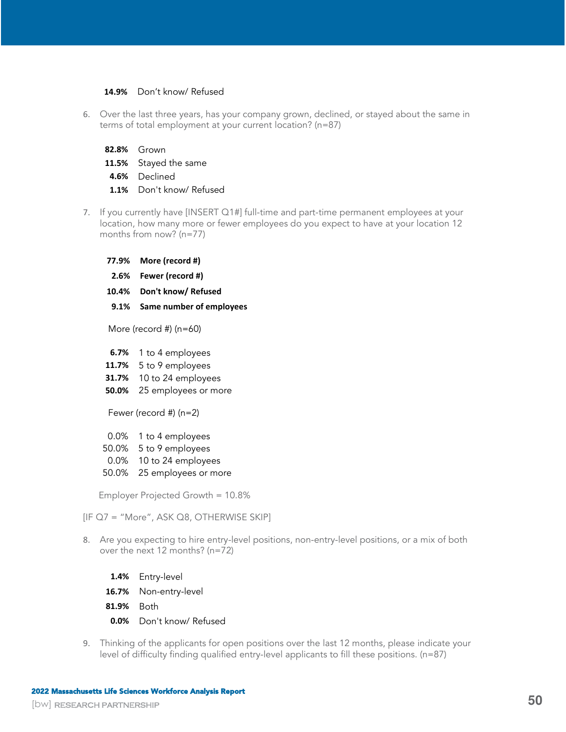**14.9%** Don't know/ Refused

6. Over the last three years, has your company grown, declined, or stayed about the same in terms of total employment at your current location? (n=87)

**82.8%** Grown
**11.5%** Stayed the same
**4.6%** Declined
**1.1%** Don't know/ Refused

7. If you currently have [INSERT Q1#] full-time and part-time permanent employees at your location, how many more or fewer employees do you expect to have at your location 12 months from now? (n=77)

**77.9%** **More (record #)**
**2.6%** **Fewer (record #)**
**10.4%** **Don't know/ Refused**
**9.1%** **Same number of employees**

More (record #) (n=60)

**6.7%** 1 to 4 employees
**11.7%** 5 to 9 employees
**31.7%** 10 to 24 employees
**50.0%** 25 employees or more

Fewer (record #) (n=2)

0.0% 1 to 4 employees
50.0% 5 to 9 employees
0.0% 10 to 24 employees
50.0% 25 employees or more

Employer Projected Growth = 10.8%

[IF Q7 = "More", ASK Q8, OTHERWISE SKIP]

8. Are you expecting to hire entry-level positions, non-entry-level positions, or a mix of both over the next 12 months? (n=72)

**1.4%** Entry-level
**16.7%** Non-entry-level
**81.9%** Both
**0.0%** Don't know/ Refused

9. Thinking of the applicants for open positions over the last 12 months, please indicate your level of difficulty finding qualified entry-level applicants to fill these positions. (n=87)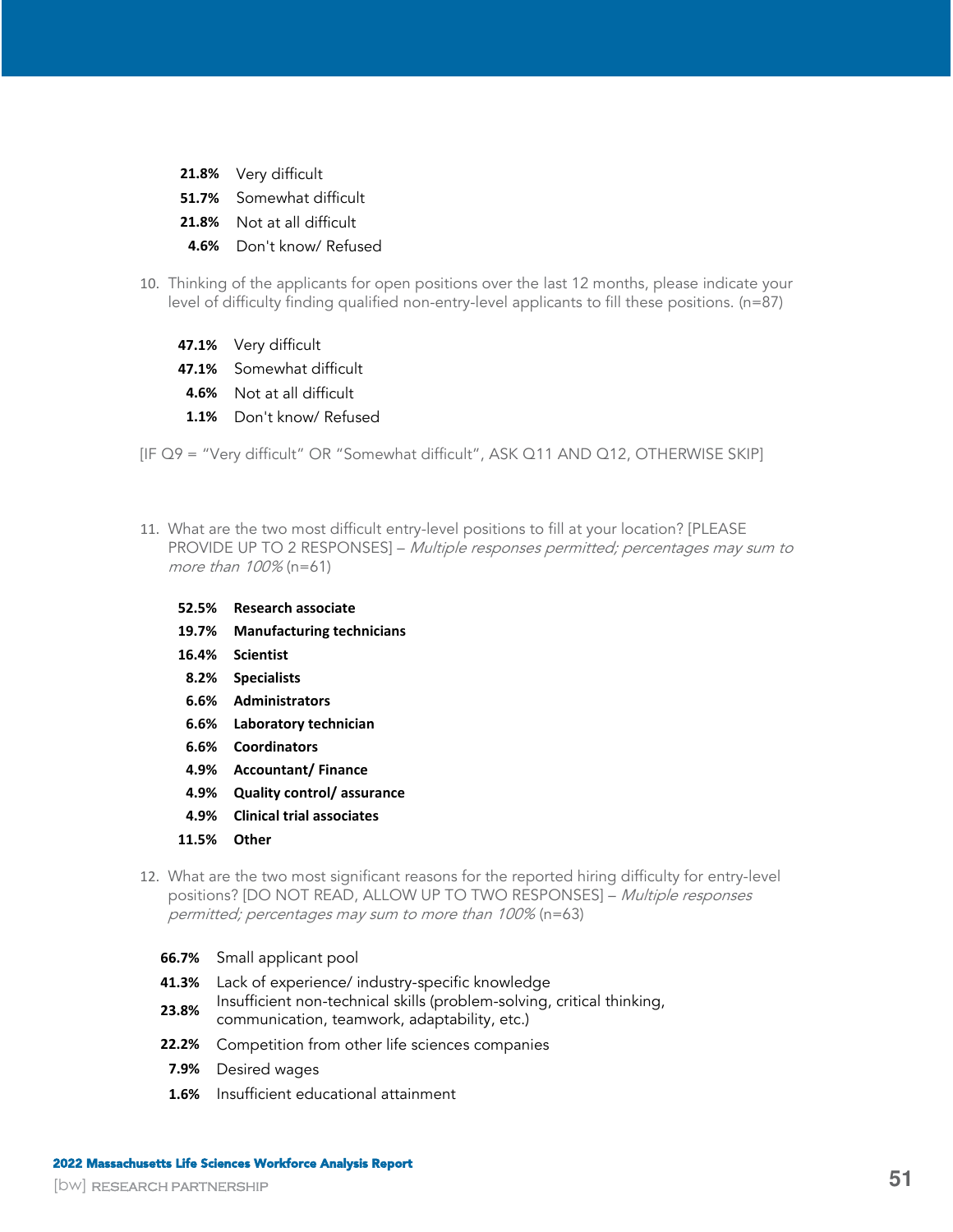- **21.8%** Very difficult
- **51.7%** Somewhat difficult
- **21.8%** Not at all difficult
- **4.6%** Don't know/ Refused

10. Thinking of the applicants for open positions over the last 12 months, please indicate your level of difficulty finding qualified non-entry-level applicants to fill these positions. (n=87)

- **47.1%** Very difficult
- **47.1%** Somewhat difficult
- **4.6%** Not at all difficult
- **1.1%** Don't know/ Refused

[IF Q9 = "Very difficult" OR "Somewhat difficult", ASK Q11 AND Q12, OTHERWISE SKIP]

11. What are the two most difficult entry-level positions to fill at your location? [PLEASE PROVIDE UP TO 2 RESPONSES] – *Multiple responses permitted; percentages may sum to more than 100%* (n=61)

- **52.5%** **Research associate**
- **19.7%** **Manufacturing technicians**
- **16.4%** **Scientist**
- **8.2%** **Specialists**
- **6.6%** **Administrators**
- **6.6%** **Laboratory technician**
- **6.6%** **Coordinators**
- **4.9%** **Accountant/ Finance**
- **4.9%** **Quality control/ assurance**
- **4.9%** **Clinical trial associates**
- **11.5%** **Other**

12. What are the two most significant reasons for the reported hiring difficulty for entry-level positions? [DO NOT READ, ALLOW UP TO TWO RESPONSES] – *Multiple responses permitted; percentages may sum to more than 100%* (n=63)

- **66.7%** Small applicant pool
- **41.3%** Lack of experience/ industry-specific knowledge
- **23.8%** Insufficient non-technical skills (problem-solving, critical thinking, communication, teamwork, adaptability, etc.)
- **22.2%** Competition from other life sciences companies
- **7.9%** Desired wages
- **1.6%** Insufficient educational attainment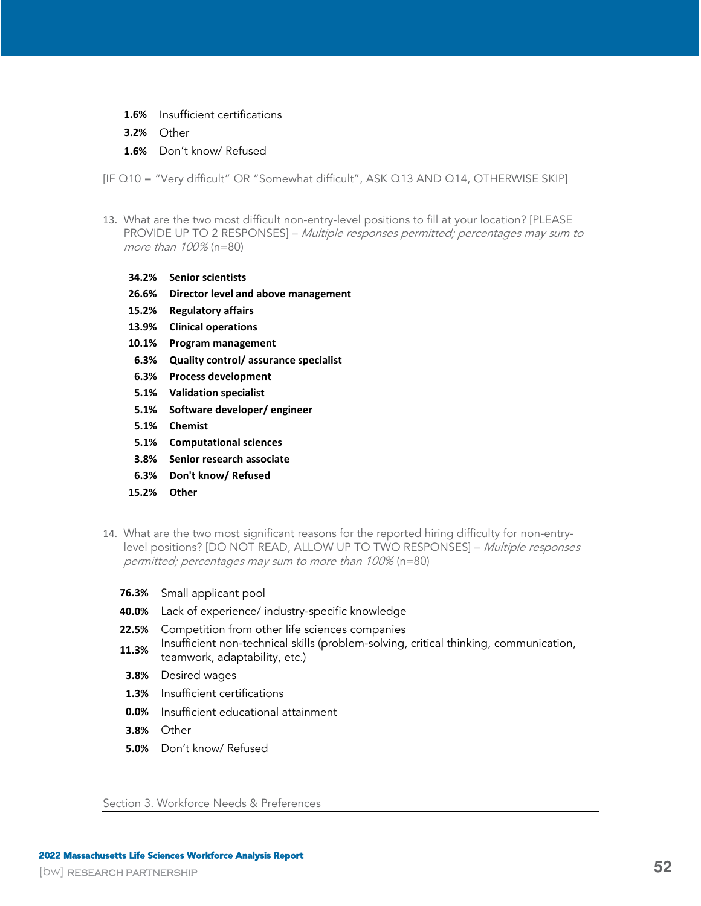**1.6%** Insufficient certifications

**3.2%** Other

**1.6%** Don't know/ Refused

[IF Q10 = "Very difficult" OR "Somewhat difficult", ASK Q13 AND Q14, OTHERWISE SKIP]

13. What are the two most difficult non-entry-level positions to fill at your location? [PLEASE PROVIDE UP TO 2 RESPONSES] – *Multiple responses permitted; percentages may sum to more than 100%* (n=80)

**34.2% Senior scientists**

**26.6% Director level and above management**

**15.2% Regulatory affairs**

**13.9% Clinical operations**

**10.1% Program management**

**6.3% Quality control/ assurance specialist**

**6.3% Process development**

**5.1% Validation specialist**

**5.1% Software developer/ engineer**

**5.1% Chemist**

**5.1% Computational sciences**

**3.8% Senior research associate**

**6.3% Don't know/ Refused**

**15.2% Other**

14. What are the two most significant reasons for the reported hiring difficulty for non-entry-level positions? [DO NOT READ, ALLOW UP TO TWO RESPONSES] – *Multiple responses permitted; percentages may sum to more than 100%* (n=80)

**76.3%** Small applicant pool

**40.0%** Lack of experience/ industry-specific knowledge

**22.5%** Competition from other life sciences companies

**11.3%** Insufficient non-technical skills (problem-solving, critical thinking, communication, teamwork, adaptability, etc.)

**3.8%** Desired wages

**1.3%** Insufficient certifications

**0.0%** Insufficient educational attainment

**3.8%** Other

**5.0%** Don't know/ Refused

Section 3. Workforce Needs & Preferences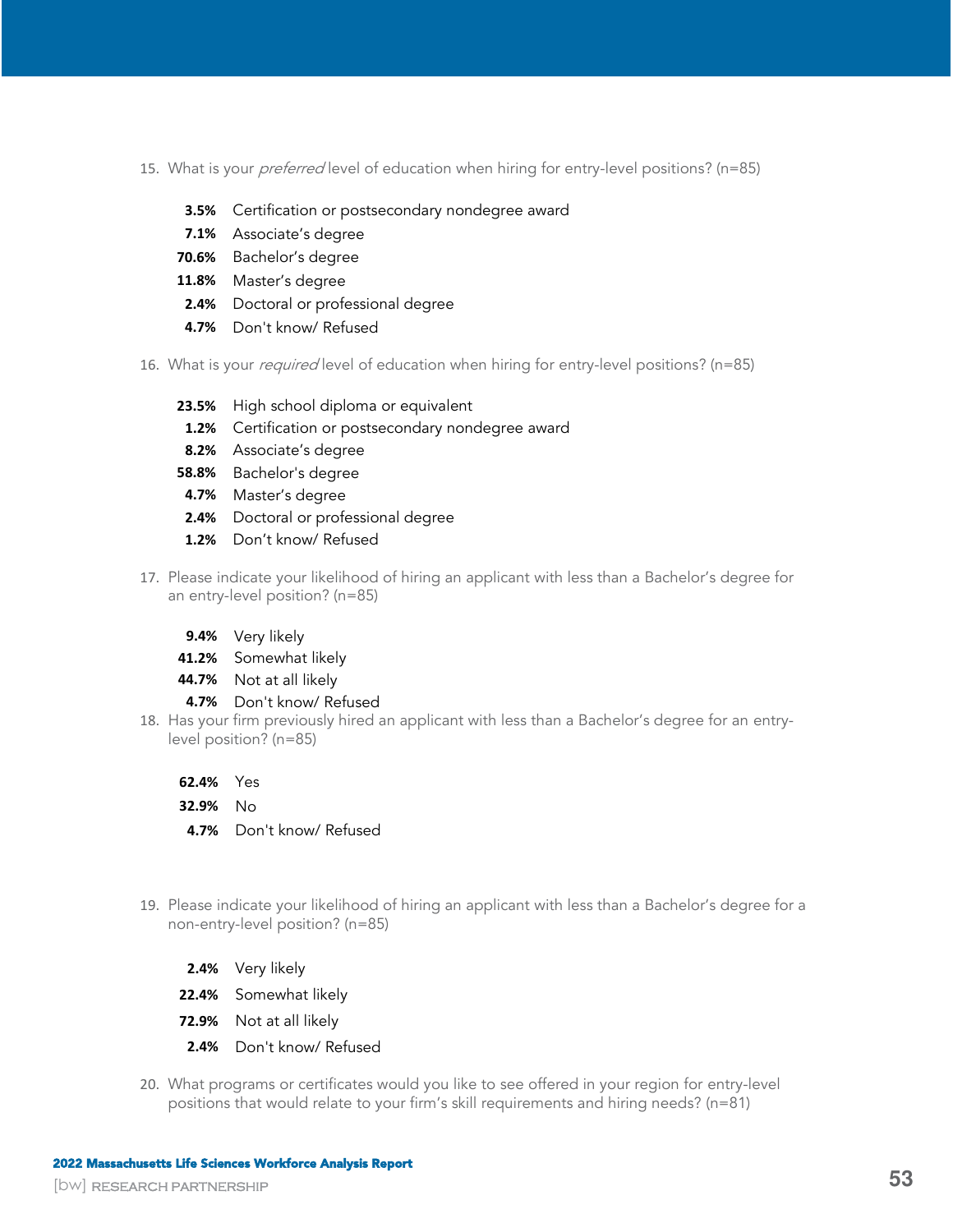15. What is your *preferred* level of education when hiring for entry-level positions? (n=85)

    **3.5%** Certification or postsecondary nondegree award
    **7.1%** Associate's degree
    **70.6%** Bachelor's degree
    **11.8%** Master's degree
    **2.4%** Doctoral or professional degree
    **4.7%** Don't know/ Refused

16. What is your *required* level of education when hiring for entry-level positions? (n=85)

    **23.5%** High school diploma or equivalent
    **1.2%** Certification or postsecondary nondegree award
    **8.2%** Associate's degree
    **58.8%** Bachelor's degree
    **4.7%** Master's degree
    **2.4%** Doctoral or professional degree
    **1.2%** Don't know/ Refused

17. Please indicate your likelihood of hiring an applicant with less than a Bachelor's degree for an entry-level position? (n=85)

    **9.4%** Very likely
    **41.2%** Somewhat likely
    **44.7%** Not at all likely
    **4.7%** Don't know/ Refused

18. Has your firm previously hired an applicant with less than a Bachelor's degree for an entry-level position? (n=85)

    **62.4%** Yes
    **32.9%** No
    **4.7%** Don't know/ Refused

19. Please indicate your likelihood of hiring an applicant with less than a Bachelor's degree for a non-entry-level position? (n=85)

    **2.4%** Very likely
    **22.4%** Somewhat likely
    **72.9%** Not at all likely
    **2.4%** Don't know/ Refused

20. What programs or certificates would you like to see offered in your region for entry-level positions that would relate to your firm's skill requirements and hiring needs? (n=81)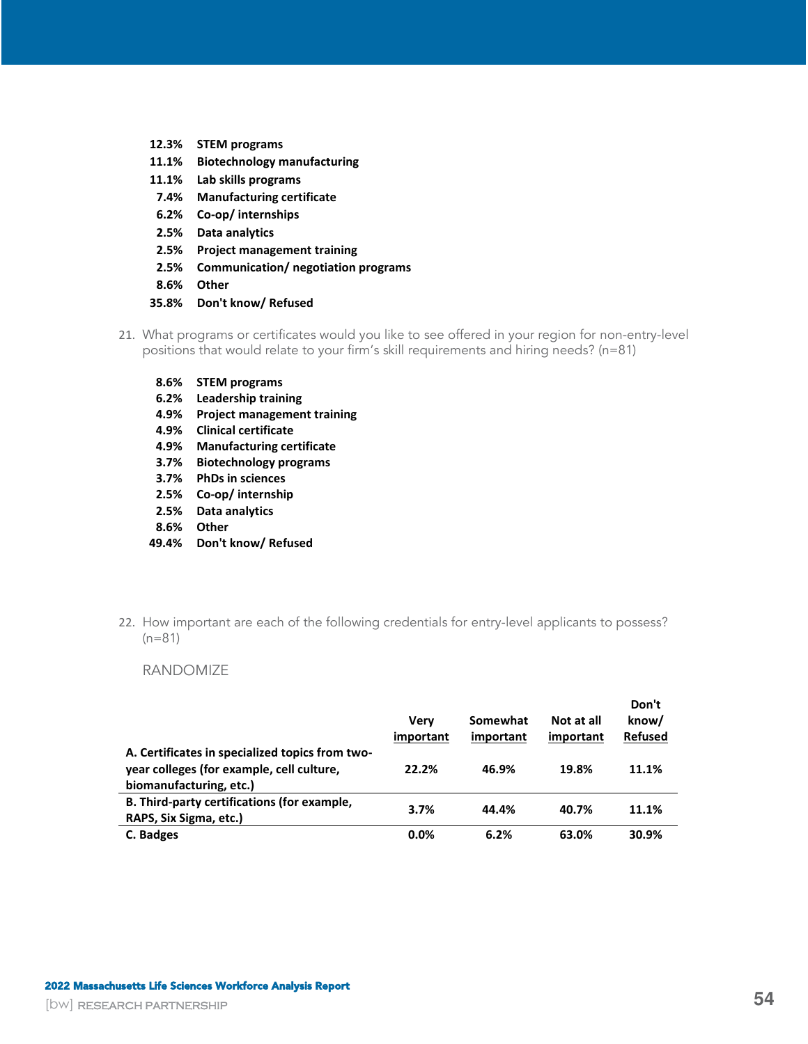**12.3%** **STEM programs**
**11.1%** **Biotechnology manufacturing**
**11.1%** **Lab skills programs**
**7.4%** **Manufacturing certificate**
**6.2%** **Co-op/ internships**
**2.5%** **Data analytics**
**2.5%** **Project management training**
**2.5%** **Communication/ negotiation programs**
**8.6%** **Other**
**35.8%** **Don't know/ Refused**

21. What programs or certificates would you like to see offered in your region for non-entry-level positions that would relate to your firm's skill requirements and hiring needs? (n=81)

**8.6%** **STEM programs**
**6.2%** **Leadership training**
**4.9%** **Project management training**
**4.9%** **Clinical certificate**
**4.9%** **Manufacturing certificate**
**3.7%** **Biotechnology programs**
**3.7%** **PhDs in sciences**
**2.5%** **Co-op/ internship**
**2.5%** **Data analytics**
**8.6%** **Other**
**49.4%** **Don't know/ Refused**

22. How important are each of the following credentials for entry-level applicants to possess? (n=81)

RANDOMIZE

| | Very important | Somewhat important | Not at all important | Don't know/ Refused |
|---|---|---|---|---|
| **A. Certificates in specialized topics from two-year colleges (for example, cell culture, biomanufacturing, etc.)** | **22.2%** | **46.9%** | **19.8%** | **11.1%** |
| **B. Third-party certifications (for example, RAPS, Six Sigma, etc.)** | **3.7%** | **44.4%** | **40.7%** | **11.1%** |
| **C. Badges** | **0.0%** | **6.2%** | **63.0%** | **30.9%** |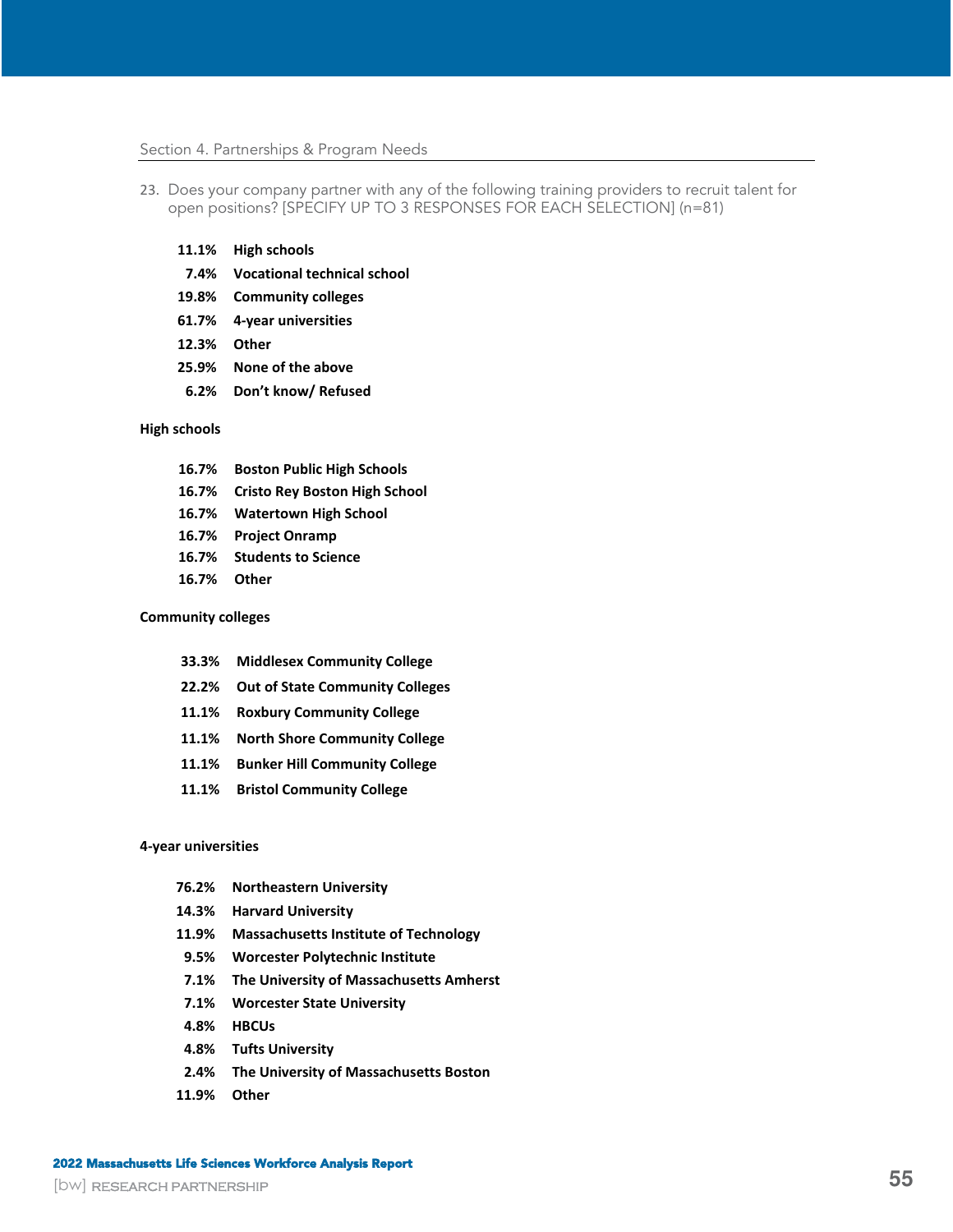Section 4. Partnerships & Program Needs

23. Does your company partner with any of the following training providers to recruit talent for open positions? [SPECIFY UP TO 3 RESPONSES FOR EACH SELECTION] (n=81)

| | |
|---|---|
| **11.1%** | **High schools** |
| **7.4%** | **Vocational technical school** |
| **19.8%** | **Community colleges** |
| **61.7%** | **4-year universities** |
| **12.3%** | **Other** |
| **25.9%** | **None of the above** |
| **6.2%** | **Don't know/ Refused** |

**High schools**

| | |
|---|---|
| **16.7%** | **Boston Public High Schools** |
| **16.7%** | **Cristo Rey Boston High School** |
| **16.7%** | **Watertown High School** |
| **16.7%** | **Project Onramp** |
| **16.7%** | **Students to Science** |
| **16.7%** | **Other** |

**Community colleges**

| | |
|---|---|
| **33.3%** | **Middlesex Community College** |
| **22.2%** | **Out of State Community Colleges** |
| **11.1%** | **Roxbury Community College** |
| **11.1%** | **North Shore Community College** |
| **11.1%** | **Bunker Hill Community College** |
| **11.1%** | **Bristol Community College** |

**4-year universities**

| | |
|---|---|
| **76.2%** | **Northeastern University** |
| **14.3%** | **Harvard University** |
| **11.9%** | **Massachusetts Institute of Technology** |
| **9.5%** | **Worcester Polytechnic Institute** |
| **7.1%** | **The University of Massachusetts Amherst** |
| **7.1%** | **Worcester State University** |
| **4.8%** | **HBCUs** |
| **4.8%** | **Tufts University** |
| **2.4%** | **The University of Massachusetts Boston** |
| **11.9%** | **Other** |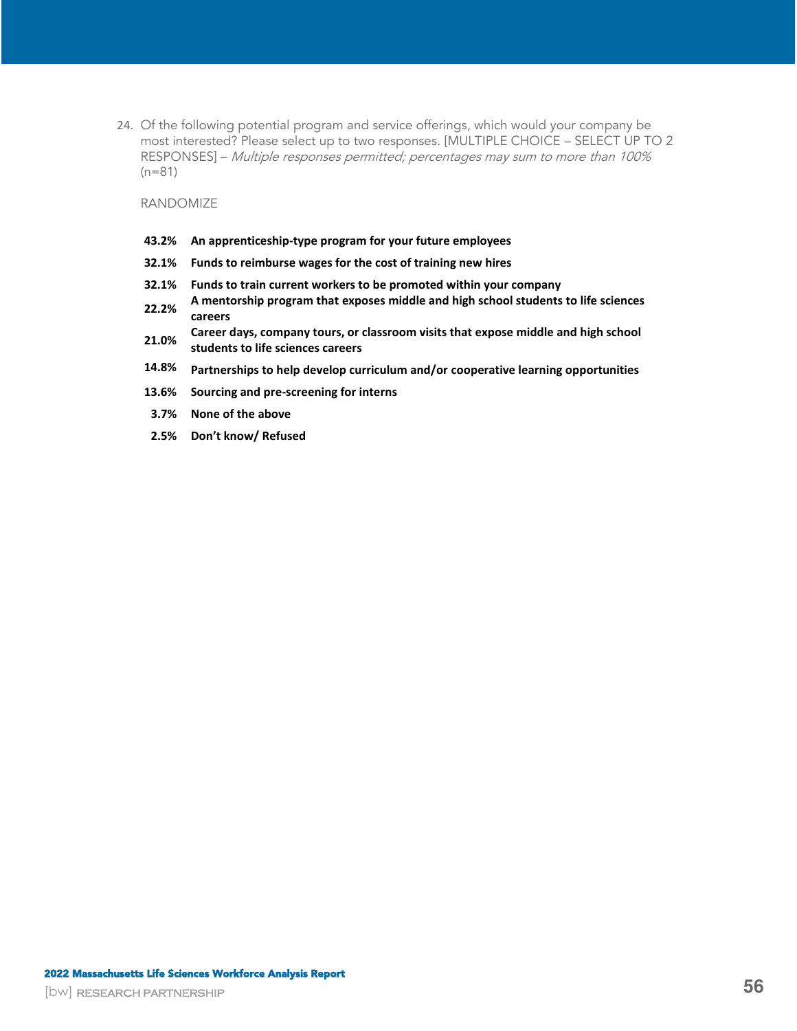24. Of the following potential program and service offerings, which would your company be most interested? Please select up to two responses. [MULTIPLE CHOICE – SELECT UP TO 2 RESPONSES] – *Multiple responses permitted; percentages may sum to more than 100%* (n=81)

RANDOMIZE

| | |
|---|---|
| **43.2%** | **An apprenticeship-type program for your future employees** |
| **32.1%** | **Funds to reimburse wages for the cost of training new hires** |
| **32.1%** | **Funds to train current workers to be promoted within your company** |
| **22.2%** | **A mentorship program that exposes middle and high school students to life sciences careers** |
| **21.0%** | **Career days, company tours, or classroom visits that expose middle and high school students to life sciences careers** |
| **14.8%** | **Partnerships to help develop curriculum and/or cooperative learning opportunities** |
| **13.6%** | **Sourcing and pre-screening for interns** |
| **3.7%** | **None of the above** |
| **2.5%** | **Don't know/ Refused** |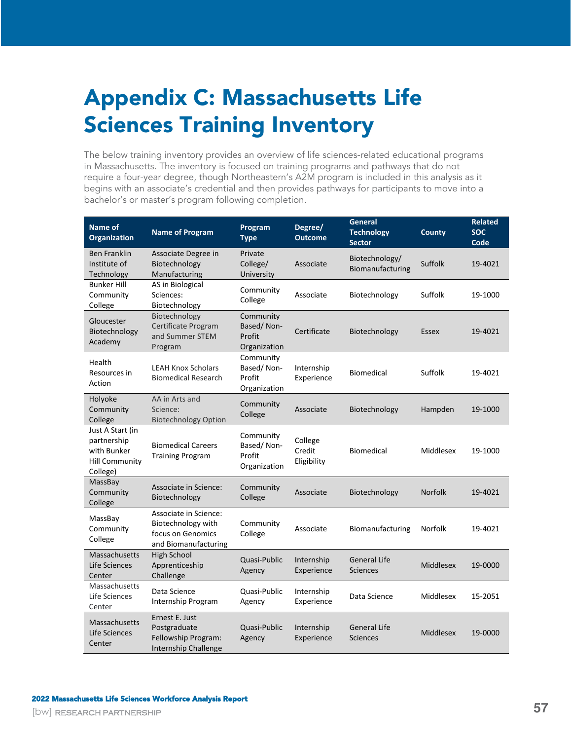# Appendix C: Massachusetts Life Sciences Training Inventory

The below training inventory provides an overview of life sciences-related educational programs in Massachusetts. The inventory is focused on training programs and pathways that do not require a four-year degree, though Northeastern's A2M program is included in this analysis as it begins with an associate's credential and then provides pathways for participants to move into a bachelor's or master's program following completion.

| Name of Organization | Name of Program | Program Type | Degree/ Outcome | General Technology Sector | County | Related SOC Code |
|---|---|---|---|---|---|---|
| Ben Franklin Institute of Technology | Associate Degree in Biotechnology Manufacturing | Private College/ University | Associate | Biotechnology/ Biomanufacturing | Suffolk | 19-4021 |
| Bunker Hill Community College | AS in Biological Sciences: Biotechnology | Community College | Associate | Biotechnology | Suffolk | 19-1000 |
| Gloucester Biotechnology Academy | Biotechnology Certificate Program and Summer STEM Program | Community Based/ Non-Profit Organization | Certificate | Biotechnology | Essex | 19-4021 |
| Health Resources in Action | LEAH Knox Scholars Biomedical Research | Community Based/ Non-Profit Organization | Internship Experience | Biomedical | Suffolk | 19-4021 |
| Holyoke Community College | AA in Arts and Science: Biotechnology Option | Community College | Associate | Biotechnology | Hampden | 19-1000 |
| Just A Start (in partnership with Bunker Hill Community College) | Biomedical Careers Training Program | Community Based/ Non-Profit Organization | College Credit Eligibility | Biomedical | Middlesex | 19-1000 |
| MassBay Community College | Associate in Science: Biotechnology | Community College | Associate | Biotechnology | Norfolk | 19-4021 |
| MassBay Community College | Associate in Science: Biotechnology with focus on Genomics and Biomanufacturing | Community College | Associate | Biomanufacturing | Norfolk | 19-4021 |
| Massachusetts Life Sciences Center | High School Apprenticeship Challenge | Quasi-Public Agency | Internship Experience | General Life Sciences | Middlesex | 19-0000 |
| Massachusetts Life Sciences Center | Data Science Internship Program | Quasi-Public Agency | Internship Experience | Data Science | Middlesex | 15-2051 |
| Massachusetts Life Sciences Center | Ernest E. Just Postgraduate Fellowship Program: Internship Challenge | Quasi-Public Agency | Internship Experience | General Life Sciences | Middlesex | 19-0000 |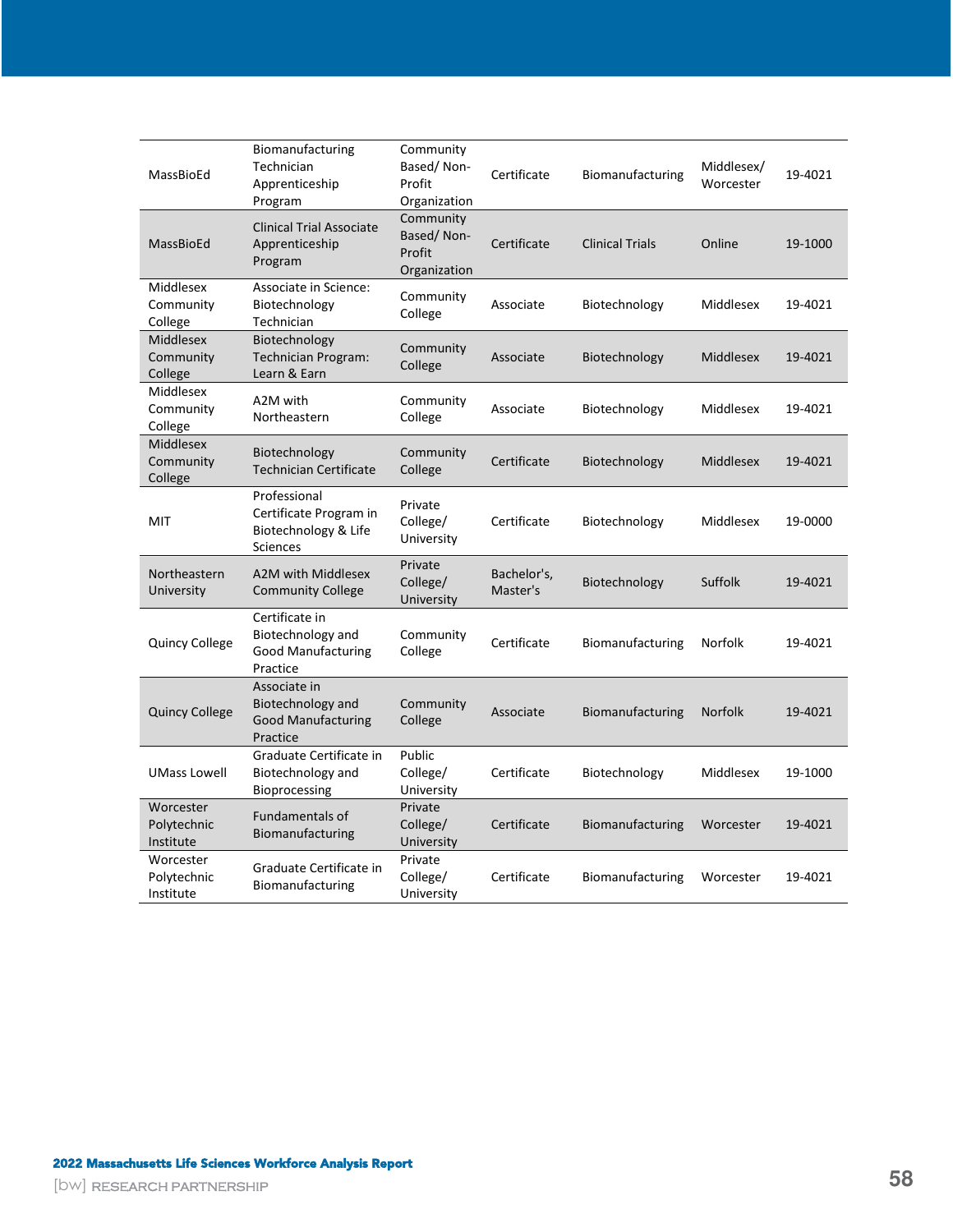| | | | | | | |
|---|---|---|---|---|---|---|
| MassBioEd | Biomanufacturing Technician Apprenticeship Program | Community Based/ Non-Profit Organization | Certificate | Biomanufacturing | Middlesex/ Worcester | 19-4021 |
| MassBioEd | Clinical Trial Associate Apprenticeship Program | Community Based/ Non-Profit Organization | Certificate | Clinical Trials | Online | 19-1000 |
| Middlesex Community College | Associate in Science: Biotechnology Technician | Community College | Associate | Biotechnology | Middlesex | 19-4021 |
| Middlesex Community College | Biotechnology Technician Program: Learn & Earn | Community College | Associate | Biotechnology | Middlesex | 19-4021 |
| Middlesex Community College | A2M with Northeastern | Community College | Associate | Biotechnology | Middlesex | 19-4021 |
| Middlesex Community College | Biotechnology Technician Certificate | Community College | Certificate | Biotechnology | Middlesex | 19-4021 |
| MIT | Professional Certificate Program in Biotechnology & Life Sciences | Private College/ University | Certificate | Biotechnology | Middlesex | 19-0000 |
| Northeastern University | A2M with Middlesex Community College | Private College/ University | Bachelor's, Master's | Biotechnology | Suffolk | 19-4021 |
| Quincy College | Certificate in Biotechnology and Good Manufacturing Practice | Community College | Certificate | Biomanufacturing | Norfolk | 19-4021 |
| Quincy College | Associate in Biotechnology and Good Manufacturing Practice | Community College | Associate | Biomanufacturing | Norfolk | 19-4021 |
| UMass Lowell | Graduate Certificate in Biotechnology and Bioprocessing | Public College/ University | Certificate | Biotechnology | Middlesex | 19-1000 |
| Worcester Polytechnic Institute | Fundamentals of Biomanufacturing | Private College/ University | Certificate | Biomanufacturing | Worcester | 19-4021 |
| Worcester Polytechnic Institute | Graduate Certificate in Biomanufacturing | Private College/ University | Certificate | Biomanufacturing | Worcester | 19-4021 |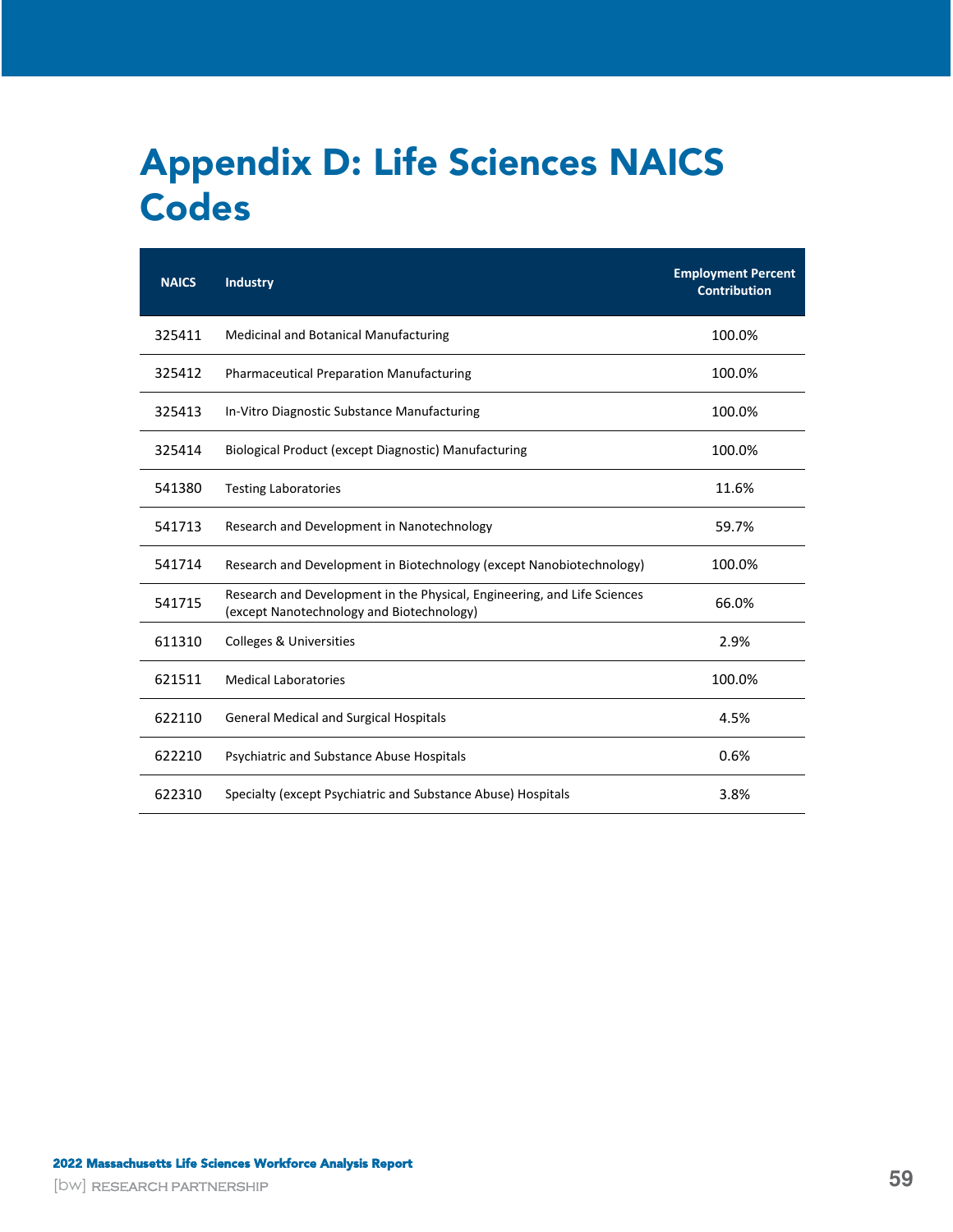# Appendix D: Life Sciences NAICS Codes

| NAICS | Industry | Employment Percent Contribution |
|---|---|---|
| 325411 | Medicinal and Botanical Manufacturing | 100.0% |
| 325412 | Pharmaceutical Preparation Manufacturing | 100.0% |
| 325413 | In-Vitro Diagnostic Substance Manufacturing | 100.0% |
| 325414 | Biological Product (except Diagnostic) Manufacturing | 100.0% |
| 541380 | Testing Laboratories | 11.6% |
| 541713 | Research and Development in Nanotechnology | 59.7% |
| 541714 | Research and Development in Biotechnology (except Nanobiotechnology) | 100.0% |
| 541715 | Research and Development in the Physical, Engineering, and Life Sciences (except Nanotechnology and Biotechnology) | 66.0% |
| 611310 | Colleges & Universities | 2.9% |
| 621511 | Medical Laboratories | 100.0% |
| 622110 | General Medical and Surgical Hospitals | 4.5% |
| 622210 | Psychiatric and Substance Abuse Hospitals | 0.6% |
| 622310 | Specialty (except Psychiatric and Substance Abuse) Hospitals | 3.8% |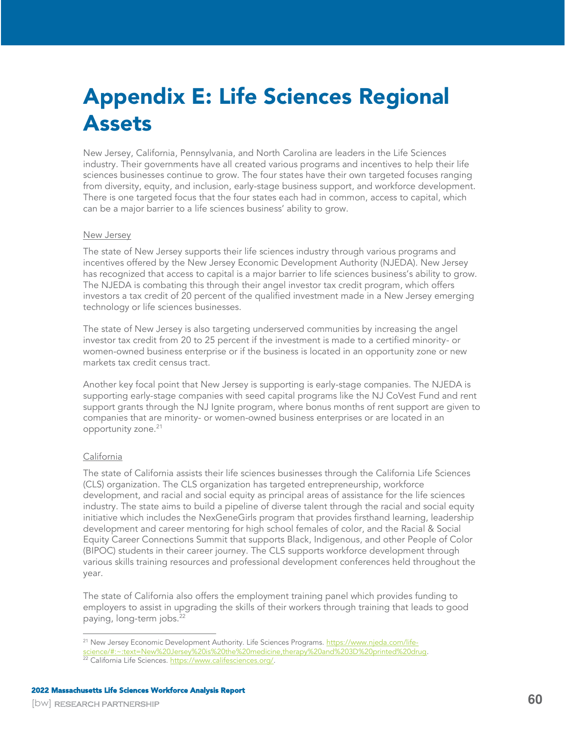# Appendix E: Life Sciences Regional Assets

New Jersey, California, Pennsylvania, and North Carolina are leaders in the Life Sciences industry. Their governments have all created various programs and incentives to help their life sciences businesses continue to grow. The four states have their own targeted focuses ranging from diversity, equity, and inclusion, early-stage business support, and workforce development. There is one targeted focus that the four states each had in common, access to capital, which can be a major barrier to a life sciences business' ability to grow.

<u>New Jersey</u>

The state of New Jersey supports their life sciences industry through various programs and incentives offered by the New Jersey Economic Development Authority (NJEDA). New Jersey has recognized that access to capital is a major barrier to life sciences business's ability to grow. The NJEDA is combating this through their angel investor tax credit program, which offers investors a tax credit of 20 percent of the qualified investment made in a New Jersey emerging technology or life sciences businesses.

The state of New Jersey is also targeting underserved communities by increasing the angel investor tax credit from 20 to 25 percent if the investment is made to a certified minority- or women-owned business enterprise or if the business is located in an opportunity zone or new markets tax credit census tract.

Another key focal point that New Jersey is supporting is early-stage companies. The NJEDA is supporting early-stage companies with seed capital programs like the NJ CoVest Fund and rent support grants through the NJ Ignite program, where bonus months of rent support are given to companies that are minority- or women-owned business enterprises or are located in an opportunity zone.[21]

<u>California</u>

The state of California assists their life sciences businesses through the California Life Sciences (CLS) organization. The CLS organization has targeted entrepreneurship, workforce development, and racial and social equity as principal areas of assistance for the life sciences industry. The state aims to build a pipeline of diverse talent through the racial and social equity initiative which includes the NexGeneGirls program that provides firsthand learning, leadership development and career mentoring for high school females of color, and the Racial & Social Equity Career Connections Summit that supports Black, Indigenous, and other People of Color (BIPOC) students in their career journey. The CLS supports workforce development through various skills training resources and professional development conferences held throughout the year.

The state of California also offers the employment training panel which provides funding to employers to assist in upgrading the skills of their workers through training that leads to good paying, long-term jobs.[22]

---

[21] New Jersey Economic Development Authority. Life Sciences Programs. https://www.njeda.com/life-science/#:~:text=New%20Jersey%20is%20the%20medicine,therapy%20and%203D%20printed%20drug.

[22] California Life Sciences. https://www.califesciences.org/.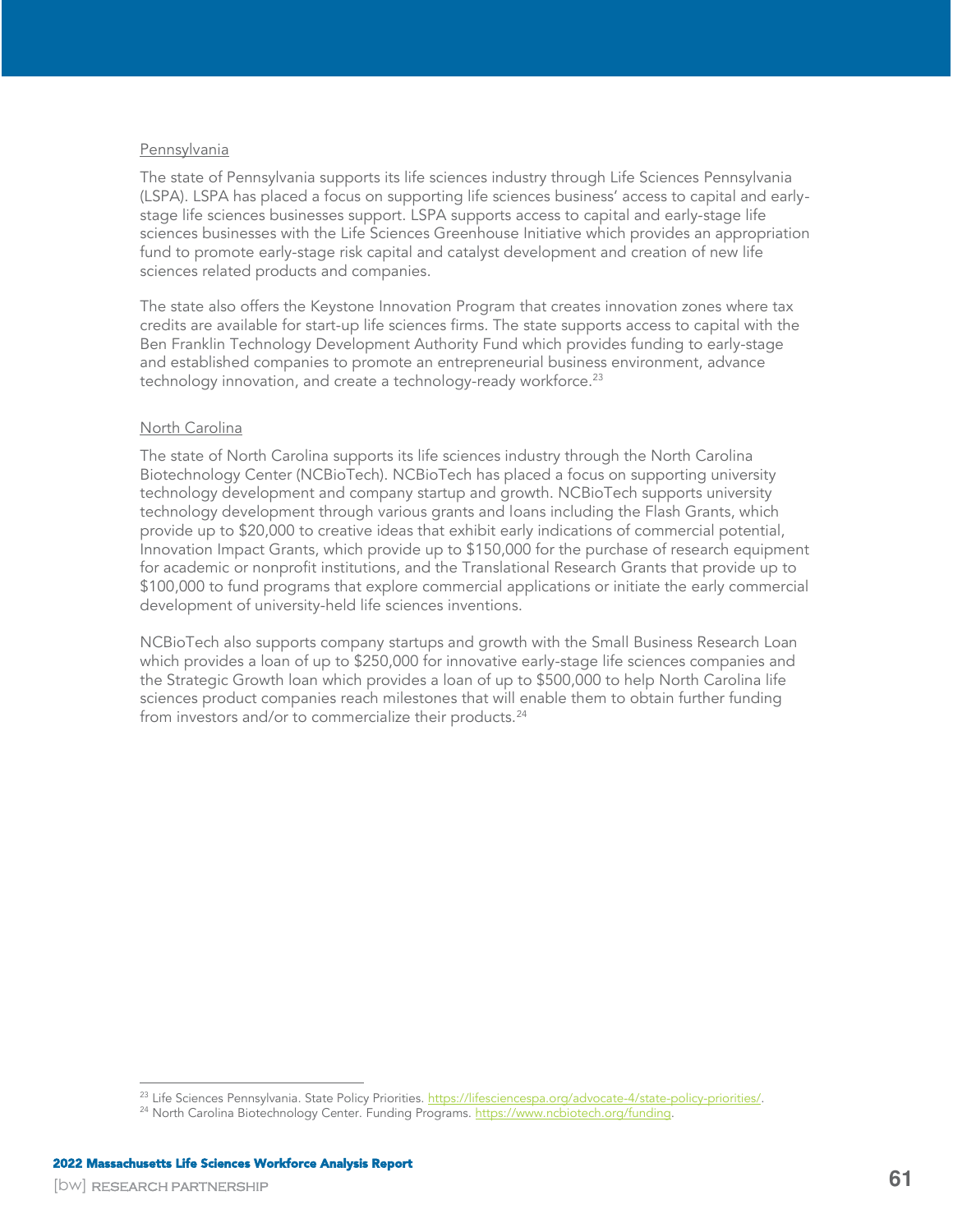Pennsylvania

The state of Pennsylvania supports its life sciences industry through Life Sciences Pennsylvania (LSPA). LSPA has placed a focus on supporting life sciences business' access to capital and early-stage life sciences businesses support. LSPA supports access to capital and early-stage life sciences businesses with the Life Sciences Greenhouse Initiative which provides an appropriation fund to promote early-stage risk capital and catalyst development and creation of new life sciences related products and companies.

The state also offers the Keystone Innovation Program that creates innovation zones where tax credits are available for start-up life sciences firms. The state supports access to capital with the Ben Franklin Technology Development Authority Fund which provides funding to early-stage and established companies to promote an entrepreneurial business environment, advance technology innovation, and create a technology-ready workforce.[23]

North Carolina

The state of North Carolina supports its life sciences industry through the North Carolina Biotechnology Center (NCBioTech). NCBioTech has placed a focus on supporting university technology development and company startup and growth. NCBioTech supports university technology development through various grants and loans including the Flash Grants, which provide up to $20,000 to creative ideas that exhibit early indications of commercial potential, Innovation Impact Grants, which provide up to $150,000 for the purchase of research equipment for academic or nonprofit institutions, and the Translational Research Grants that provide up to $100,000 to fund programs that explore commercial applications or initiate the early commercial development of university-held life sciences inventions.

NCBioTech also supports company startups and growth with the Small Business Research Loan which provides a loan of up to $250,000 for innovative early-stage life sciences companies and the Strategic Growth loan which provides a loan of up to $500,000 to help North Carolina life sciences product companies reach milestones that will enable them to obtain further funding from investors and/or to commercialize their products.[24]

[23] Life Sciences Pennsylvania. State Policy Priorities. https://lifesciencespa.org/advocate-4/state-policy-priorities/.

[24] North Carolina Biotechnology Center. Funding Programs. https://www.ncbiotech.org/funding.